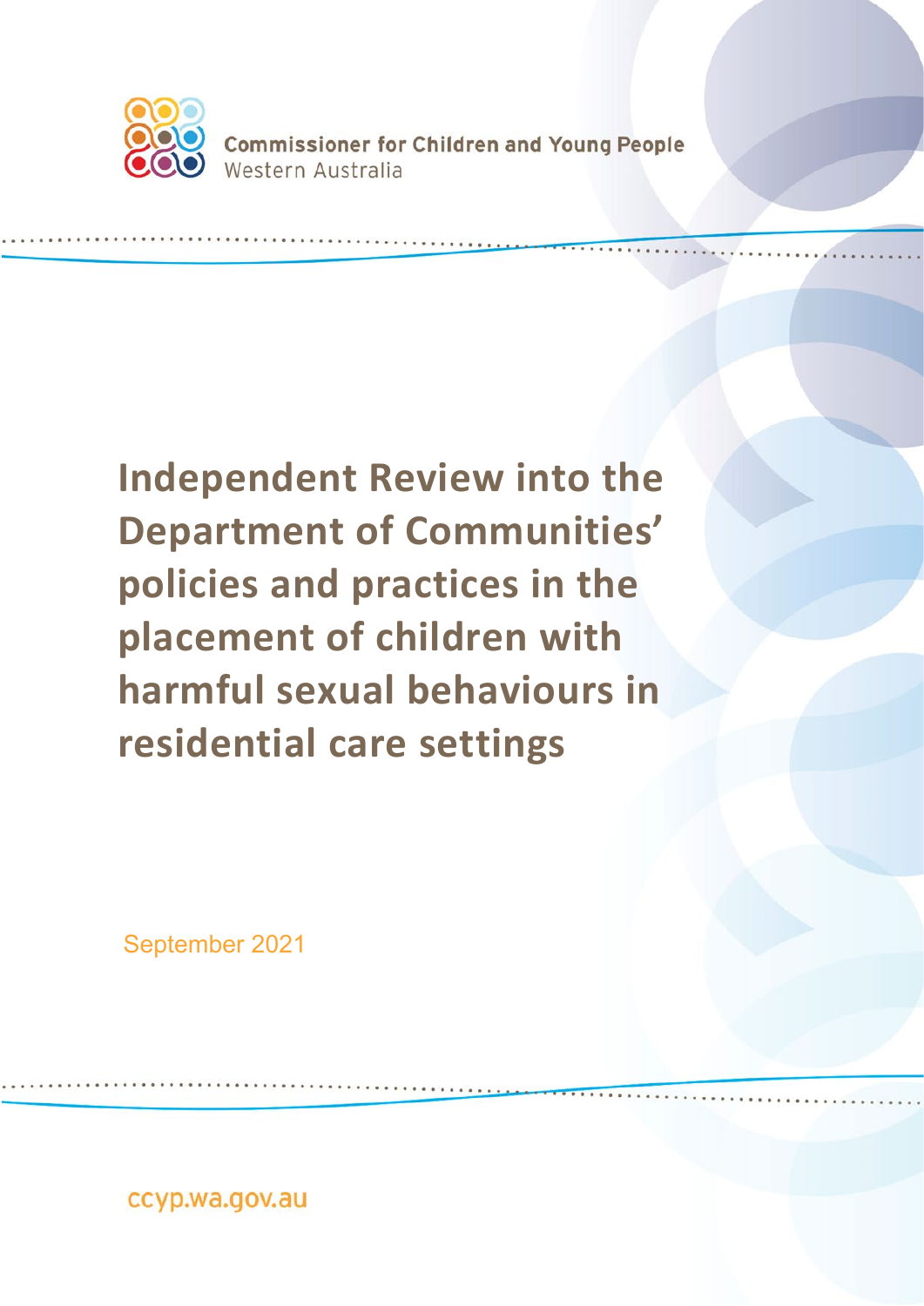Commissioner for Children and Young People
Western Australia

# Independent Review into the Department of Communities' policies and practices in the placement of children with harmful sexual behaviours in residential care settings

September 2021

ccyp.wa.gov.au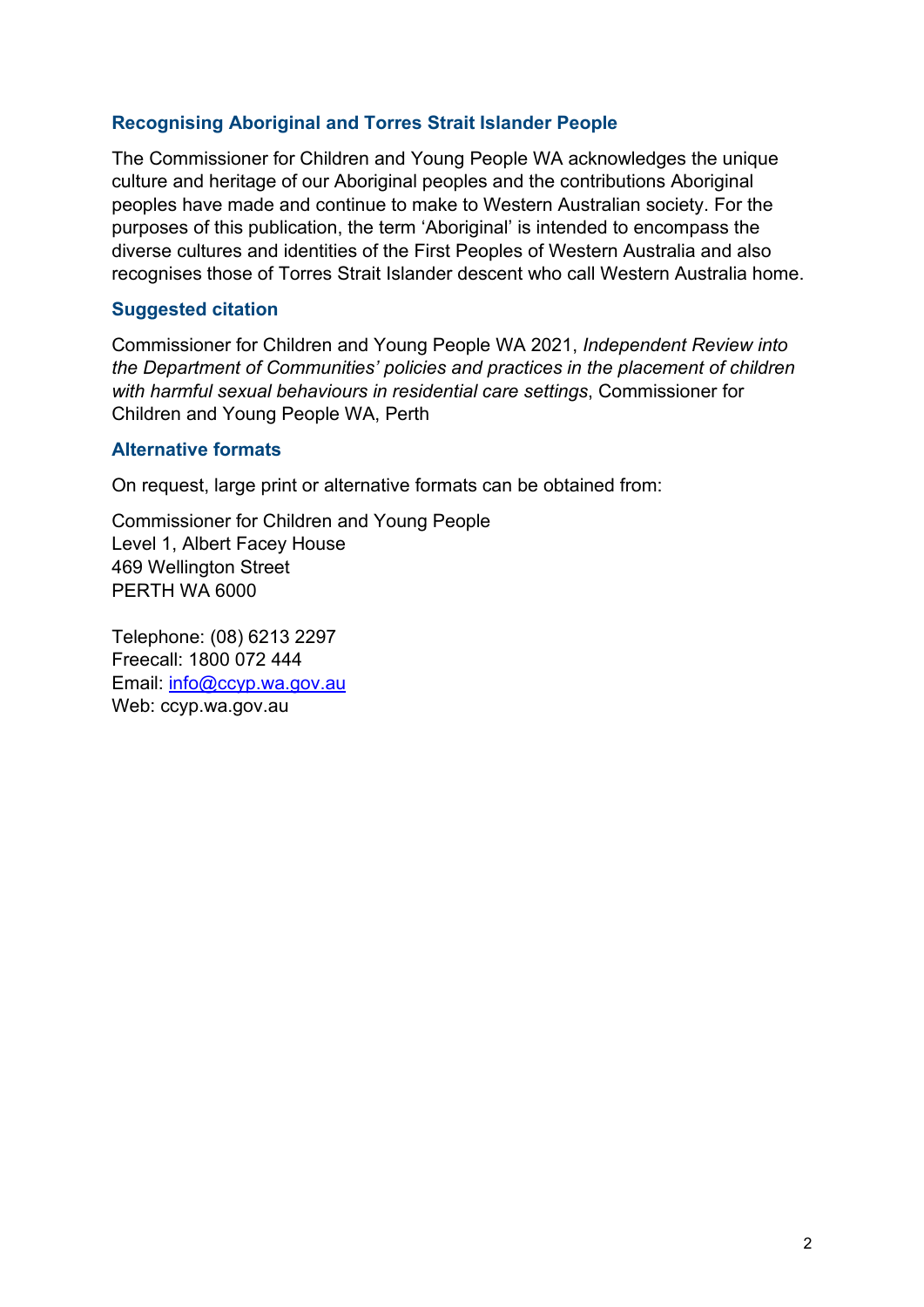## Recognising Aboriginal and Torres Strait Islander People

The Commissioner for Children and Young People WA acknowledges the unique culture and heritage of our Aboriginal peoples and the contributions Aboriginal peoples have made and continue to make to Western Australian society. For the purposes of this publication, the term 'Aboriginal' is intended to encompass the diverse cultures and identities of the First Peoples of Western Australia and also recognises those of Torres Strait Islander descent who call Western Australia home.

## Suggested citation

Commissioner for Children and Young People WA 2021, *Independent Review into the Department of Communities' policies and practices in the placement of children with harmful sexual behaviours in residential care settings*, Commissioner for Children and Young People WA, Perth

## Alternative formats

On request, large print or alternative formats can be obtained from:

Commissioner for Children and Young People
Level 1, Albert Facey House
469 Wellington Street
PERTH WA 6000

Telephone: (08) 6213 2297
Freecall: 1800 072 444
Email: info@ccyp.wa.gov.au
Web: ccyp.wa.gov.au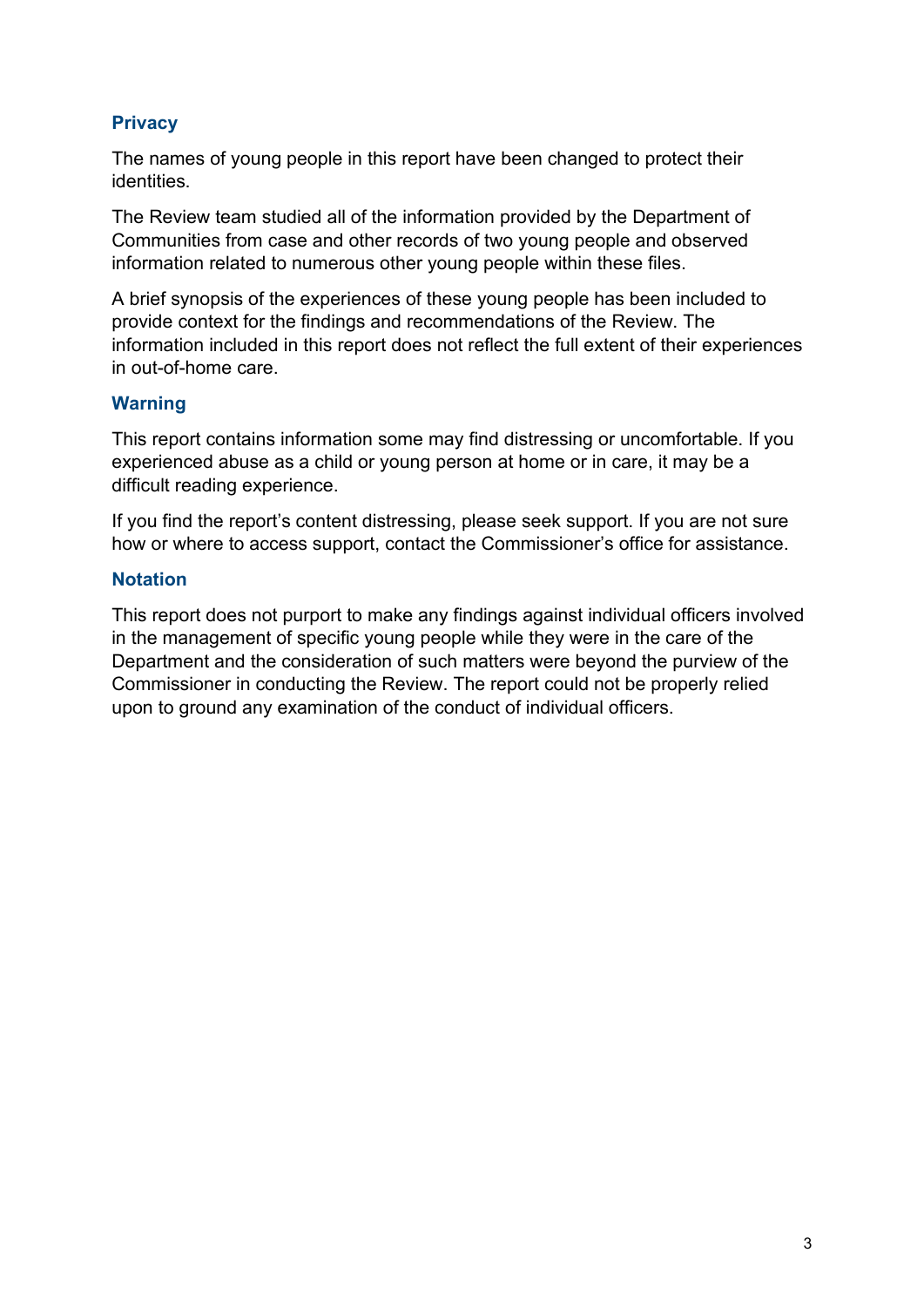## Privacy

The names of young people in this report have been changed to protect their identities.

The Review team studied all of the information provided by the Department of Communities from case and other records of two young people and observed information related to numerous other young people within these files.

A brief synopsis of the experiences of these young people has been included to provide context for the findings and recommendations of the Review. The information included in this report does not reflect the full extent of their experiences in out-of-home care.

## Warning

This report contains information some may find distressing or uncomfortable. If you experienced abuse as a child or young person at home or in care, it may be a difficult reading experience.

If you find the report's content distressing, please seek support. If you are not sure how or where to access support, contact the Commissioner's office for assistance.

## Notation

This report does not purport to make any findings against individual officers involved in the management of specific young people while they were in the care of the Department and the consideration of such matters were beyond the purview of the Commissioner in conducting the Review. The report could not be properly relied upon to ground any examination of the conduct of individual officers.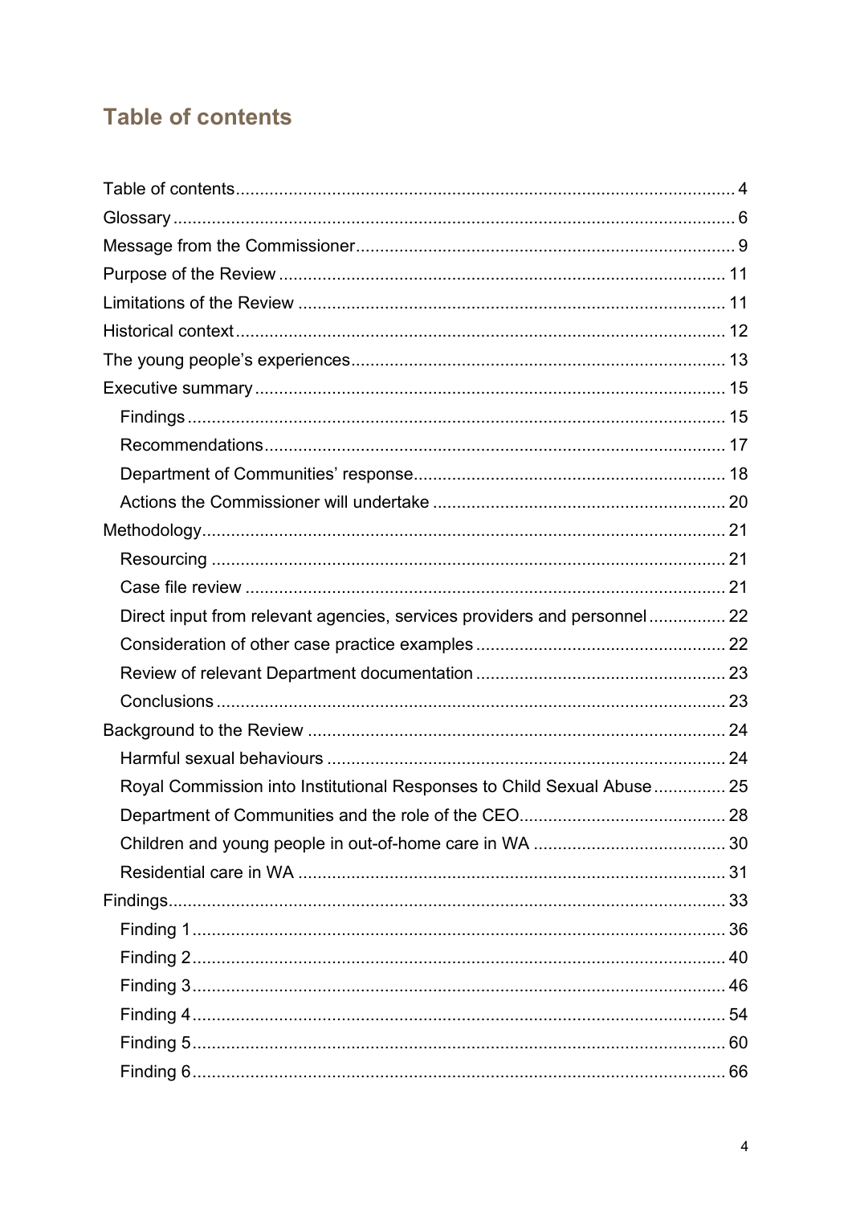# Table of contents

- Table of contents .......... 4
- Glossary .......... 6
- Message from the Commissioner .......... 9
- Purpose of the Review .......... 11
- Limitations of the Review .......... 11
- Historical context .......... 12
- The young people's experiences .......... 13
- Executive summary .......... 15
  - Findings .......... 15
  - Recommendations .......... 17
  - Department of Communities' response .......... 18
  - Actions the Commissioner will undertake .......... 20
- Methodology .......... 21
  - Resourcing .......... 21
  - Case file review .......... 21
  - Direct input from relevant agencies, services providers and personnel .......... 22
  - Consideration of other case practice examples .......... 22
  - Review of relevant Department documentation .......... 23
  - Conclusions .......... 23
- Background to the Review .......... 24
  - Harmful sexual behaviours .......... 24
  - Royal Commission into Institutional Responses to Child Sexual Abuse .......... 25
  - Department of Communities and the role of the CEO .......... 28
  - Children and young people in out-of-home care in WA .......... 30
  - Residential care in WA .......... 31
- Findings .......... 33
  - Finding 1 .......... 36
  - Finding 2 .......... 40
  - Finding 3 .......... 46
  - Finding 4 .......... 54
  - Finding 5 .......... 60
  - Finding 6 .......... 66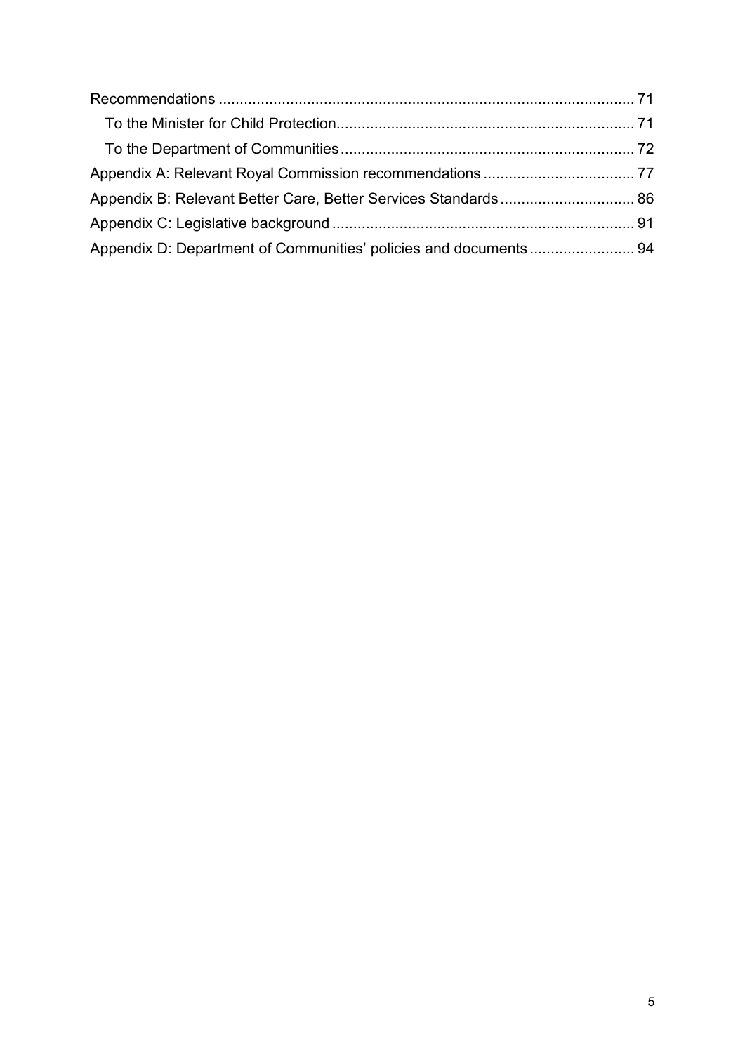Recommendations ..... 71

- To the Minister for Child Protection ..... 71
- To the Department of Communities ..... 72

Appendix A: Relevant Royal Commission recommendations ..... 77

Appendix B: Relevant Better Care, Better Services Standards ..... 86

Appendix C: Legislative background ..... 91

Appendix D: Department of Communities' policies and documents ..... 94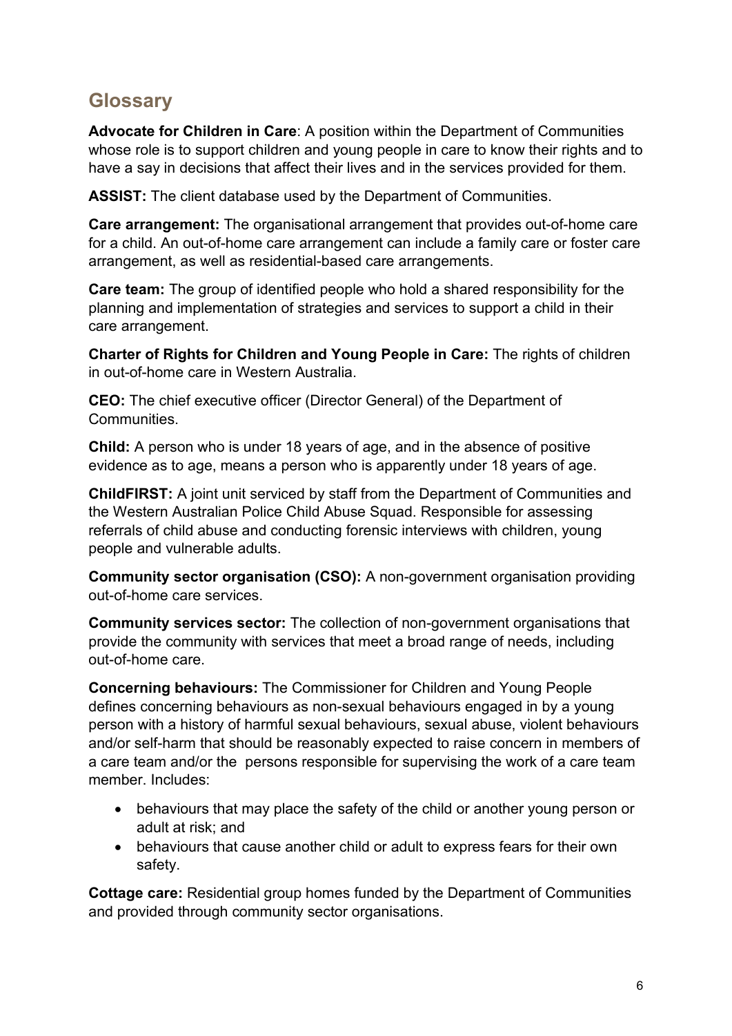## Glossary

**Advocate for Children in Care**: A position within the Department of Communities whose role is to support children and young people in care to know their rights and to have a say in decisions that affect their lives and in the services provided for them.

**ASSIST:** The client database used by the Department of Communities.

**Care arrangement:** The organisational arrangement that provides out-of-home care for a child. An out-of-home care arrangement can include a family care or foster care arrangement, as well as residential-based care arrangements.

**Care team:** The group of identified people who hold a shared responsibility for the planning and implementation of strategies and services to support a child in their care arrangement.

**Charter of Rights for Children and Young People in Care:** The rights of children in out-of-home care in Western Australia.

**CEO:** The chief executive officer (Director General) of the Department of Communities.

**Child:** A person who is under 18 years of age, and in the absence of positive evidence as to age, means a person who is apparently under 18 years of age.

**ChildFIRST:** A joint unit serviced by staff from the Department of Communities and the Western Australian Police Child Abuse Squad. Responsible for assessing referrals of child abuse and conducting forensic interviews with children, young people and vulnerable adults.

**Community sector organisation (CSO):** A non-government organisation providing out-of-home care services.

**Community services sector:** The collection of non-government organisations that provide the community with services that meet a broad range of needs, including out-of-home care.

**Concerning behaviours:** The Commissioner for Children and Young People defines concerning behaviours as non-sexual behaviours engaged in by a young person with a history of harmful sexual behaviours, sexual abuse, violent behaviours and/or self-harm that should be reasonably expected to raise concern in members of a care team and/or the persons responsible for supervising the work of a care team member. Includes:

- behaviours that may place the safety of the child or another young person or adult at risk; and
- behaviours that cause another child or adult to express fears for their own safety.

**Cottage care:** Residential group homes funded by the Department of Communities and provided through community sector organisations.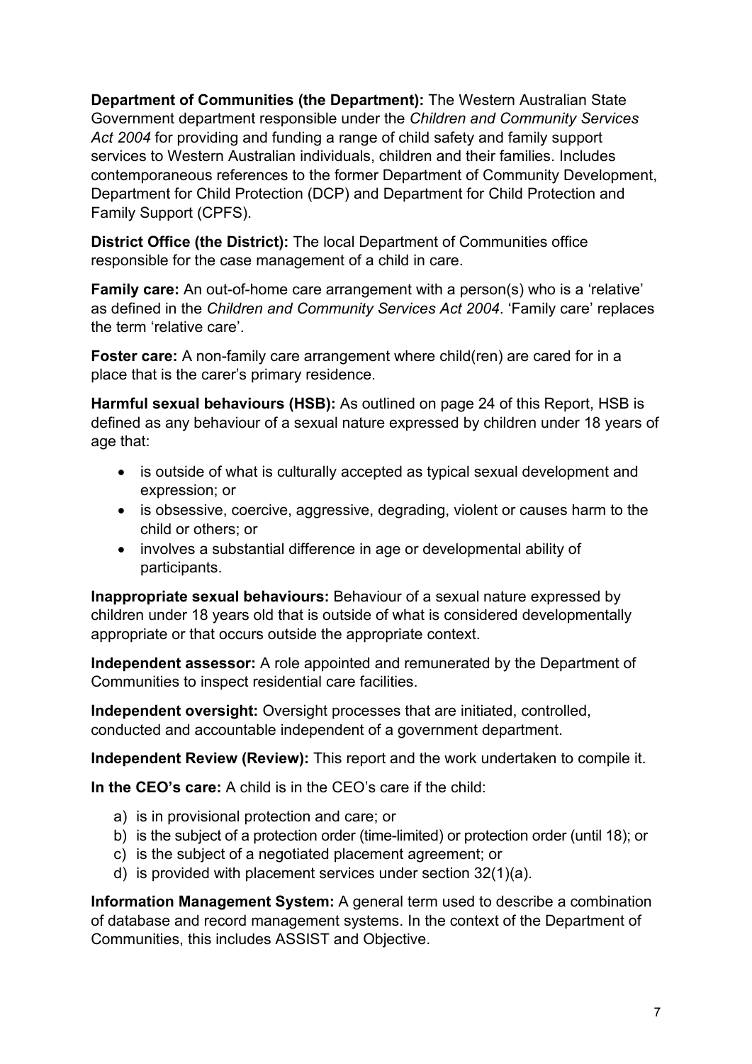**Department of Communities (the Department):** The Western Australian State Government department responsible under the *Children and Community Services Act 2004* for providing and funding a range of child safety and family support services to Western Australian individuals, children and their families. Includes contemporaneous references to the former Department of Community Development, Department for Child Protection (DCP) and Department for Child Protection and Family Support (CPFS).

**District Office (the District):** The local Department of Communities office responsible for the case management of a child in care.

**Family care:** An out-of-home care arrangement with a person(s) who is a 'relative' as defined in the *Children and Community Services Act 2004*. 'Family care' replaces the term 'relative care'.

**Foster care:** A non-family care arrangement where child(ren) are cared for in a place that is the carer's primary residence.

**Harmful sexual behaviours (HSB):** As outlined on page 24 of this Report, HSB is defined as any behaviour of a sexual nature expressed by children under 18 years of age that:

- is outside of what is culturally accepted as typical sexual development and expression; or
- is obsessive, coercive, aggressive, degrading, violent or causes harm to the child or others; or
- involves a substantial difference in age or developmental ability of participants.

**Inappropriate sexual behaviours:** Behaviour of a sexual nature expressed by children under 18 years old that is outside of what is considered developmentally appropriate or that occurs outside the appropriate context.

**Independent assessor:** A role appointed and remunerated by the Department of Communities to inspect residential care facilities.

**Independent oversight:** Oversight processes that are initiated, controlled, conducted and accountable independent of a government department.

**Independent Review (Review):** This report and the work undertaken to compile it.

**In the CEO's care:** A child is in the CEO's care if the child:

a) is in provisional protection and care; or
b) is the subject of a protection order (time-limited) or protection order (until 18); or
c) is the subject of a negotiated placement agreement; or
d) is provided with placement services under section 32(1)(a).

**Information Management System:** A general term used to describe a combination of database and record management systems. In the context of the Department of Communities, this includes ASSIST and Objective.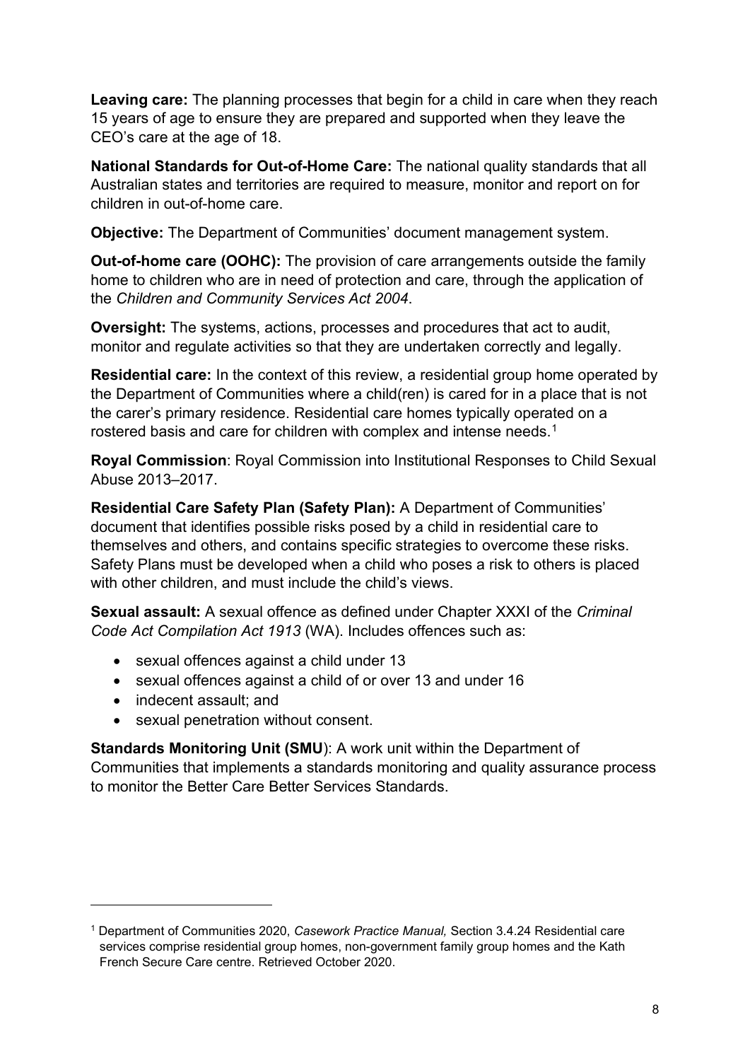**Leaving care:** The planning processes that begin for a child in care when they reach 15 years of age to ensure they are prepared and supported when they leave the CEO's care at the age of 18.

**National Standards for Out-of-Home Care:** The national quality standards that all Australian states and territories are required to measure, monitor and report on for children in out-of-home care.

**Objective:** The Department of Communities' document management system.

**Out-of-home care (OOHC):** The provision of care arrangements outside the family home to children who are in need of protection and care, through the application of the *Children and Community Services Act 2004*.

**Oversight:** The systems, actions, processes and procedures that act to audit, monitor and regulate activities so that they are undertaken correctly and legally.

**Residential care:** In the context of this review, a residential group home operated by the Department of Communities where a child(ren) is cared for in a place that is not the carer's primary residence. Residential care homes typically operated on a rostered basis and care for children with complex and intense needs.[1]

**Royal Commission**: Royal Commission into Institutional Responses to Child Sexual Abuse 2013–2017.

**Residential Care Safety Plan (Safety Plan):** A Department of Communities' document that identifies possible risks posed by a child in residential care to themselves and others, and contains specific strategies to overcome these risks. Safety Plans must be developed when a child who poses a risk to others is placed with other children, and must include the child's views.

**Sexual assault:** A sexual offence as defined under Chapter XXXI of the *Criminal Code Act Compilation Act 1913* (WA). Includes offences such as:

- sexual offences against a child under 13
- sexual offences against a child of or over 13 and under 16
- indecent assault; and
- sexual penetration without consent.

**Standards Monitoring Unit (SMU**): A work unit within the Department of Communities that implements a standards monitoring and quality assurance process to monitor the Better Care Better Services Standards.

---

[1] Department of Communities 2020, *Casework Practice Manual,* Section 3.4.24 Residential care services comprise residential group homes, non-government family group homes and the Kath French Secure Care centre. Retrieved October 2020.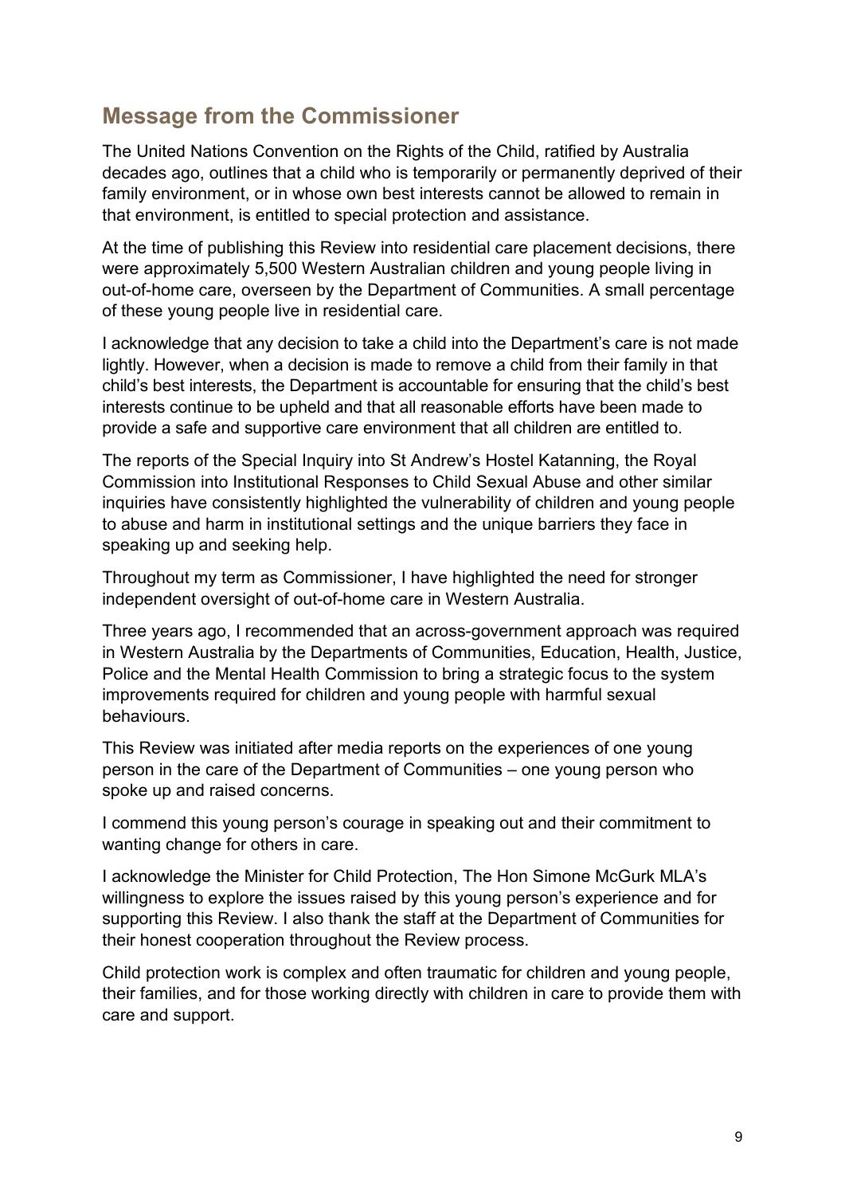## Message from the Commissioner

The United Nations Convention on the Rights of the Child, ratified by Australia decades ago, outlines that a child who is temporarily or permanently deprived of their family environment, or in whose own best interests cannot be allowed to remain in that environment, is entitled to special protection and assistance.

At the time of publishing this Review into residential care placement decisions, there were approximately 5,500 Western Australian children and young people living in out-of-home care, overseen by the Department of Communities. A small percentage of these young people live in residential care.

I acknowledge that any decision to take a child into the Department's care is not made lightly. However, when a decision is made to remove a child from their family in that child's best interests, the Department is accountable for ensuring that the child's best interests continue to be upheld and that all reasonable efforts have been made to provide a safe and supportive care environment that all children are entitled to.

The reports of the Special Inquiry into St Andrew's Hostel Katanning, the Royal Commission into Institutional Responses to Child Sexual Abuse and other similar inquiries have consistently highlighted the vulnerability of children and young people to abuse and harm in institutional settings and the unique barriers they face in speaking up and seeking help.

Throughout my term as Commissioner, I have highlighted the need for stronger independent oversight of out-of-home care in Western Australia.

Three years ago, I recommended that an across-government approach was required in Western Australia by the Departments of Communities, Education, Health, Justice, Police and the Mental Health Commission to bring a strategic focus to the system improvements required for children and young people with harmful sexual behaviours.

This Review was initiated after media reports on the experiences of one young person in the care of the Department of Communities – one young person who spoke up and raised concerns.

I commend this young person's courage in speaking out and their commitment to wanting change for others in care.

I acknowledge the Minister for Child Protection, The Hon Simone McGurk MLA's willingness to explore the issues raised by this young person's experience and for supporting this Review. I also thank the staff at the Department of Communities for their honest cooperation throughout the Review process.

Child protection work is complex and often traumatic for children and young people, their families, and for those working directly with children in care to provide them with care and support.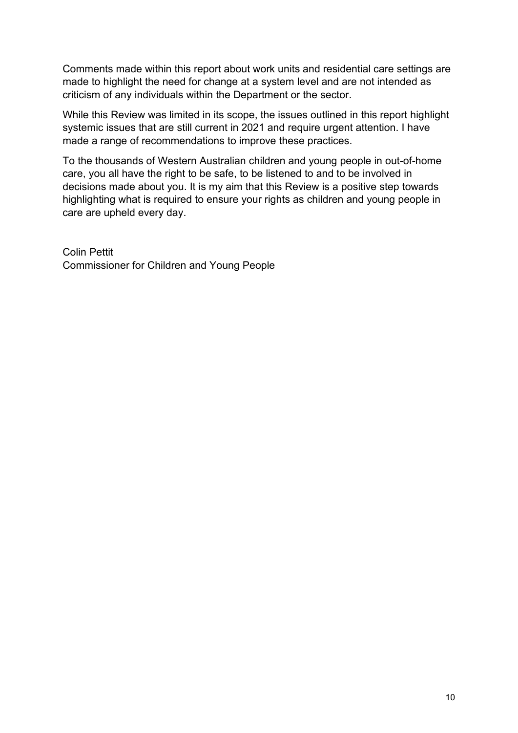Comments made within this report about work units and residential care settings are made to highlight the need for change at a system level and are not intended as criticism of any individuals within the Department or the sector.

While this Review was limited in its scope, the issues outlined in this report highlight systemic issues that are still current in 2021 and require urgent attention. I have made a range of recommendations to improve these practices.

To the thousands of Western Australian children and young people in out-of-home care, you all have the right to be safe, to be listened to and to be involved in decisions made about you. It is my aim that this Review is a positive step towards highlighting what is required to ensure your rights as children and young people in care are upheld every day.

Colin Pettit
Commissioner for Children and Young People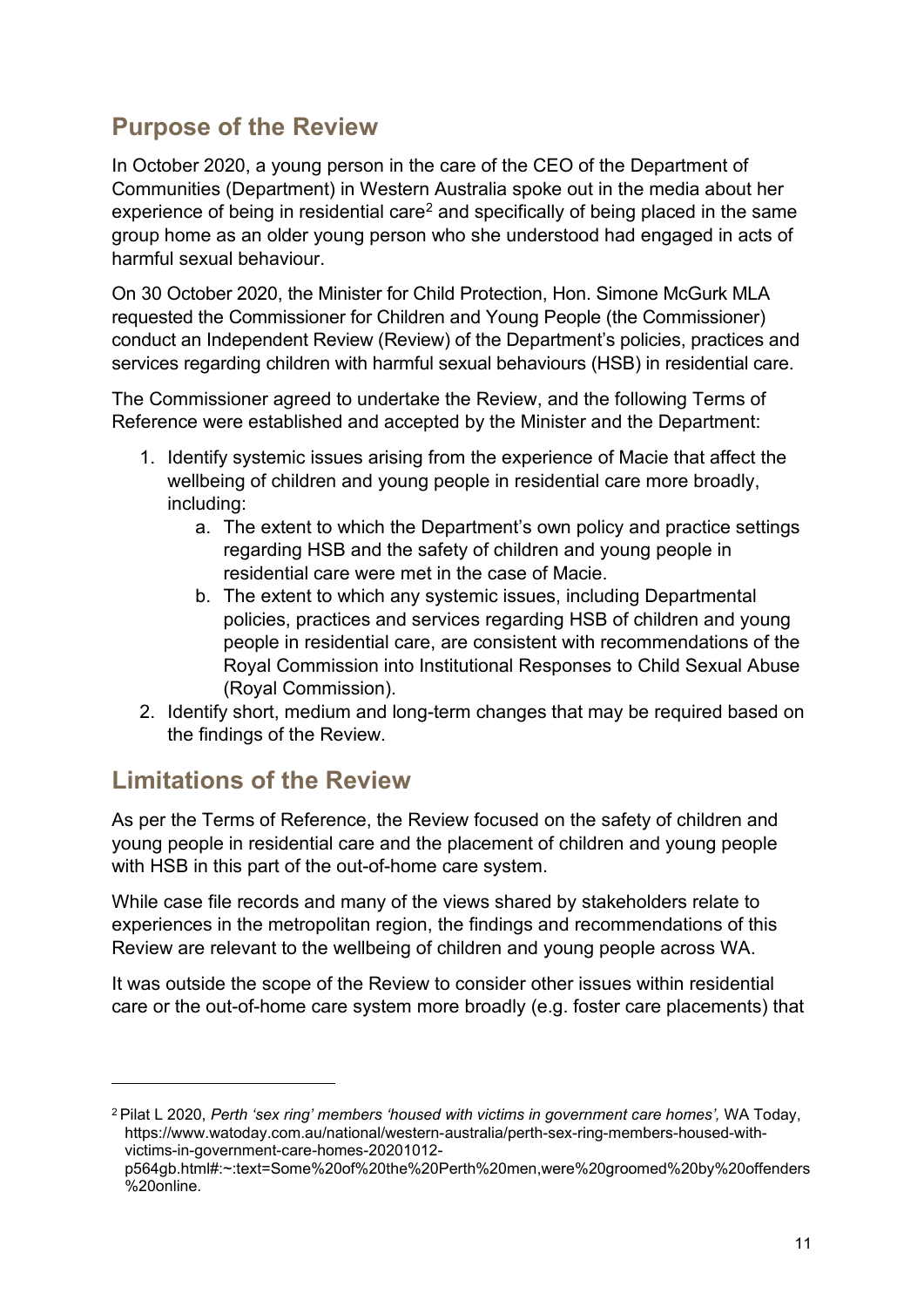## Purpose of the Review

In October 2020, a young person in the care of the CEO of the Department of Communities (Department) in Western Australia spoke out in the media about her experience of being in residential care[2] and specifically of being placed in the same group home as an older young person who she understood had engaged in acts of harmful sexual behaviour.

On 30 October 2020, the Minister for Child Protection, Hon. Simone McGurk MLA requested the Commissioner for Children and Young People (the Commissioner) conduct an Independent Review (Review) of the Department's policies, practices and services regarding children with harmful sexual behaviours (HSB) in residential care.

The Commissioner agreed to undertake the Review, and the following Terms of Reference were established and accepted by the Minister and the Department:

1. Identify systemic issues arising from the experience of Macie that affect the wellbeing of children and young people in residential care more broadly, including:
    a. The extent to which the Department's own policy and practice settings regarding HSB and the safety of children and young people in residential care were met in the case of Macie.
    b. The extent to which any systemic issues, including Departmental policies, practices and services regarding HSB of children and young people in residential care, are consistent with recommendations of the Royal Commission into Institutional Responses to Child Sexual Abuse (Royal Commission).
2. Identify short, medium and long-term changes that may be required based on the findings of the Review.

## Limitations of the Review

As per the Terms of Reference, the Review focused on the safety of children and young people in residential care and the placement of children and young people with HSB in this part of the out-of-home care system.

While case file records and many of the views shared by stakeholders relate to experiences in the metropolitan region, the findings and recommendations of this Review are relevant to the wellbeing of children and young people across WA.

It was outside the scope of the Review to consider other issues within residential care or the out-of-home care system more broadly (e.g. foster care placements) that

---

[2] Pilat L 2020, *Perth 'sex ring' members 'housed with victims in government care homes'*, WA Today, https://www.watoday.com.au/national/western-australia/perth-sex-ring-members-housed-with-victims-in-government-care-homes-20201012-p564gb.html#:~:text=Some%20of%20the%20Perth%20men,were%20groomed%20by%20offenders%20online.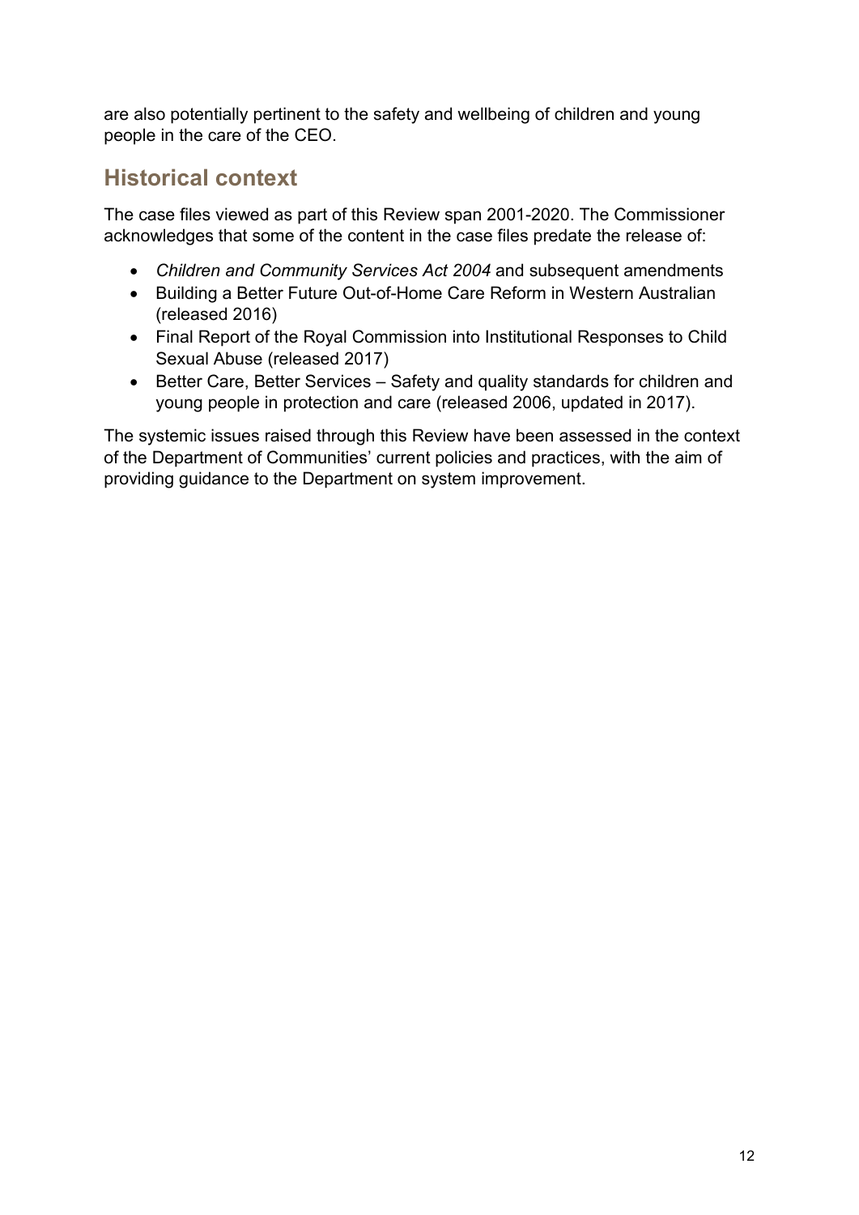are also potentially pertinent to the safety and wellbeing of children and young people in the care of the CEO.

## Historical context

The case files viewed as part of this Review span 2001-2020. The Commissioner acknowledges that some of the content in the case files predate the release of:

- *Children and Community Services Act 2004* and subsequent amendments
- Building a Better Future Out-of-Home Care Reform in Western Australian (released 2016)
- Final Report of the Royal Commission into Institutional Responses to Child Sexual Abuse (released 2017)
- Better Care, Better Services – Safety and quality standards for children and young people in protection and care (released 2006, updated in 2017).

The systemic issues raised through this Review have been assessed in the context of the Department of Communities' current policies and practices, with the aim of providing guidance to the Department on system improvement.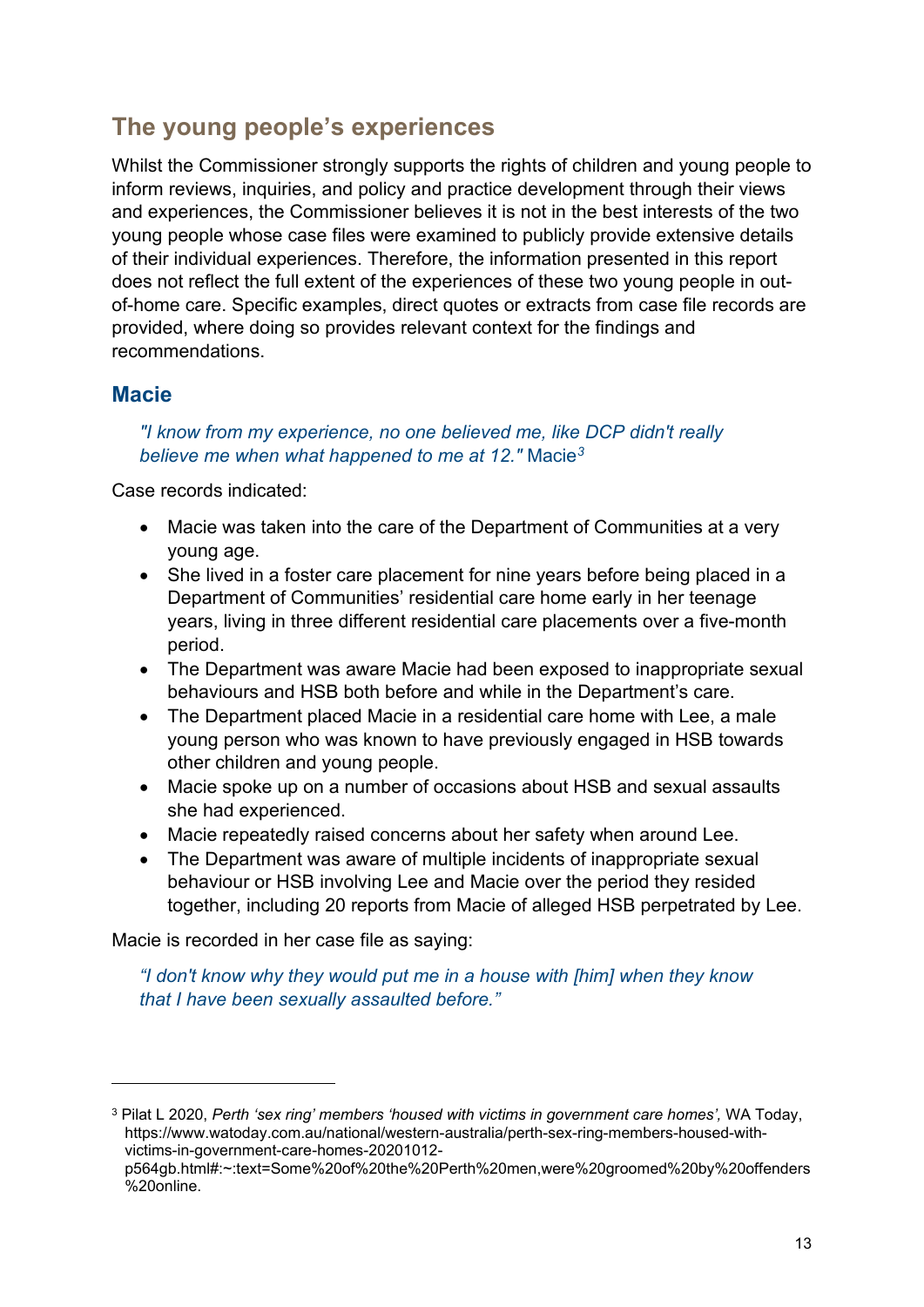## The young people's experiences

Whilst the Commissioner strongly supports the rights of children and young people to inform reviews, inquiries, and policy and practice development through their views and experiences, the Commissioner believes it is not in the best interests of the two young people whose case files were examined to publicly provide extensive details of their individual experiences. Therefore, the information presented in this report does not reflect the full extent of the experiences of these two young people in out-of-home care. Specific examples, direct quotes or extracts from case file records are provided, where doing so provides relevant context for the findings and recommendations.

### Macie

> *"I know from my experience, no one believed me, like DCP didn't really believe me when what happened to me at 12."* Macie[3]

Case records indicated:

- Macie was taken into the care of the Department of Communities at a very young age.
- She lived in a foster care placement for nine years before being placed in a Department of Communities' residential care home early in her teenage years, living in three different residential care placements over a five-month period.
- The Department was aware Macie had been exposed to inappropriate sexual behaviours and HSB both before and while in the Department's care.
- The Department placed Macie in a residential care home with Lee, a male young person who was known to have previously engaged in HSB towards other children and young people.
- Macie spoke up on a number of occasions about HSB and sexual assaults she had experienced.
- Macie repeatedly raised concerns about her safety when around Lee.
- The Department was aware of multiple incidents of inappropriate sexual behaviour or HSB involving Lee and Macie over the period they resided together, including 20 reports from Macie of alleged HSB perpetrated by Lee.

Macie is recorded in her case file as saying:

> *"I don't know why they would put me in a house with [him] when they know that I have been sexually assaulted before."*

---

[3] Pilat L 2020, *Perth 'sex ring' members 'housed with victims in government care homes',* WA Today, https://www.watoday.com.au/national/western-australia/perth-sex-ring-members-housed-with-victims-in-government-care-homes-20201012-p564gb.html#:~:text=Some%20of%20the%20Perth%20men,were%20groomed%20by%20offenders%20online.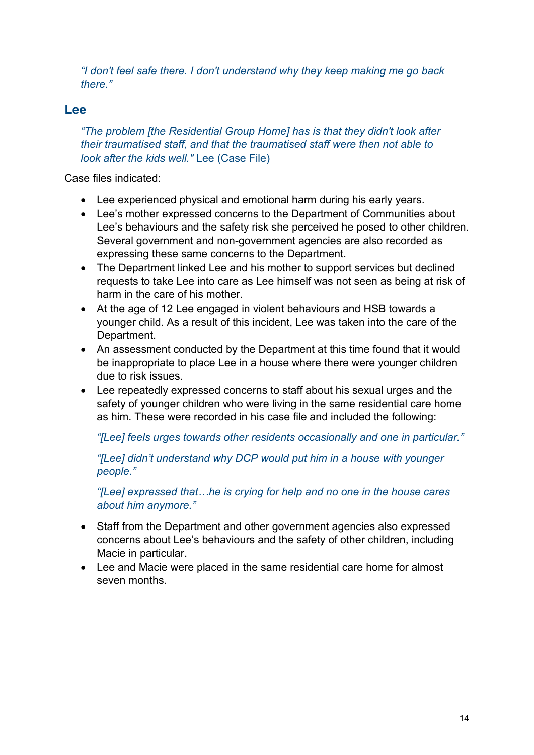*"I don't feel safe there. I don't understand why they keep making me go back there."*

## Lee

*"The problem [the Residential Group Home] has is that they didn't look after their traumatised staff, and that the traumatised staff were then not able to look after the kids well."* Lee (Case File)

Case files indicated:

- Lee experienced physical and emotional harm during his early years.
- Lee's mother expressed concerns to the Department of Communities about Lee's behaviours and the safety risk she perceived he posed to other children. Several government and non-government agencies are also recorded as expressing these same concerns to the Department.
- The Department linked Lee and his mother to support services but declined requests to take Lee into care as Lee himself was not seen as being at risk of harm in the care of his mother.
- At the age of 12 Lee engaged in violent behaviours and HSB towards a younger child. As a result of this incident, Lee was taken into the care of the Department.
- An assessment conducted by the Department at this time found that it would be inappropriate to place Lee in a house where there were younger children due to risk issues.
- Lee repeatedly expressed concerns to staff about his sexual urges and the safety of younger children who were living in the same residential care home as him. These were recorded in his case file and included the following:

  *"[Lee] feels urges towards other residents occasionally and one in particular."*

  *"[Lee] didn't understand why DCP would put him in a house with younger people."*

  *"[Lee] expressed that…he is crying for help and no one in the house cares about him anymore."*

- Staff from the Department and other government agencies also expressed concerns about Lee's behaviours and the safety of other children, including Macie in particular.
- Lee and Macie were placed in the same residential care home for almost seven months.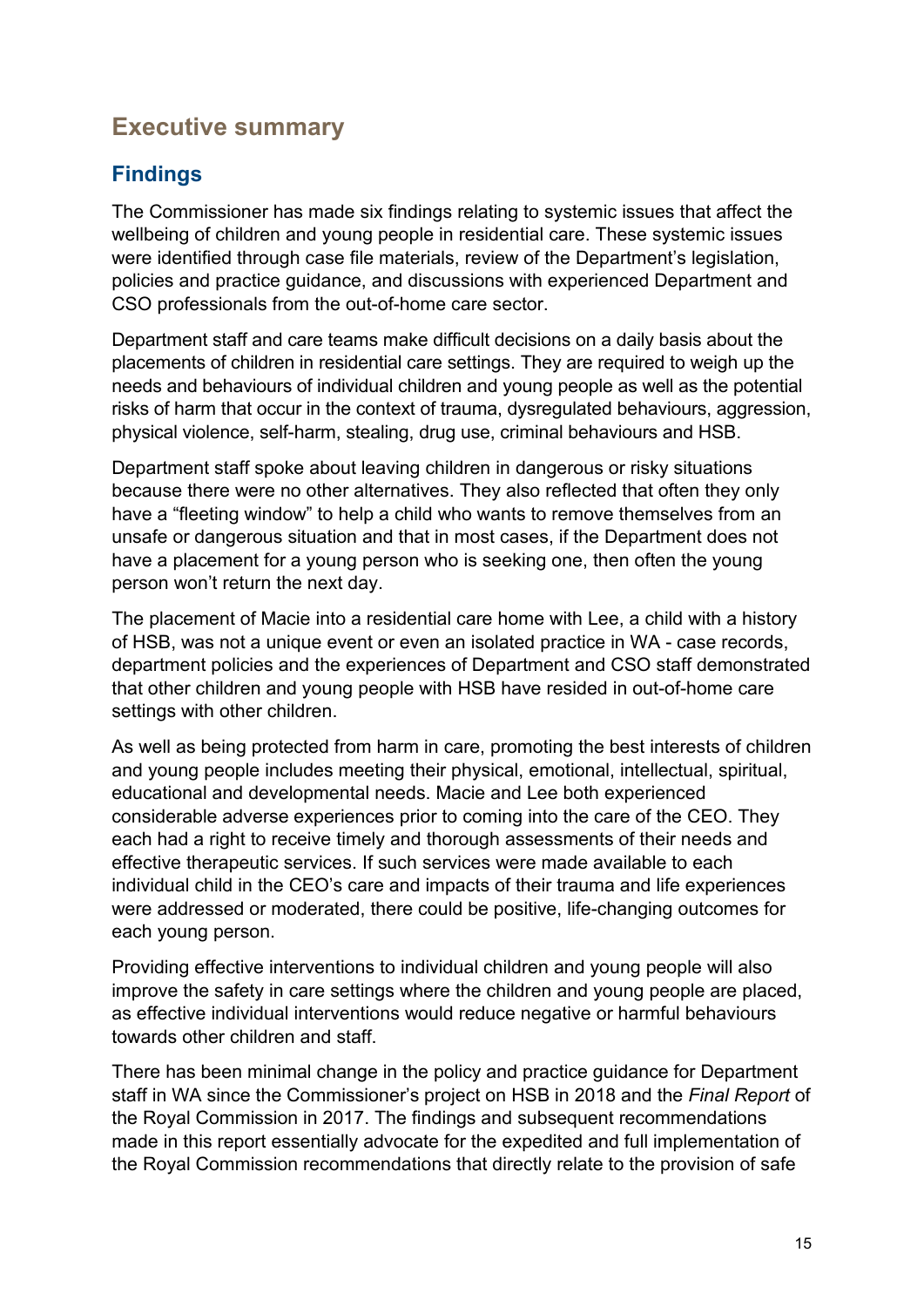# Executive summary

## Findings

The Commissioner has made six findings relating to systemic issues that affect the wellbeing of children and young people in residential care. These systemic issues were identified through case file materials, review of the Department's legislation, policies and practice guidance, and discussions with experienced Department and CSO professionals from the out-of-home care sector.

Department staff and care teams make difficult decisions on a daily basis about the placements of children in residential care settings. They are required to weigh up the needs and behaviours of individual children and young people as well as the potential risks of harm that occur in the context of trauma, dysregulated behaviours, aggression, physical violence, self-harm, stealing, drug use, criminal behaviours and HSB.

Department staff spoke about leaving children in dangerous or risky situations because there were no other alternatives. They also reflected that often they only have a "fleeting window" to help a child who wants to remove themselves from an unsafe or dangerous situation and that in most cases, if the Department does not have a placement for a young person who is seeking one, then often the young person won't return the next day.

The placement of Macie into a residential care home with Lee, a child with a history of HSB, was not a unique event or even an isolated practice in WA - case records, department policies and the experiences of Department and CSO staff demonstrated that other children and young people with HSB have resided in out-of-home care settings with other children.

As well as being protected from harm in care, promoting the best interests of children and young people includes meeting their physical, emotional, intellectual, spiritual, educational and developmental needs. Macie and Lee both experienced considerable adverse experiences prior to coming into the care of the CEO. They each had a right to receive timely and thorough assessments of their needs and effective therapeutic services. If such services were made available to each individual child in the CEO's care and impacts of their trauma and life experiences were addressed or moderated, there could be positive, life-changing outcomes for each young person.

Providing effective interventions to individual children and young people will also improve the safety in care settings where the children and young people are placed, as effective individual interventions would reduce negative or harmful behaviours towards other children and staff.

There has been minimal change in the policy and practice guidance for Department staff in WA since the Commissioner's project on HSB in 2018 and the *Final Report* of the Royal Commission in 2017. The findings and subsequent recommendations made in this report essentially advocate for the expedited and full implementation of the Royal Commission recommendations that directly relate to the provision of safe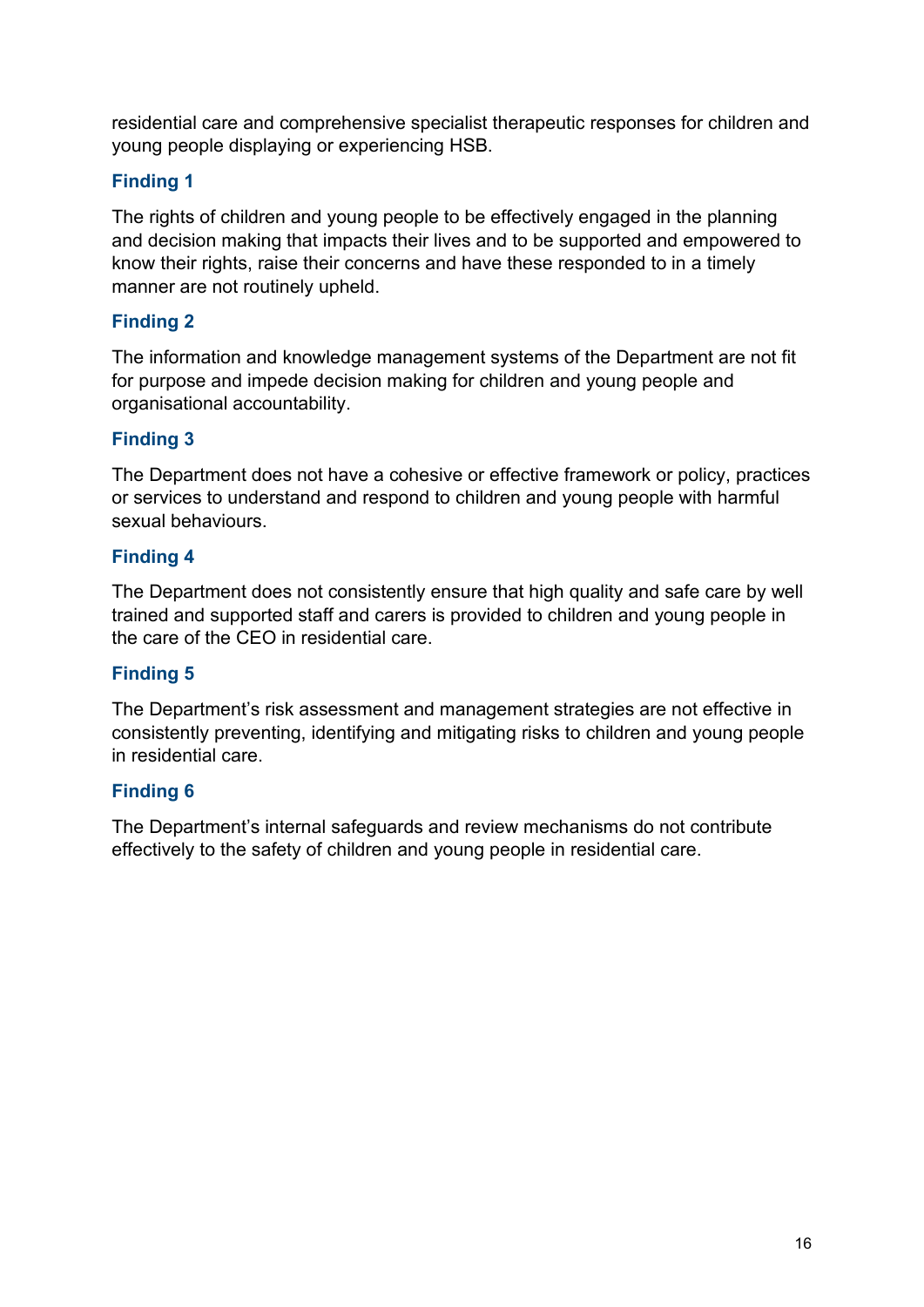residential care and comprehensive specialist therapeutic responses for children and young people displaying or experiencing HSB.

### Finding 1

The rights of children and young people to be effectively engaged in the planning and decision making that impacts their lives and to be supported and empowered to know their rights, raise their concerns and have these responded to in a timely manner are not routinely upheld.

### Finding 2

The information and knowledge management systems of the Department are not fit for purpose and impede decision making for children and young people and organisational accountability.

### Finding 3

The Department does not have a cohesive or effective framework or policy, practices or services to understand and respond to children and young people with harmful sexual behaviours.

### Finding 4

The Department does not consistently ensure that high quality and safe care by well trained and supported staff and carers is provided to children and young people in the care of the CEO in residential care.

### Finding 5

The Department's risk assessment and management strategies are not effective in consistently preventing, identifying and mitigating risks to children and young people in residential care.

### Finding 6

The Department's internal safeguards and review mechanisms do not contribute effectively to the safety of children and young people in residential care.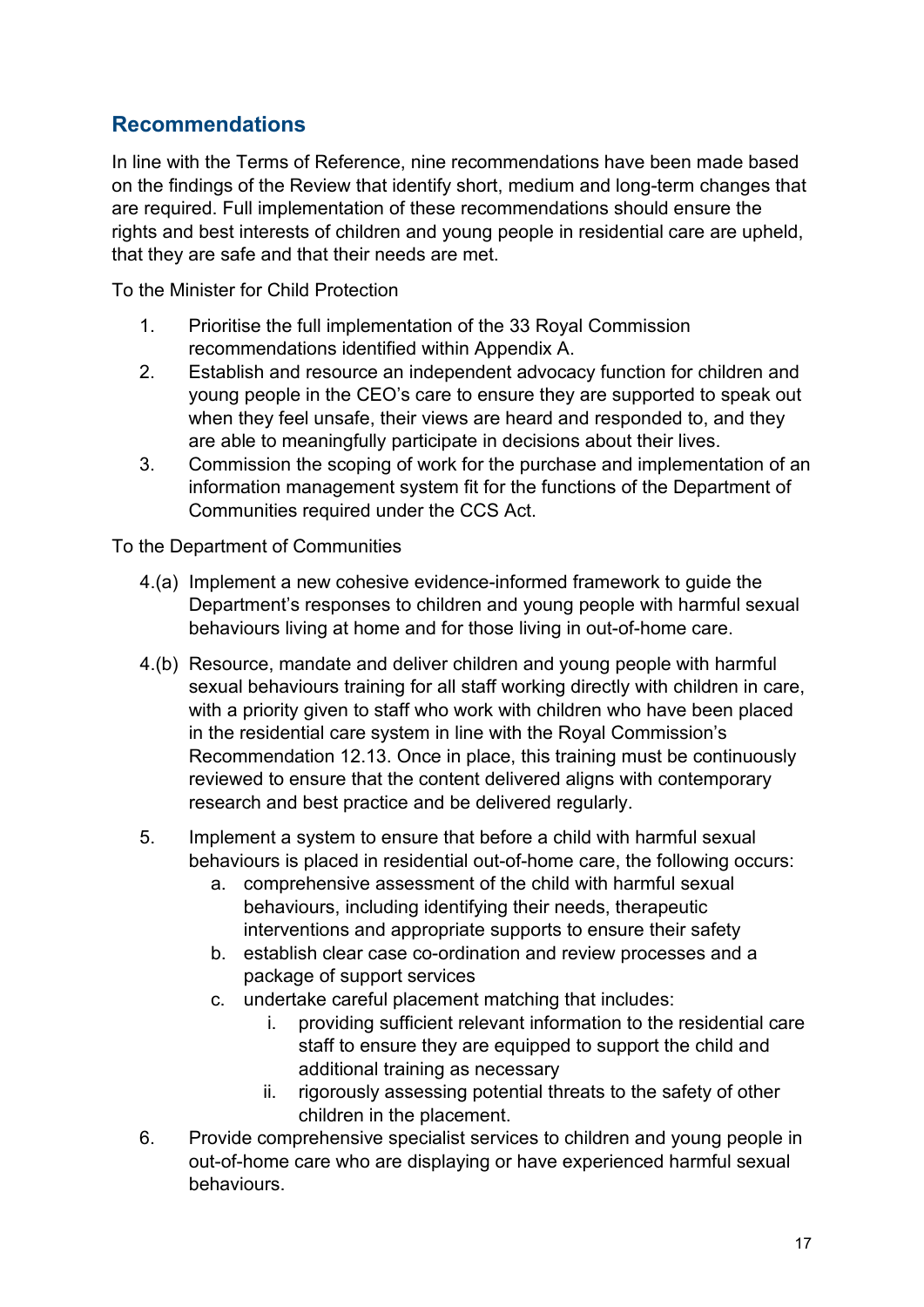## Recommendations

In line with the Terms of Reference, nine recommendations have been made based on the findings of the Review that identify short, medium and long-term changes that are required. Full implementation of these recommendations should ensure the rights and best interests of children and young people in residential care are upheld, that they are safe and that their needs are met.

To the Minister for Child Protection

1. Prioritise the full implementation of the 33 Royal Commission recommendations identified within Appendix A.
2. Establish and resource an independent advocacy function for children and young people in the CEO's care to ensure they are supported to speak out when they feel unsafe, their views are heard and responded to, and they are able to meaningfully participate in decisions about their lives.
3. Commission the scoping of work for the purchase and implementation of an information management system fit for the functions of the Department of Communities required under the CCS Act.

To the Department of Communities

4.(a) Implement a new cohesive evidence-informed framework to guide the Department's responses to children and young people with harmful sexual behaviours living at home and for those living in out-of-home care.

4.(b) Resource, mandate and deliver children and young people with harmful sexual behaviours training for all staff working directly with children in care, with a priority given to staff who work with children who have been placed in the residential care system in line with the Royal Commission's Recommendation 12.13. Once in place, this training must be continuously reviewed to ensure that the content delivered aligns with contemporary research and best practice and be delivered regularly.

5. Implement a system to ensure that before a child with harmful sexual behaviours is placed in residential out-of-home care, the following occurs:
   a. comprehensive assessment of the child with harmful sexual behaviours, including identifying their needs, therapeutic interventions and appropriate supports to ensure their safety
   b. establish clear case co-ordination and review processes and a package of support services
   c. undertake careful placement matching that includes:
      i. providing sufficient relevant information to the residential care staff to ensure they are equipped to support the child and additional training as necessary
      ii. rigorously assessing potential threats to the safety of other children in the placement.
6. Provide comprehensive specialist services to children and young people in out-of-home care who are displaying or have experienced harmful sexual behaviours.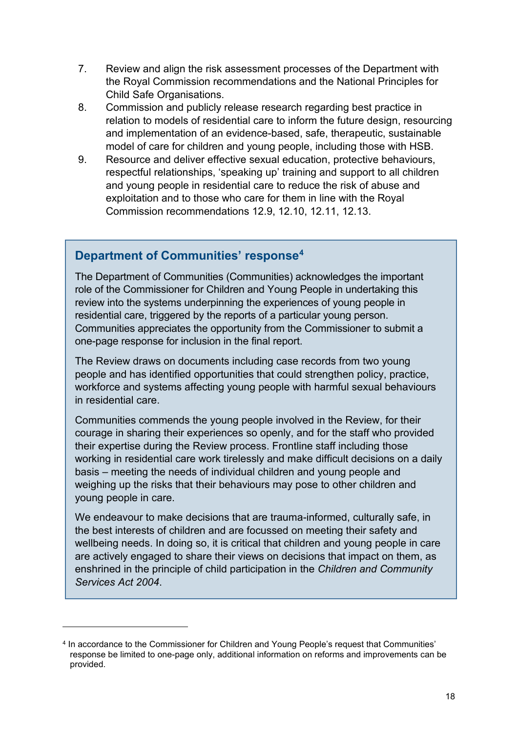7. Review and align the risk assessment processes of the Department with the Royal Commission recommendations and the National Principles for Child Safe Organisations.
8. Commission and publicly release research regarding best practice in relation to models of residential care to inform the future design, resourcing and implementation of an evidence-based, safe, therapeutic, sustainable model of care for children and young people, including those with HSB.
9. Resource and deliver effective sexual education, protective behaviours, respectful relationships, 'speaking up' training and support to all children and young people in residential care to reduce the risk of abuse and exploitation and to those who care for them in line with the Royal Commission recommendations 12.9, 12.10, 12.11, 12.13.

## Department of Communities' response[4]

The Department of Communities (Communities) acknowledges the important role of the Commissioner for Children and Young People in undertaking this review into the systems underpinning the experiences of young people in residential care, triggered by the reports of a particular young person. Communities appreciates the opportunity from the Commissioner to submit a one-page response for inclusion in the final report.

The Review draws on documents including case records from two young people and has identified opportunities that could strengthen policy, practice, workforce and systems affecting young people with harmful sexual behaviours in residential care.

Communities commends the young people involved in the Review, for their courage in sharing their experiences so openly, and for the staff who provided their expertise during the Review process. Frontline staff including those working in residential care work tirelessly and make difficult decisions on a daily basis – meeting the needs of individual children and young people and weighing up the risks that their behaviours may pose to other children and young people in care.

We endeavour to make decisions that are trauma-informed, culturally safe, in the best interests of children and are focussed on meeting their safety and wellbeing needs. In doing so, it is critical that children and young people in care are actively engaged to share their views on decisions that impact on them, as enshrined in the principle of child participation in the *Children and Community Services Act 2004*.

---

[4] In accordance to the Commissioner for Children and Young People's request that Communities' response be limited to one-page only, additional information on reforms and improvements can be provided.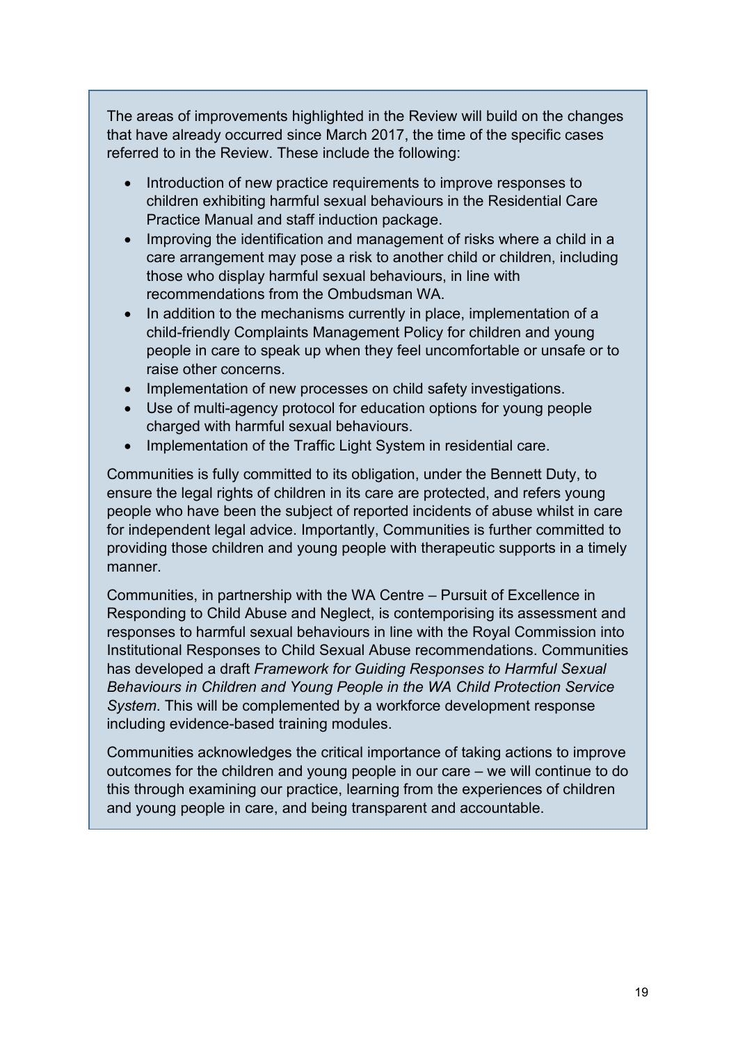The areas of improvements highlighted in the Review will build on the changes that have already occurred since March 2017, the time of the specific cases referred to in the Review. These include the following:

- Introduction of new practice requirements to improve responses to children exhibiting harmful sexual behaviours in the Residential Care Practice Manual and staff induction package.
- Improving the identification and management of risks where a child in a care arrangement may pose a risk to another child or children, including those who display harmful sexual behaviours, in line with recommendations from the Ombudsman WA.
- In addition to the mechanisms currently in place, implementation of a child-friendly Complaints Management Policy for children and young people in care to speak up when they feel uncomfortable or unsafe or to raise other concerns.
- Implementation of new processes on child safety investigations.
- Use of multi-agency protocol for education options for young people charged with harmful sexual behaviours.
- Implementation of the Traffic Light System in residential care.

Communities is fully committed to its obligation, under the Bennett Duty, to ensure the legal rights of children in its care are protected, and refers young people who have been the subject of reported incidents of abuse whilst in care for independent legal advice. Importantly, Communities is further committed to providing those children and young people with therapeutic supports in a timely manner.

Communities, in partnership with the WA Centre – Pursuit of Excellence in Responding to Child Abuse and Neglect, is contemporising its assessment and responses to harmful sexual behaviours in line with the Royal Commission into Institutional Responses to Child Sexual Abuse recommendations. Communities has developed a draft *Framework for Guiding Responses to Harmful Sexual Behaviours in Children and Young People in the WA Child Protection Service System*. This will be complemented by a workforce development response including evidence-based training modules.

Communities acknowledges the critical importance of taking actions to improve outcomes for the children and young people in our care – we will continue to do this through examining our practice, learning from the experiences of children and young people in care, and being transparent and accountable.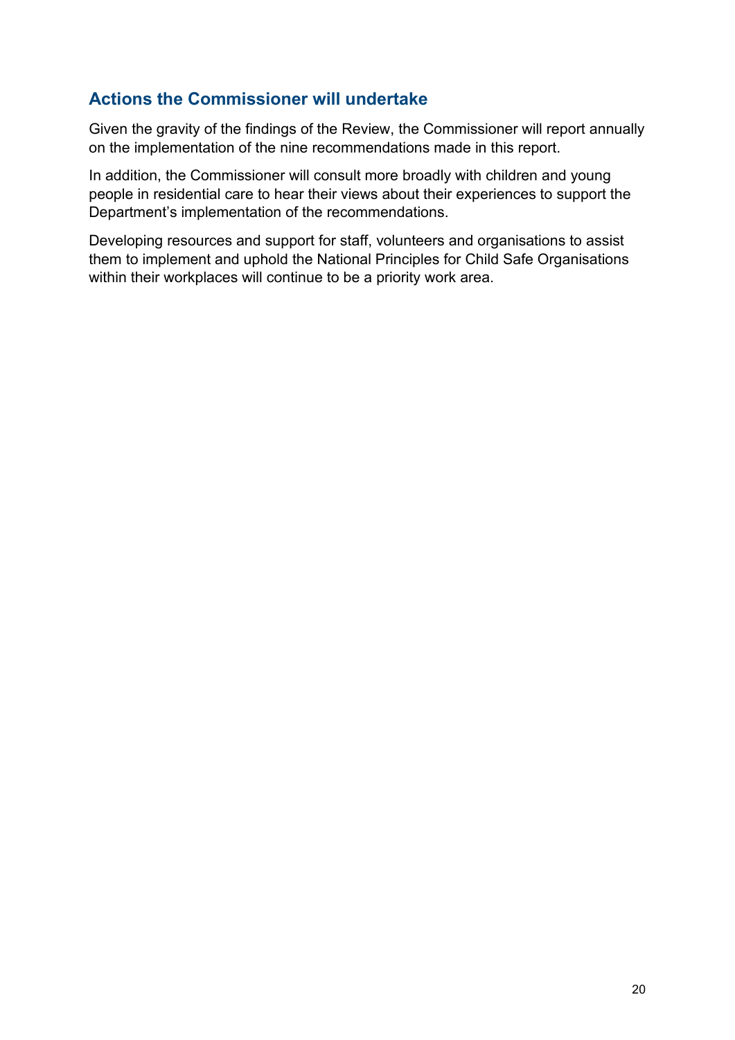## Actions the Commissioner will undertake

Given the gravity of the findings of the Review, the Commissioner will report annually on the implementation of the nine recommendations made in this report.

In addition, the Commissioner will consult more broadly with children and young people in residential care to hear their views about their experiences to support the Department's implementation of the recommendations.

Developing resources and support for staff, volunteers and organisations to assist them to implement and uphold the National Principles for Child Safe Organisations within their workplaces will continue to be a priority work area.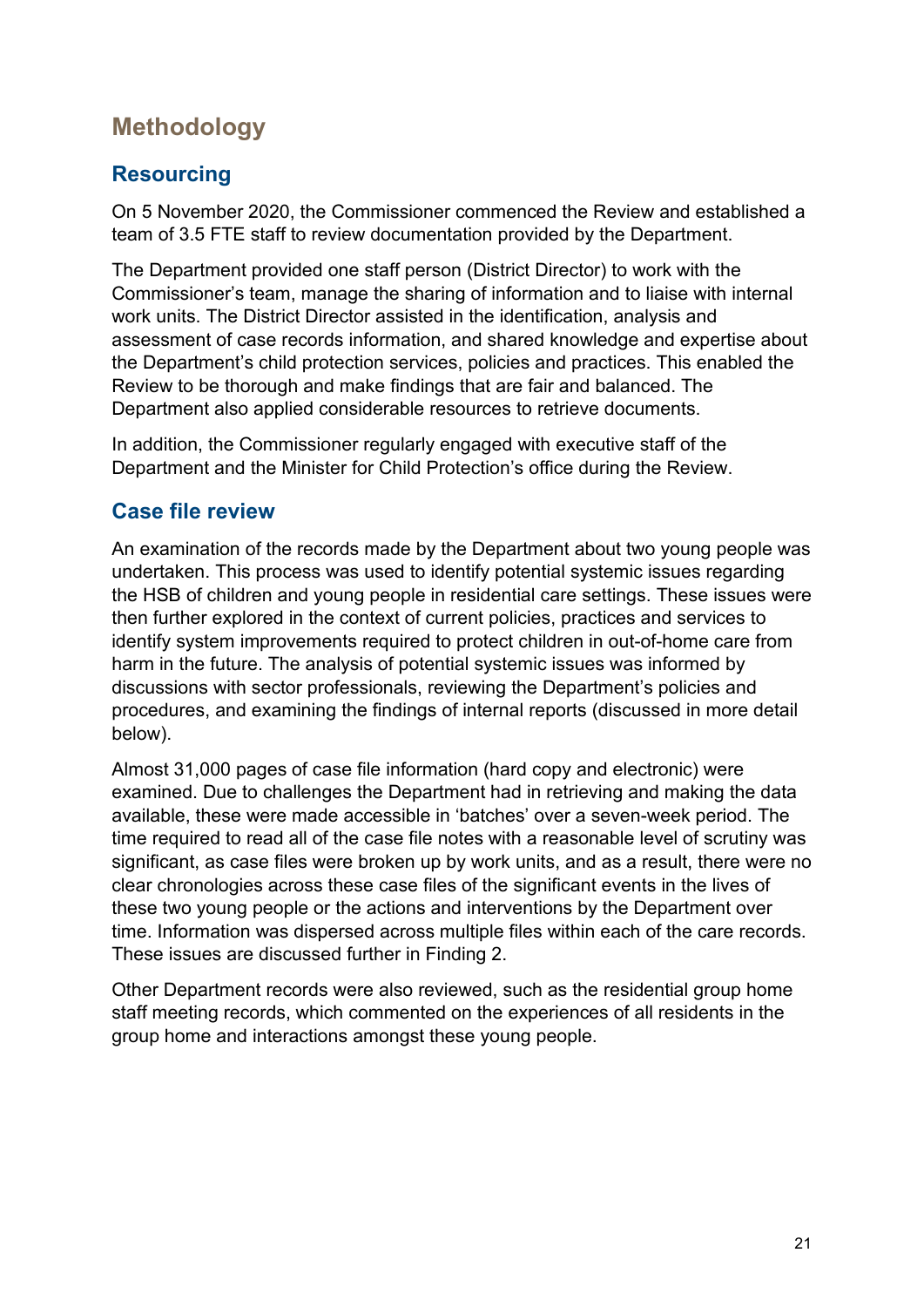# Methodology

## Resourcing

On 5 November 2020, the Commissioner commenced the Review and established a team of 3.5 FTE staff to review documentation provided by the Department.

The Department provided one staff person (District Director) to work with the Commissioner's team, manage the sharing of information and to liaise with internal work units. The District Director assisted in the identification, analysis and assessment of case records information, and shared knowledge and expertise about the Department's child protection services, policies and practices. This enabled the Review to be thorough and make findings that are fair and balanced. The Department also applied considerable resources to retrieve documents.

In addition, the Commissioner regularly engaged with executive staff of the Department and the Minister for Child Protection's office during the Review.

## Case file review

An examination of the records made by the Department about two young people was undertaken. This process was used to identify potential systemic issues regarding the HSB of children and young people in residential care settings. These issues were then further explored in the context of current policies, practices and services to identify system improvements required to protect children in out-of-home care from harm in the future. The analysis of potential systemic issues was informed by discussions with sector professionals, reviewing the Department's policies and procedures, and examining the findings of internal reports (discussed in more detail below).

Almost 31,000 pages of case file information (hard copy and electronic) were examined. Due to challenges the Department had in retrieving and making the data available, these were made accessible in 'batches' over a seven-week period. The time required to read all of the case file notes with a reasonable level of scrutiny was significant, as case files were broken up by work units, and as a result, there were no clear chronologies across these case files of the significant events in the lives of these two young people or the actions and interventions by the Department over time. Information was dispersed across multiple files within each of the care records. These issues are discussed further in Finding 2.

Other Department records were also reviewed, such as the residential group home staff meeting records, which commented on the experiences of all residents in the group home and interactions amongst these young people.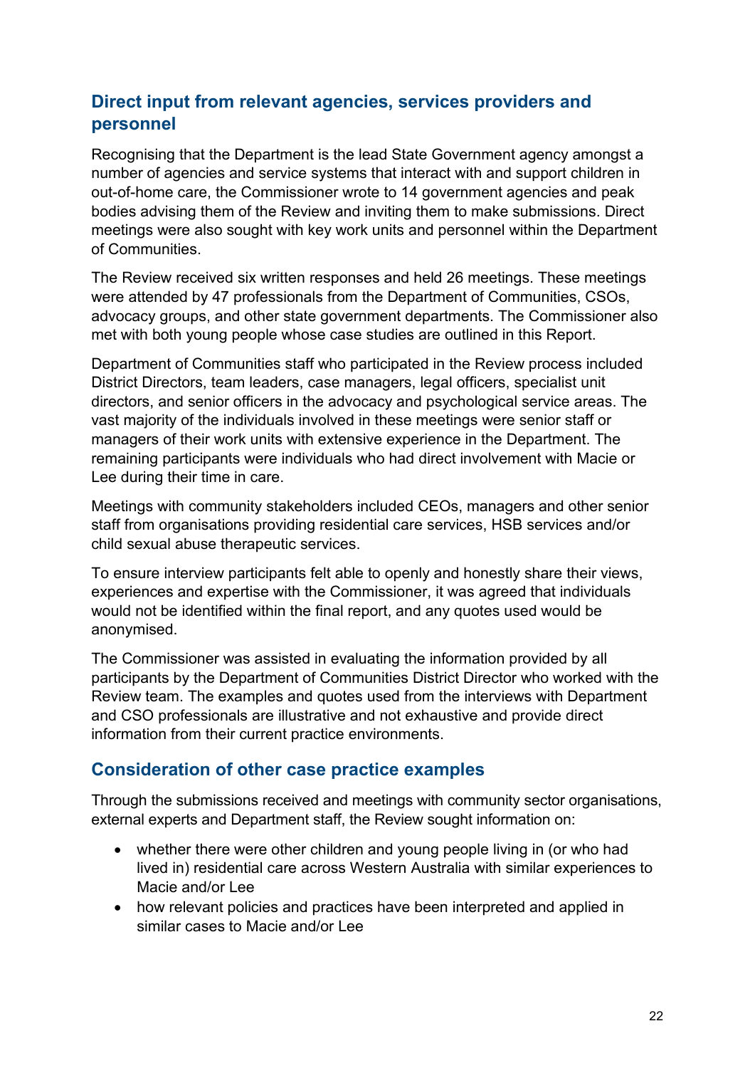## Direct input from relevant agencies, services providers and personnel

Recognising that the Department is the lead State Government agency amongst a number of agencies and service systems that interact with and support children in out-of-home care, the Commissioner wrote to 14 government agencies and peak bodies advising them of the Review and inviting them to make submissions. Direct meetings were also sought with key work units and personnel within the Department of Communities.

The Review received six written responses and held 26 meetings. These meetings were attended by 47 professionals from the Department of Communities, CSOs, advocacy groups, and other state government departments. The Commissioner also met with both young people whose case studies are outlined in this Report.

Department of Communities staff who participated in the Review process included District Directors, team leaders, case managers, legal officers, specialist unit directors, and senior officers in the advocacy and psychological service areas. The vast majority of the individuals involved in these meetings were senior staff or managers of their work units with extensive experience in the Department. The remaining participants were individuals who had direct involvement with Macie or Lee during their time in care.

Meetings with community stakeholders included CEOs, managers and other senior staff from organisations providing residential care services, HSB services and/or child sexual abuse therapeutic services.

To ensure interview participants felt able to openly and honestly share their views, experiences and expertise with the Commissioner, it was agreed that individuals would not be identified within the final report, and any quotes used would be anonymised.

The Commissioner was assisted in evaluating the information provided by all participants by the Department of Communities District Director who worked with the Review team. The examples and quotes used from the interviews with Department and CSO professionals are illustrative and not exhaustive and provide direct information from their current practice environments.

## Consideration of other case practice examples

Through the submissions received and meetings with community sector organisations, external experts and Department staff, the Review sought information on:

- whether there were other children and young people living in (or who had lived in) residential care across Western Australia with similar experiences to Macie and/or Lee
- how relevant policies and practices have been interpreted and applied in similar cases to Macie and/or Lee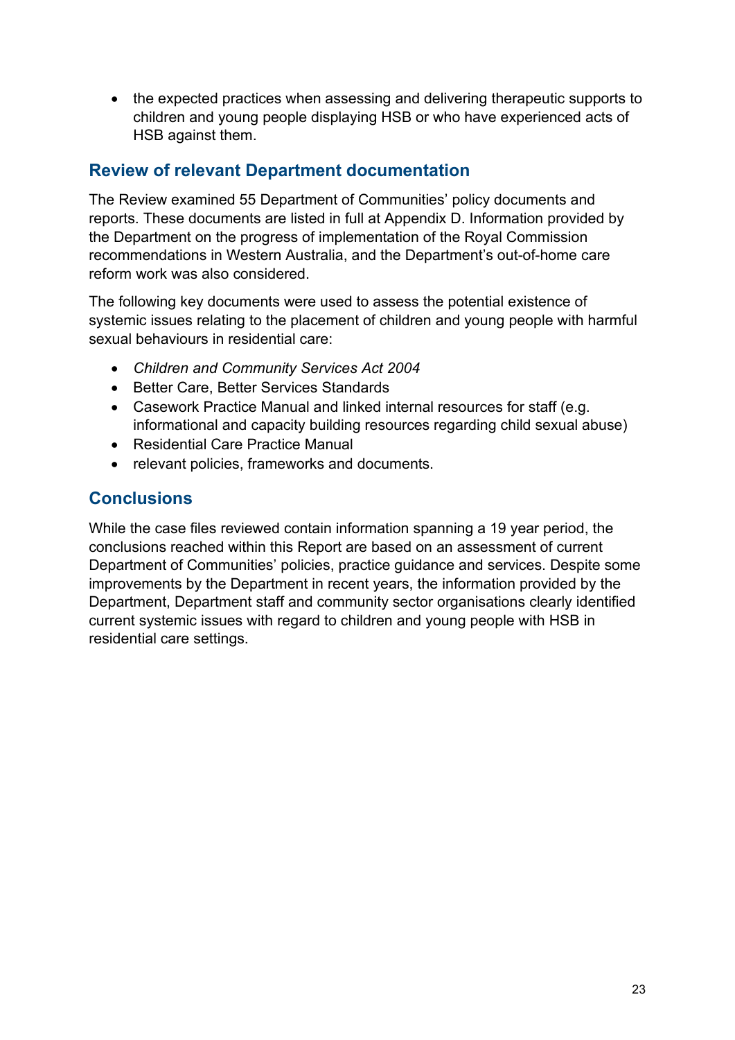- the expected practices when assessing and delivering therapeutic supports to children and young people displaying HSB or who have experienced acts of HSB against them.

## Review of relevant Department documentation

The Review examined 55 Department of Communities' policy documents and reports. These documents are listed in full at Appendix D. Information provided by the Department on the progress of implementation of the Royal Commission recommendations in Western Australia, and the Department's out-of-home care reform work was also considered.

The following key documents were used to assess the potential existence of systemic issues relating to the placement of children and young people with harmful sexual behaviours in residential care:

- *Children and Community Services Act 2004*
- Better Care, Better Services Standards
- Casework Practice Manual and linked internal resources for staff (e.g. informational and capacity building resources regarding child sexual abuse)
- Residential Care Practice Manual
- relevant policies, frameworks and documents.

## Conclusions

While the case files reviewed contain information spanning a 19 year period, the conclusions reached within this Report are based on an assessment of current Department of Communities' policies, practice guidance and services. Despite some improvements by the Department in recent years, the information provided by the Department, Department staff and community sector organisations clearly identified current systemic issues with regard to children and young people with HSB in residential care settings.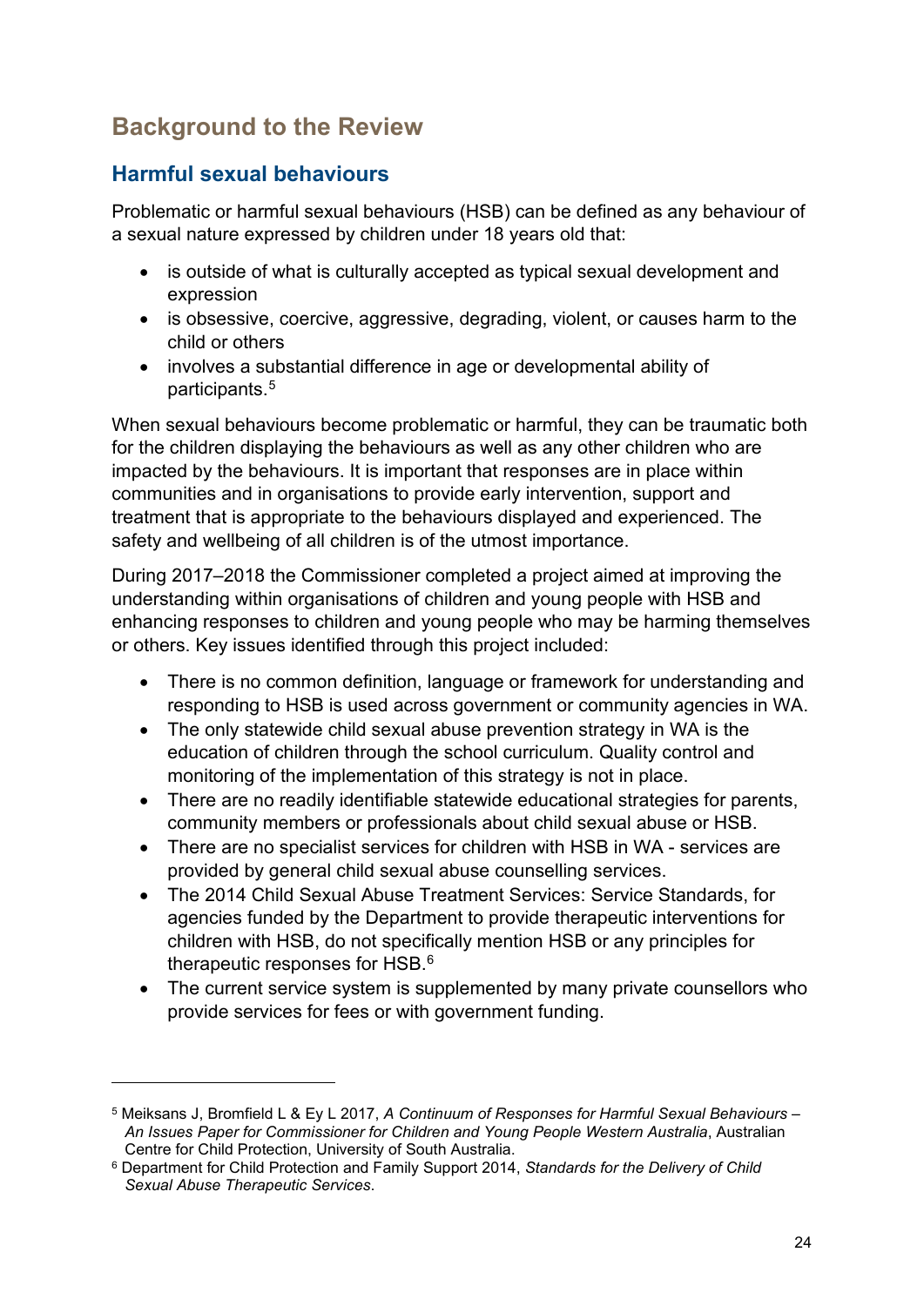# Background to the Review

## Harmful sexual behaviours

Problematic or harmful sexual behaviours (HSB) can be defined as any behaviour of a sexual nature expressed by children under 18 years old that:

- is outside of what is culturally accepted as typical sexual development and expression
- is obsessive, coercive, aggressive, degrading, violent, or causes harm to the child or others
- involves a substantial difference in age or developmental ability of participants.[5]

When sexual behaviours become problematic or harmful, they can be traumatic both for the children displaying the behaviours as well as any other children who are impacted by the behaviours. It is important that responses are in place within communities and in organisations to provide early intervention, support and treatment that is appropriate to the behaviours displayed and experienced. The safety and wellbeing of all children is of the utmost importance.

During 2017–2018 the Commissioner completed a project aimed at improving the understanding within organisations of children and young people with HSB and enhancing responses to children and young people who may be harming themselves or others. Key issues identified through this project included:

- There is no common definition, language or framework for understanding and responding to HSB is used across government or community agencies in WA.
- The only statewide child sexual abuse prevention strategy in WA is the education of children through the school curriculum. Quality control and monitoring of the implementation of this strategy is not in place.
- There are no readily identifiable statewide educational strategies for parents, community members or professionals about child sexual abuse or HSB.
- There are no specialist services for children with HSB in WA - services are provided by general child sexual abuse counselling services.
- The 2014 Child Sexual Abuse Treatment Services: Service Standards, for agencies funded by the Department to provide therapeutic interventions for children with HSB, do not specifically mention HSB or any principles for therapeutic responses for HSB.[6]
- The current service system is supplemented by many private counsellors who provide services for fees or with government funding.

---

[5] Meiksans J, Bromfield L & Ey L 2017, *A Continuum of Responses for Harmful Sexual Behaviours – An Issues Paper for Commissioner for Children and Young People Western Australia*, Australian Centre for Child Protection, University of South Australia.

[6] Department for Child Protection and Family Support 2014, *Standards for the Delivery of Child Sexual Abuse Therapeutic Services*.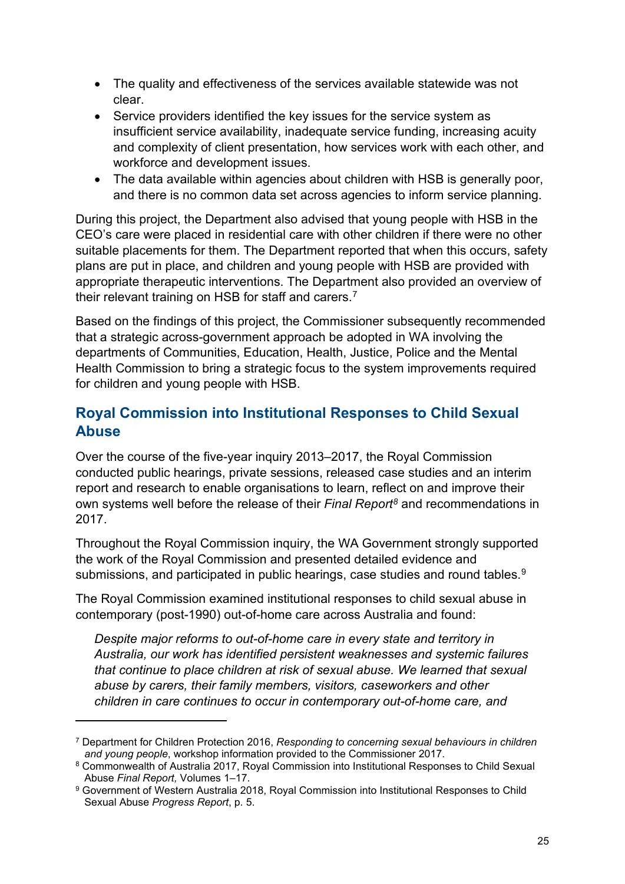- The quality and effectiveness of the services available statewide was not clear.
- Service providers identified the key issues for the service system as insufficient service availability, inadequate service funding, increasing acuity and complexity of client presentation, how services work with each other, and workforce and development issues.
- The data available within agencies about children with HSB is generally poor, and there is no common data set across agencies to inform service planning.

During this project, the Department also advised that young people with HSB in the CEO's care were placed in residential care with other children if there were no other suitable placements for them. The Department reported that when this occurs, safety plans are put in place, and children and young people with HSB are provided with appropriate therapeutic interventions. The Department also provided an overview of their relevant training on HSB for staff and carers.[7]

Based on the findings of this project, the Commissioner subsequently recommended that a strategic across-government approach be adopted in WA involving the departments of Communities, Education, Health, Justice, Police and the Mental Health Commission to bring a strategic focus to the system improvements required for children and young people with HSB.

## Royal Commission into Institutional Responses to Child Sexual Abuse

Over the course of the five-year inquiry 2013–2017, the Royal Commission conducted public hearings, private sessions, released case studies and an interim report and research to enable organisations to learn, reflect on and improve their own systems well before the release of their *Final Report*[8] and recommendations in 2017.

Throughout the Royal Commission inquiry, the WA Government strongly supported the work of the Royal Commission and presented detailed evidence and submissions, and participated in public hearings, case studies and round tables.[9]

The Royal Commission examined institutional responses to child sexual abuse in contemporary (post-1990) out-of-home care across Australia and found:

> *Despite major reforms to out-of-home care in every state and territory in Australia, our work has identified persistent weaknesses and systemic failures that continue to place children at risk of sexual abuse. We learned that sexual abuse by carers, their family members, visitors, caseworkers and other children in care continues to occur in contemporary out-of-home care, and*

---

[7] Department for Children Protection 2016, *Responding to concerning sexual behaviours in children and young people*, workshop information provided to the Commissioner 2017.

[8] Commonwealth of Australia 2017, Royal Commission into Institutional Responses to Child Sexual Abuse *Final Report,* Volumes 1–17.

[9] Government of Western Australia 2018, Royal Commission into Institutional Responses to Child Sexual Abuse *Progress Report*, p. 5.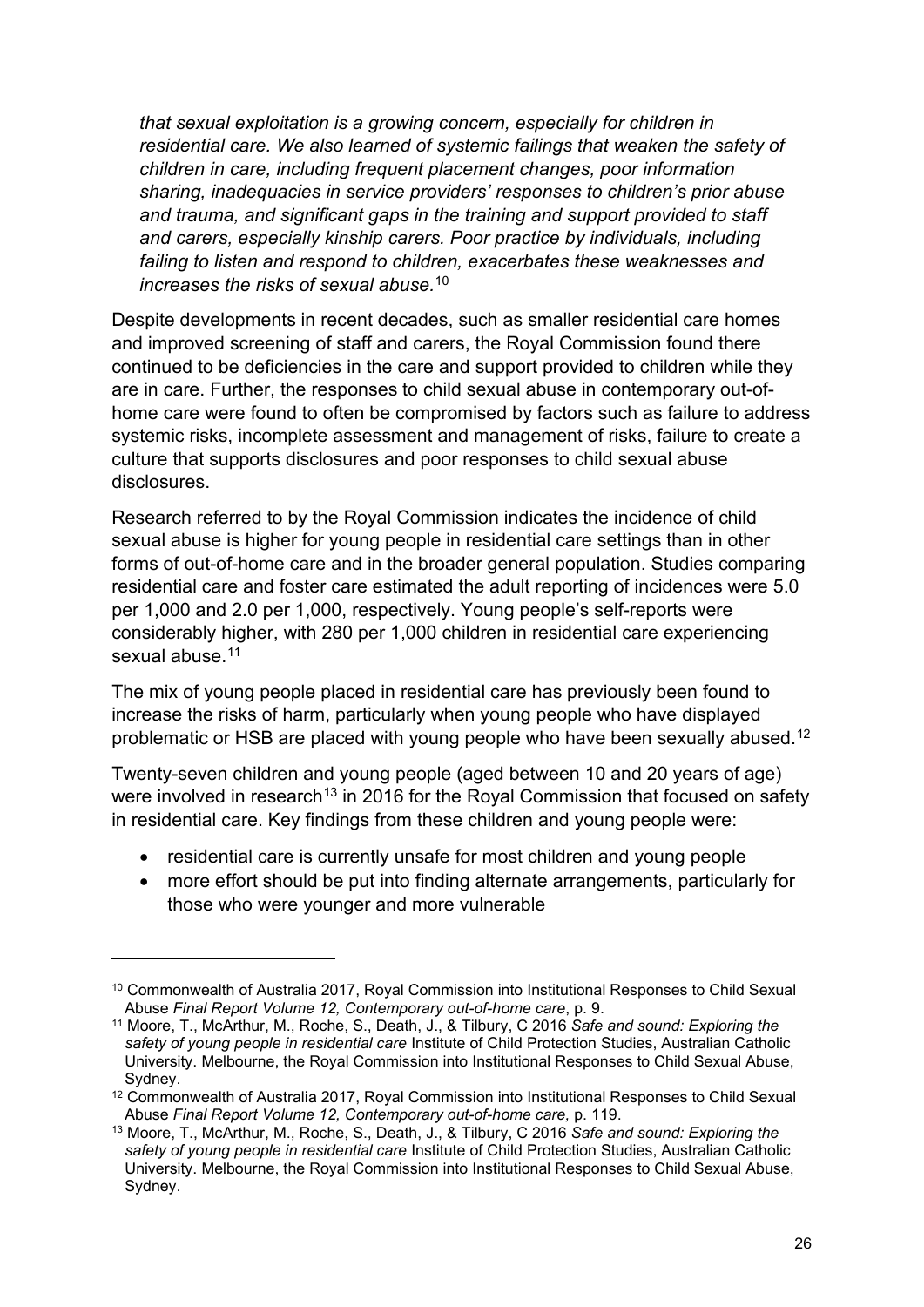*that sexual exploitation is a growing concern, especially for children in residential care. We also learned of systemic failings that weaken the safety of children in care, including frequent placement changes, poor information sharing, inadequacies in service providers' responses to children's prior abuse and trauma, and significant gaps in the training and support provided to staff and carers, especially kinship carers. Poor practice by individuals, including failing to listen and respond to children, exacerbates these weaknesses and increases the risks of sexual abuse.*[10]

Despite developments in recent decades, such as smaller residential care homes and improved screening of staff and carers, the Royal Commission found there continued to be deficiencies in the care and support provided to children while they are in care. Further, the responses to child sexual abuse in contemporary out-of-home care were found to often be compromised by factors such as failure to address systemic risks, incomplete assessment and management of risks, failure to create a culture that supports disclosures and poor responses to child sexual abuse disclosures.

Research referred to by the Royal Commission indicates the incidence of child sexual abuse is higher for young people in residential care settings than in other forms of out-of-home care and in the broader general population. Studies comparing residential care and foster care estimated the adult reporting of incidences were 5.0 per 1,000 and 2.0 per 1,000, respectively. Young people's self-reports were considerably higher, with 280 per 1,000 children in residential care experiencing sexual abuse.[11]

The mix of young people placed in residential care has previously been found to increase the risks of harm, particularly when young people who have displayed problematic or HSB are placed with young people who have been sexually abused.[12]

Twenty-seven children and young people (aged between 10 and 20 years of age) were involved in research[13] in 2016 for the Royal Commission that focused on safety in residential care. Key findings from these children and young people were:

- residential care is currently unsafe for most children and young people
- more effort should be put into finding alternate arrangements, particularly for those who were younger and more vulnerable

---

[10] Commonwealth of Australia 2017, Royal Commission into Institutional Responses to Child Sexual Abuse *Final Report Volume 12, Contemporary out-of-home care*, p. 9.

[11] Moore, T., McArthur, M., Roche, S., Death, J., & Tilbury, C 2016 *Safe and sound: Exploring the safety of young people in residential care* Institute of Child Protection Studies, Australian Catholic University. Melbourne, the Royal Commission into Institutional Responses to Child Sexual Abuse, Sydney.

[12] Commonwealth of Australia 2017, Royal Commission into Institutional Responses to Child Sexual Abuse *Final Report Volume 12, Contemporary out-of-home care,* p. 119.

[13] Moore, T., McArthur, M., Roche, S., Death, J., & Tilbury, C 2016 *Safe and sound: Exploring the safety of young people in residential care* Institute of Child Protection Studies, Australian Catholic University. Melbourne, the Royal Commission into Institutional Responses to Child Sexual Abuse, Sydney.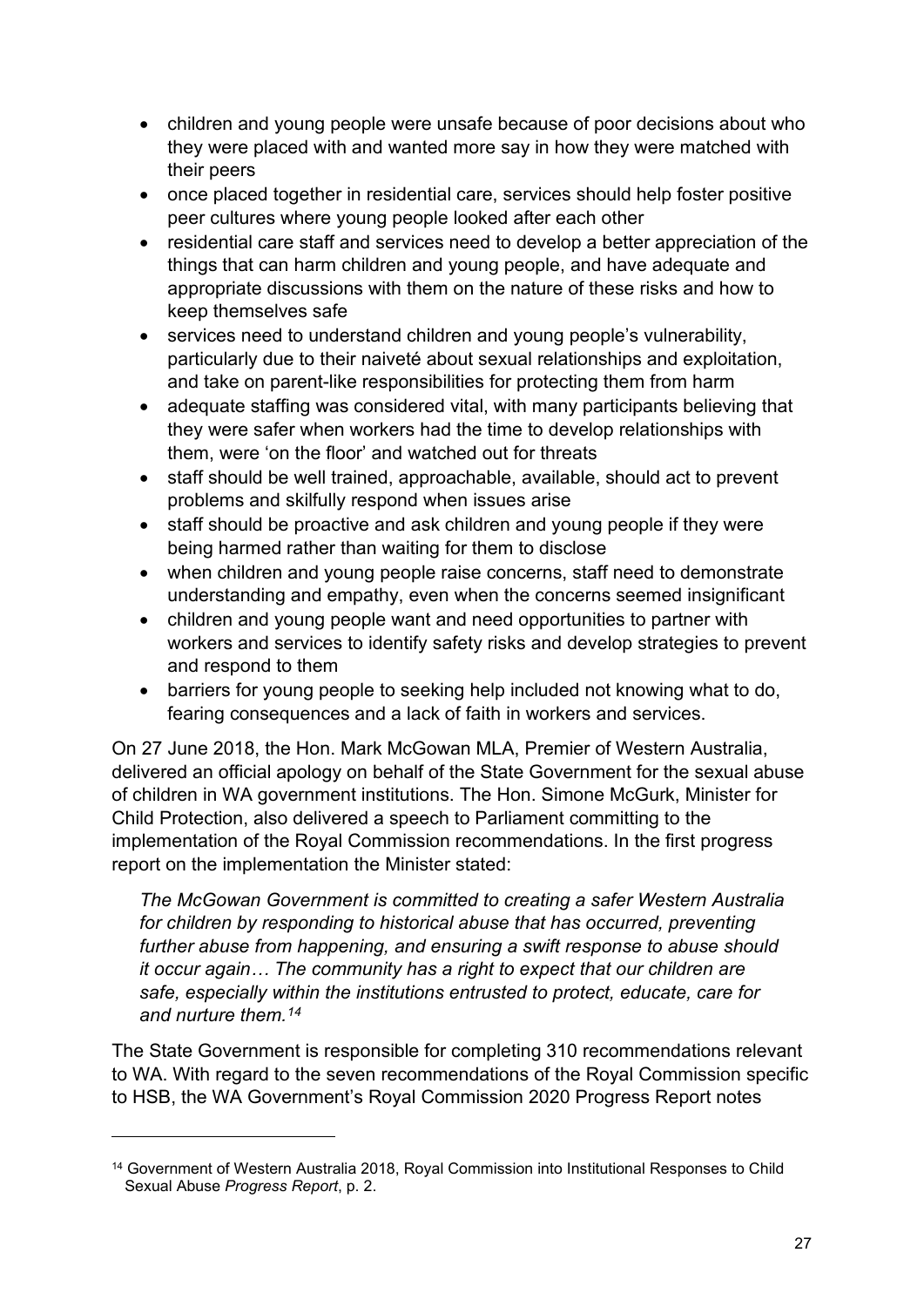- children and young people were unsafe because of poor decisions about who they were placed with and wanted more say in how they were matched with their peers
- once placed together in residential care, services should help foster positive peer cultures where young people looked after each other
- residential care staff and services need to develop a better appreciation of the things that can harm children and young people, and have adequate and appropriate discussions with them on the nature of these risks and how to keep themselves safe
- services need to understand children and young people's vulnerability, particularly due to their naiveté about sexual relationships and exploitation, and take on parent-like responsibilities for protecting them from harm
- adequate staffing was considered vital, with many participants believing that they were safer when workers had the time to develop relationships with them, were 'on the floor' and watched out for threats
- staff should be well trained, approachable, available, should act to prevent problems and skilfully respond when issues arise
- staff should be proactive and ask children and young people if they were being harmed rather than waiting for them to disclose
- when children and young people raise concerns, staff need to demonstrate understanding and empathy, even when the concerns seemed insignificant
- children and young people want and need opportunities to partner with workers and services to identify safety risks and develop strategies to prevent and respond to them
- barriers for young people to seeking help included not knowing what to do, fearing consequences and a lack of faith in workers and services.

On 27 June 2018, the Hon. Mark McGowan MLA, Premier of Western Australia, delivered an official apology on behalf of the State Government for the sexual abuse of children in WA government institutions. The Hon. Simone McGurk, Minister for Child Protection, also delivered a speech to Parliament committing to the implementation of the Royal Commission recommendations. In the first progress report on the implementation the Minister stated:

> *The McGowan Government is committed to creating a safer Western Australia for children by responding to historical abuse that has occurred, preventing further abuse from happening, and ensuring a swift response to abuse should it occur again… The community has a right to expect that our children are safe, especially within the institutions entrusted to protect, educate, care for and nurture them.*[14]

The State Government is responsible for completing 310 recommendations relevant to WA. With regard to the seven recommendations of the Royal Commission specific to HSB, the WA Government's Royal Commission 2020 Progress Report notes

[14] Government of Western Australia 2018, Royal Commission into Institutional Responses to Child Sexual Abuse *Progress Report*, p. 2.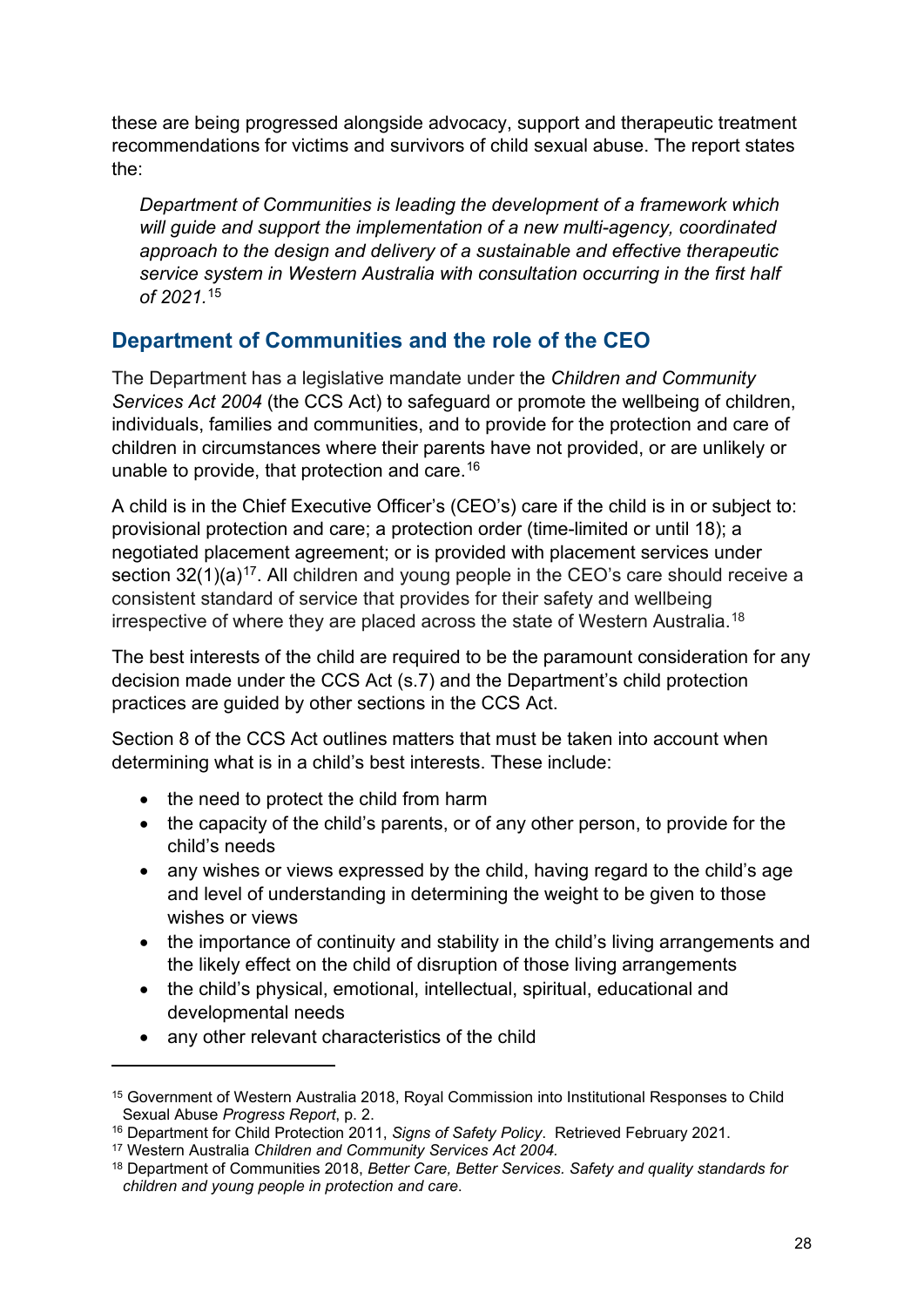these are being progressed alongside advocacy, support and therapeutic treatment recommendations for victims and survivors of child sexual abuse. The report states the:

> *Department of Communities is leading the development of a framework which will guide and support the implementation of a new multi-agency, coordinated approach to the design and delivery of a sustainable and effective therapeutic service system in Western Australia with consultation occurring in the first half of 2021.*[15]

## Department of Communities and the role of the CEO

The Department has a legislative mandate under the *Children and Community Services Act 2004* (the CCS Act) to safeguard or promote the wellbeing of children, individuals, families and communities, and to provide for the protection and care of children in circumstances where their parents have not provided, or are unlikely or unable to provide, that protection and care.[16]

A child is in the Chief Executive Officer's (CEO's) care if the child is in or subject to: provisional protection and care; a protection order (time-limited or until 18); a negotiated placement agreement; or is provided with placement services under section 32(1)(a)[17]. All children and young people in the CEO's care should receive a consistent standard of service that provides for their safety and wellbeing irrespective of where they are placed across the state of Western Australia.[18]

The best interests of the child are required to be the paramount consideration for any decision made under the CCS Act (s.7) and the Department's child protection practices are guided by other sections in the CCS Act.

Section 8 of the CCS Act outlines matters that must be taken into account when determining what is in a child's best interests. These include:

- the need to protect the child from harm
- the capacity of the child's parents, or of any other person, to provide for the child's needs
- any wishes or views expressed by the child, having regard to the child's age and level of understanding in determining the weight to be given to those wishes or views
- the importance of continuity and stability in the child's living arrangements and the likely effect on the child of disruption of those living arrangements
- the child's physical, emotional, intellectual, spiritual, educational and developmental needs
- any other relevant characteristics of the child

---

[15] Government of Western Australia 2018, Royal Commission into Institutional Responses to Child Sexual Abuse *Progress Report*, p. 2.

[16] Department for Child Protection 2011, *Signs of Safety Policy*. Retrieved February 2021.

[17] Western Australia *Children and Community Services Act 2004.*

[18] Department of Communities 2018, *Better Care, Better Services. Safety and quality standards for children and young people in protection and care*.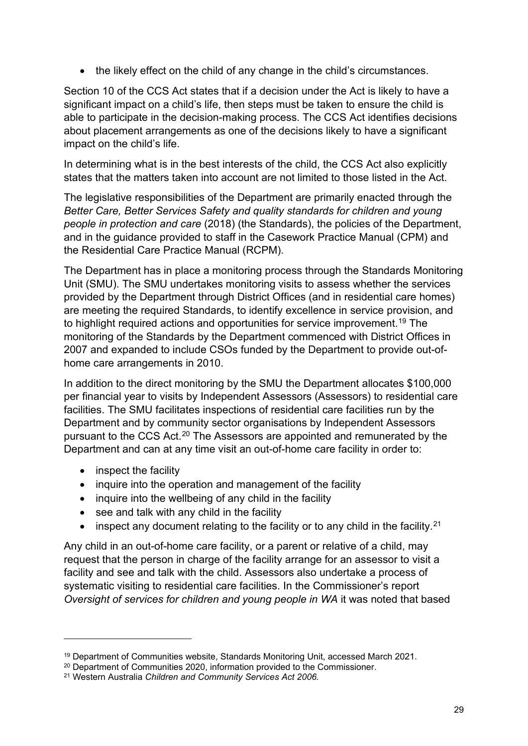- the likely effect on the child of any change in the child's circumstances.

Section 10 of the CCS Act states that if a decision under the Act is likely to have a significant impact on a child's life, then steps must be taken to ensure the child is able to participate in the decision-making process. The CCS Act identifies decisions about placement arrangements as one of the decisions likely to have a significant impact on the child's life.

In determining what is in the best interests of the child, the CCS Act also explicitly states that the matters taken into account are not limited to those listed in the Act.

The legislative responsibilities of the Department are primarily enacted through the *Better Care, Better Services Safety and quality standards for children and young people in protection and care* (2018) (the Standards), the policies of the Department, and in the guidance provided to staff in the Casework Practice Manual (CPM) and the Residential Care Practice Manual (RCPM).

The Department has in place a monitoring process through the Standards Monitoring Unit (SMU). The SMU undertakes monitoring visits to assess whether the services provided by the Department through District Offices (and in residential care homes) are meeting the required Standards, to identify excellence in service provision, and to highlight required actions and opportunities for service improvement.[19] The monitoring of the Standards by the Department commenced with District Offices in 2007 and expanded to include CSOs funded by the Department to provide out-of-home care arrangements in 2010.

In addition to the direct monitoring by the SMU the Department allocates $100,000 per financial year to visits by Independent Assessors (Assessors) to residential care facilities. The SMU facilitates inspections of residential care facilities run by the Department and by community sector organisations by Independent Assessors pursuant to the CCS Act.[20] The Assessors are appointed and remunerated by the Department and can at any time visit an out-of-home care facility in order to:

- inspect the facility
- inquire into the operation and management of the facility
- inquire into the wellbeing of any child in the facility
- see and talk with any child in the facility
- inspect any document relating to the facility or to any child in the facility.[21]

Any child in an out-of-home care facility, or a parent or relative of a child, may request that the person in charge of the facility arrange for an assessor to visit a facility and see and talk with the child. Assessors also undertake a process of systematic visiting to residential care facilities. In the Commissioner's report *Oversight of services for children and young people in WA* it was noted that based

---

[19] Department of Communities website, Standards Monitoring Unit, accessed March 2021.

[20] Department of Communities 2020, information provided to the Commissioner.

[21] Western Australia *Children and Community Services Act 2006.*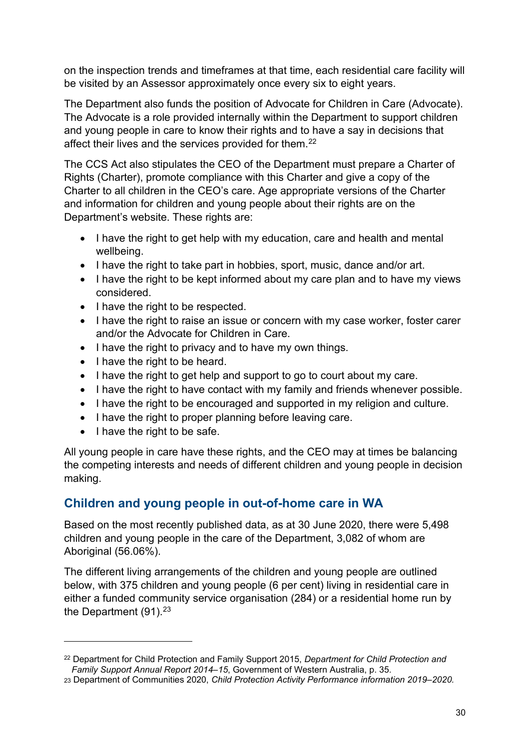on the inspection trends and timeframes at that time, each residential care facility will be visited by an Assessor approximately once every six to eight years.

The Department also funds the position of Advocate for Children in Care (Advocate). The Advocate is a role provided internally within the Department to support children and young people in care to know their rights and to have a say in decisions that affect their lives and the services provided for them.[22]

The CCS Act also stipulates the CEO of the Department must prepare a Charter of Rights (Charter), promote compliance with this Charter and give a copy of the Charter to all children in the CEO's care. Age appropriate versions of the Charter and information for children and young people about their rights are on the Department's website. These rights are:

- I have the right to get help with my education, care and health and mental wellbeing.
- I have the right to take part in hobbies, sport, music, dance and/or art.
- I have the right to be kept informed about my care plan and to have my views considered.
- I have the right to be respected.
- I have the right to raise an issue or concern with my case worker, foster carer and/or the Advocate for Children in Care.
- I have the right to privacy and to have my own things.
- I have the right to be heard.
- I have the right to get help and support to go to court about my care.
- I have the right to have contact with my family and friends whenever possible.
- I have the right to be encouraged and supported in my religion and culture.
- I have the right to proper planning before leaving care.
- I have the right to be safe.

All young people in care have these rights, and the CEO may at times be balancing the competing interests and needs of different children and young people in decision making.

## Children and young people in out-of-home care in WA

Based on the most recently published data, as at 30 June 2020, there were 5,498 children and young people in the care of the Department, 3,082 of whom are Aboriginal (56.06%).

The different living arrangements of the children and young people are outlined below, with 375 children and young people (6 per cent) living in residential care in either a funded community service organisation (284) or a residential home run by the Department (91).[23]

---

[22] Department for Child Protection and Family Support 2015, *Department for Child Protection and Family Support Annual Report 2014–15*, Government of Western Australia, p. 35.

[23] Department of Communities 2020, *Child Protection Activity Performance information 2019–2020.*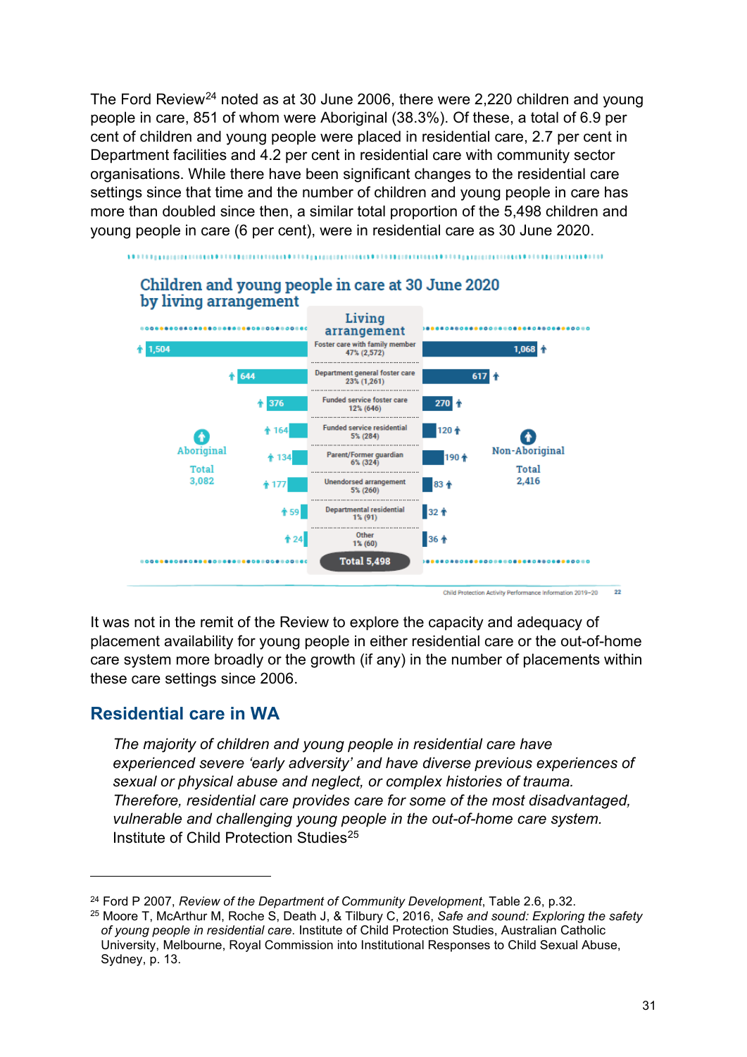The Ford Review[24] noted as at 30 June 2006, there were 2,220 children and young people in care, 851 of whom were Aboriginal (38.3%). Of these, a total of 6.9 per cent of children and young people were placed in residential care, 2.7 per cent in Department facilities and 4.2 per cent in residential care with community sector organisations. While there have been significant changes to the residential care settings since that time and the number of children and young people in care has more than doubled since then, a similar total proportion of the 5,498 children and young people in care (6 per cent), were in residential care as 30 June 2020.

**Children and young people in care at 30 June 2020 by living arrangement**

| Aboriginal | Living arrangement | Non-Aboriginal |
|---|---|---|
| 1,504 | Foster care with family member 47% (2,572) | 1,068 |
| 644 | Department general foster care 23% (1,261) | 617 |
| 376 | Funded service foster care 12% (646) | 270 |
| 164 | Funded service residential 5% (284) | 120 |
| 134 | Parent/Former guardian 6% (324) | 190 |
| 177 | Unendorsed arrangement 5% (260) | 83 |
| 59 | Departmental residential 1% (91) | 32 |
| 24 | Other 1% (60) | 36 |
| Total 3,082 | Total 5,498 | Total 2,416 |

Child Protection Activity Performance Information 2019–20 22

It was not in the remit of the Review to explore the capacity and adequacy of placement availability for young people in either residential care or the out-of-home care system more broadly or the growth (if any) in the number of placements within these care settings since 2006.

## Residential care in WA

> *The majority of children and young people in residential care have experienced severe 'early adversity' and have diverse previous experiences of sexual or physical abuse and neglect, or complex histories of trauma. Therefore, residential care provides care for some of the most disadvantaged, vulnerable and challenging young people in the out-of-home care system.*
> Institute of Child Protection Studies[25]

---

[24] Ford P 2007, *Review of the Department of Community Development*, Table 2.6, p.32.

[25] Moore T, McArthur M, Roche S, Death J, & Tilbury C, 2016, *Safe and sound: Exploring the safety of young people in residential care*. Institute of Child Protection Studies, Australian Catholic University, Melbourne, Royal Commission into Institutional Responses to Child Sexual Abuse, Sydney, p. 13.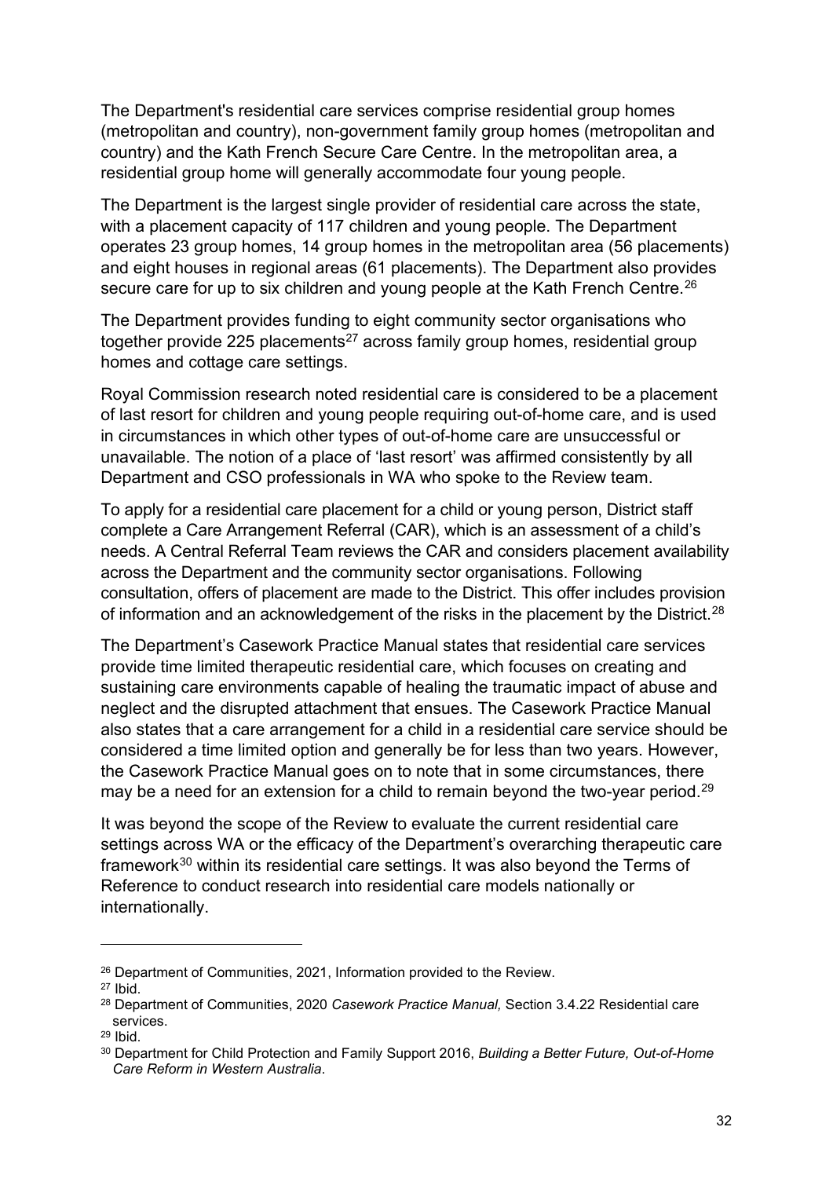The Department's residential care services comprise residential group homes (metropolitan and country), non-government family group homes (metropolitan and country) and the Kath French Secure Care Centre. In the metropolitan area, a residential group home will generally accommodate four young people.

The Department is the largest single provider of residential care across the state, with a placement capacity of 117 children and young people. The Department operates 23 group homes, 14 group homes in the metropolitan area (56 placements) and eight houses in regional areas (61 placements). The Department also provides secure care for up to six children and young people at the Kath French Centre.[26]

The Department provides funding to eight community sector organisations who together provide 225 placements[27] across family group homes, residential group homes and cottage care settings.

Royal Commission research noted residential care is considered to be a placement of last resort for children and young people requiring out-of-home care, and is used in circumstances in which other types of out-of-home care are unsuccessful or unavailable. The notion of a place of 'last resort' was affirmed consistently by all Department and CSO professionals in WA who spoke to the Review team.

To apply for a residential care placement for a child or young person, District staff complete a Care Arrangement Referral (CAR), which is an assessment of a child's needs. A Central Referral Team reviews the CAR and considers placement availability across the Department and the community sector organisations. Following consultation, offers of placement are made to the District. This offer includes provision of information and an acknowledgement of the risks in the placement by the District.[28]

The Department's Casework Practice Manual states that residential care services provide time limited therapeutic residential care, which focuses on creating and sustaining care environments capable of healing the traumatic impact of abuse and neglect and the disrupted attachment that ensues. The Casework Practice Manual also states that a care arrangement for a child in a residential care service should be considered a time limited option and generally be for less than two years. However, the Casework Practice Manual goes on to note that in some circumstances, there may be a need for an extension for a child to remain beyond the two-year period.[29]

It was beyond the scope of the Review to evaluate the current residential care settings across WA or the efficacy of the Department's overarching therapeutic care framework[30] within its residential care settings. It was also beyond the Terms of Reference to conduct research into residential care models nationally or internationally.

---

[26] Department of Communities, 2021, Information provided to the Review.

[27] Ibid.

[28] Department of Communities, 2020 *Casework Practice Manual,* Section 3.4.22 Residential care services.

[29] Ibid.

[30] Department for Child Protection and Family Support 2016, *Building a Better Future, Out-of-Home Care Reform in Western Australia*.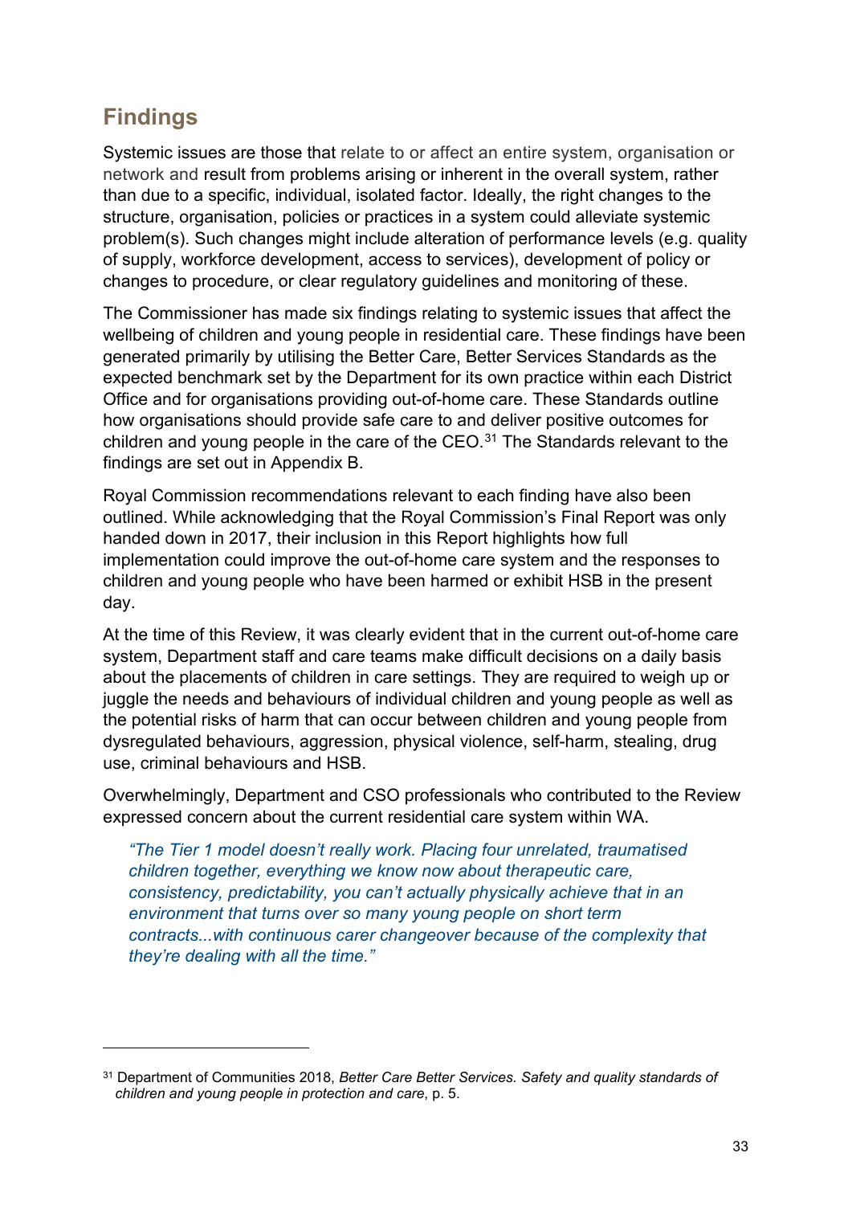## Findings

Systemic issues are those that relate to or affect an entire system, organisation or network and result from problems arising or inherent in the overall system, rather than due to a specific, individual, isolated factor. Ideally, the right changes to the structure, organisation, policies or practices in a system could alleviate systemic problem(s). Such changes might include alteration of performance levels (e.g. quality of supply, workforce development, access to services), development of policy or changes to procedure, or clear regulatory guidelines and monitoring of these.

The Commissioner has made six findings relating to systemic issues that affect the wellbeing of children and young people in residential care. These findings have been generated primarily by utilising the Better Care, Better Services Standards as the expected benchmark set by the Department for its own practice within each District Office and for organisations providing out-of-home care. These Standards outline how organisations should provide safe care to and deliver positive outcomes for children and young people in the care of the CEO.[31] The Standards relevant to the findings are set out in Appendix B.

Royal Commission recommendations relevant to each finding have also been outlined. While acknowledging that the Royal Commission's Final Report was only handed down in 2017, their inclusion in this Report highlights how full implementation could improve the out-of-home care system and the responses to children and young people who have been harmed or exhibit HSB in the present day.

At the time of this Review, it was clearly evident that in the current out-of-home care system, Department staff and care teams make difficult decisions on a daily basis about the placements of children in care settings. They are required to weigh up or juggle the needs and behaviours of individual children and young people as well as the potential risks of harm that can occur between children and young people from dysregulated behaviours, aggression, physical violence, self-harm, stealing, drug use, criminal behaviours and HSB.

Overwhelmingly, Department and CSO professionals who contributed to the Review expressed concern about the current residential care system within WA.

> *"The Tier 1 model doesn't really work. Placing four unrelated, traumatised children together, everything we know now about therapeutic care, consistency, predictability, you can't actually physically achieve that in an environment that turns over so many young people on short term contracts...with continuous carer changeover because of the complexity that they're dealing with all the time."*

---

[31] Department of Communities 2018, *Better Care Better Services. Safety and quality standards of children and young people in protection and care*, p. 5.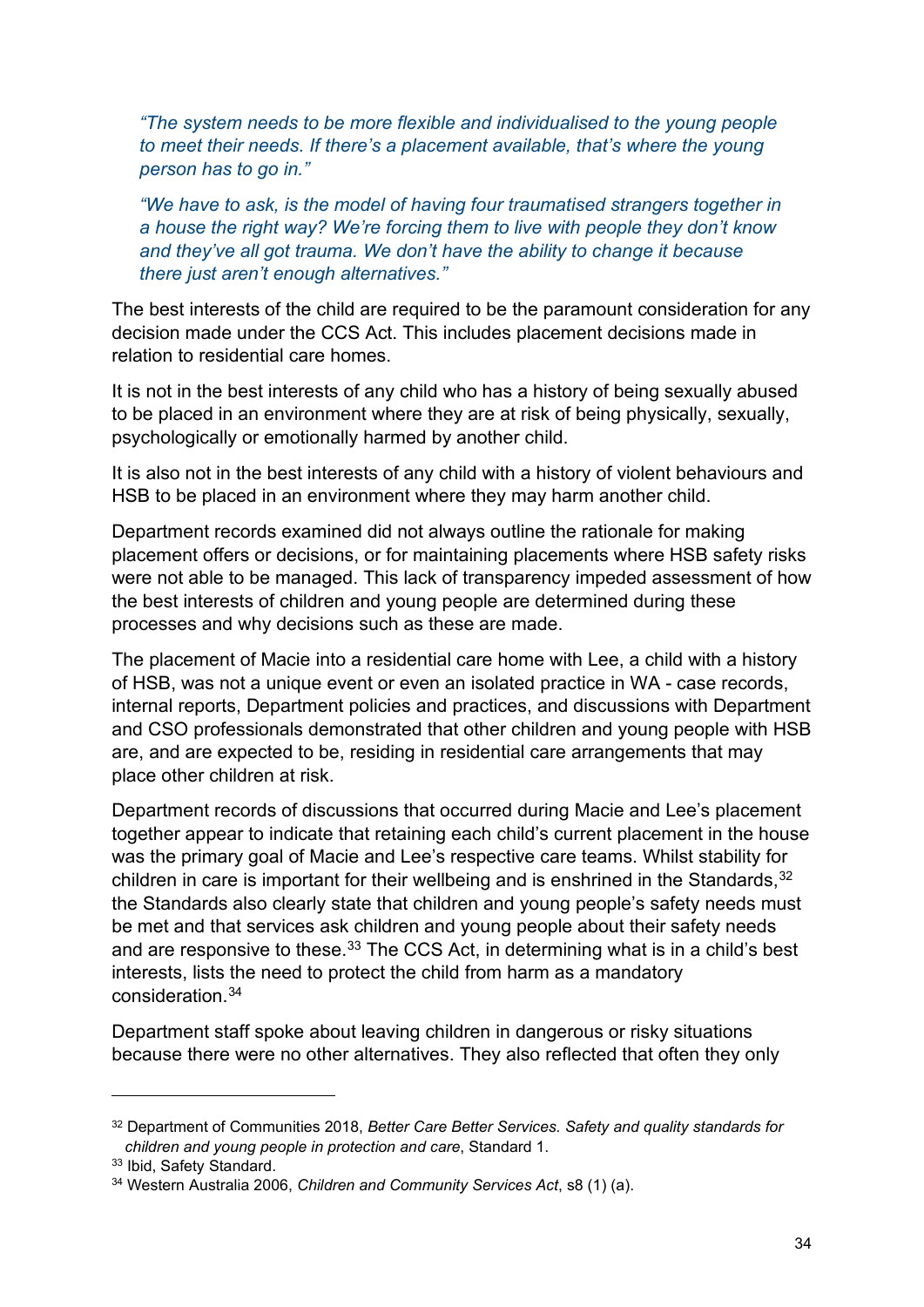*"The system needs to be more flexible and individualised to the young people to meet their needs. If there's a placement available, that's where the young person has to go in."*

*"We have to ask, is the model of having four traumatised strangers together in a house the right way? We're forcing them to live with people they don't know and they've all got trauma. We don't have the ability to change it because there just aren't enough alternatives."*

The best interests of the child are required to be the paramount consideration for any decision made under the CCS Act. This includes placement decisions made in relation to residential care homes.

It is not in the best interests of any child who has a history of being sexually abused to be placed in an environment where they are at risk of being physically, sexually, psychologically or emotionally harmed by another child.

It is also not in the best interests of any child with a history of violent behaviours and HSB to be placed in an environment where they may harm another child.

Department records examined did not always outline the rationale for making placement offers or decisions, or for maintaining placements where HSB safety risks were not able to be managed. This lack of transparency impeded assessment of how the best interests of children and young people are determined during these processes and why decisions such as these are made.

The placement of Macie into a residential care home with Lee, a child with a history of HSB, was not a unique event or even an isolated practice in WA - case records, internal reports, Department policies and practices, and discussions with Department and CSO professionals demonstrated that other children and young people with HSB are, and are expected to be, residing in residential care arrangements that may place other children at risk.

Department records of discussions that occurred during Macie and Lee's placement together appear to indicate that retaining each child's current placement in the house was the primary goal of Macie and Lee's respective care teams. Whilst stability for children in care is important for their wellbeing and is enshrined in the Standards,[32] the Standards also clearly state that children and young people's safety needs must be met and that services ask children and young people about their safety needs and are responsive to these.[33] The CCS Act, in determining what is in a child's best interests, lists the need to protect the child from harm as a mandatory consideration.[34]

Department staff spoke about leaving children in dangerous or risky situations because there were no other alternatives. They also reflected that often they only

---

[32] Department of Communities 2018, *Better Care Better Services. Safety and quality standards for children and young people in protection and care*, Standard 1.

[33] Ibid, Safety Standard.

[34] Western Australia 2006, *Children and Community Services Act*, s8 (1) (a).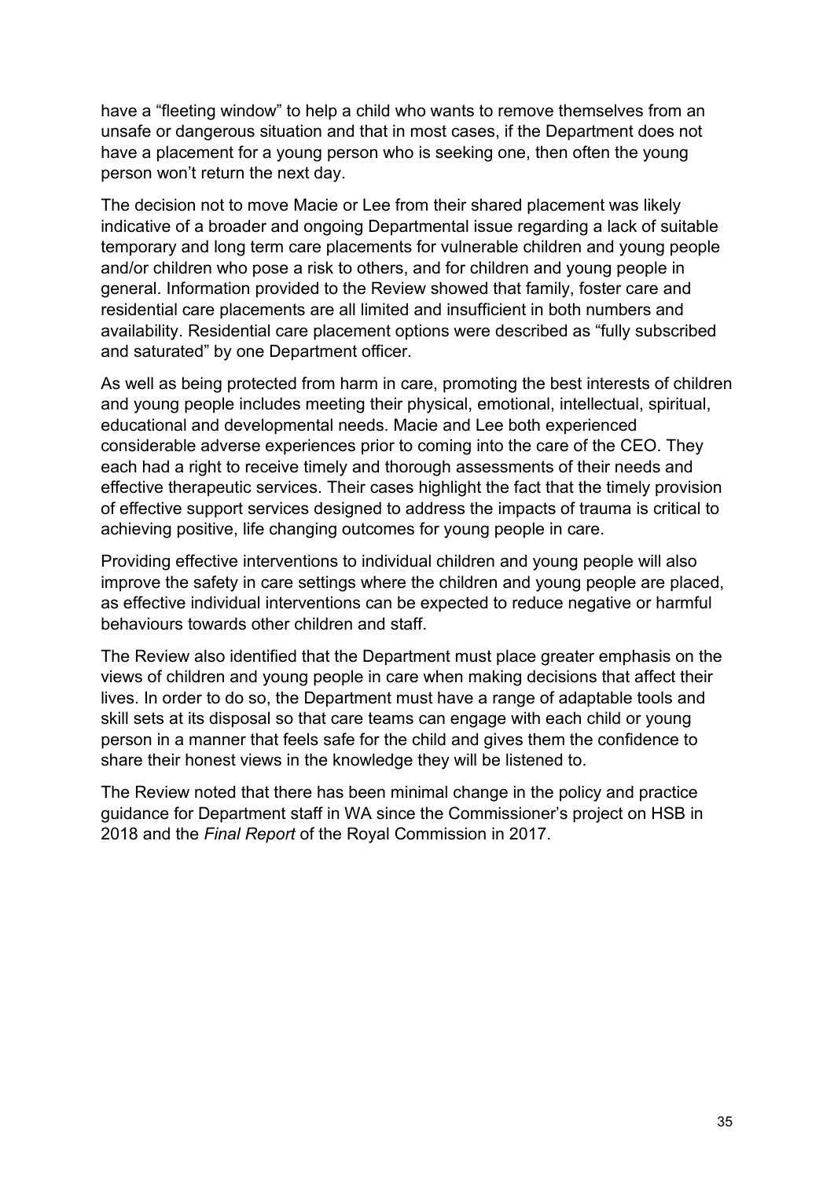have a “fleeting window” to help a child who wants to remove themselves from an unsafe or dangerous situation and that in most cases, if the Department does not have a placement for a young person who is seeking one, then often the young person won’t return the next day.

The decision not to move Macie or Lee from their shared placement was likely indicative of a broader and ongoing Departmental issue regarding a lack of suitable temporary and long term care placements for vulnerable children and young people and/or children who pose a risk to others, and for children and young people in general. Information provided to the Review showed that family, foster care and residential care placements are all limited and insufficient in both numbers and availability. Residential care placement options were described as “fully subscribed and saturated” by one Department officer.

As well as being protected from harm in care, promoting the best interests of children and young people includes meeting their physical, emotional, intellectual, spiritual, educational and developmental needs. Macie and Lee both experienced considerable adverse experiences prior to coming into the care of the CEO. They each had a right to receive timely and thorough assessments of their needs and effective therapeutic services. Their cases highlight the fact that the timely provision of effective support services designed to address the impacts of trauma is critical to achieving positive, life changing outcomes for young people in care.

Providing effective interventions to individual children and young people will also improve the safety in care settings where the children and young people are placed, as effective individual interventions can be expected to reduce negative or harmful behaviours towards other children and staff.

The Review also identified that the Department must place greater emphasis on the views of children and young people in care when making decisions that affect their lives. In order to do so, the Department must have a range of adaptable tools and skill sets at its disposal so that care teams can engage with each child or young person in a manner that feels safe for the child and gives them the confidence to share their honest views in the knowledge they will be listened to.

The Review noted that there has been minimal change in the policy and practice guidance for Department staff in WA since the Commissioner’s project on HSB in 2018 and the *Final Report* of the Royal Commission in 2017.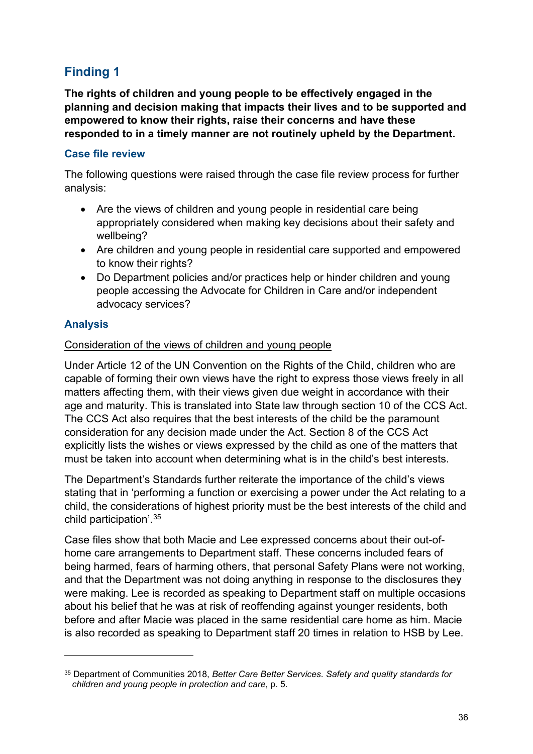## Finding 1

**The rights of children and young people to be effectively engaged in the planning and decision making that impacts their lives and to be supported and empowered to know their rights, raise their concerns and have these responded to in a timely manner are not routinely upheld by the Department.**

### Case file review

The following questions were raised through the case file review process for further analysis:

- Are the views of children and young people in residential care being appropriately considered when making key decisions about their safety and wellbeing?
- Are children and young people in residential care supported and empowered to know their rights?
- Do Department policies and/or practices help or hinder children and young people accessing the Advocate for Children in Care and/or independent advocacy services?

### Analysis

Consideration of the views of children and young people

Under Article 12 of the UN Convention on the Rights of the Child, children who are capable of forming their own views have the right to express those views freely in all matters affecting them, with their views given due weight in accordance with their age and maturity. This is translated into State law through section 10 of the CCS Act. The CCS Act also requires that the best interests of the child be the paramount consideration for any decision made under the Act. Section 8 of the CCS Act explicitly lists the wishes or views expressed by the child as one of the matters that must be taken into account when determining what is in the child's best interests.

The Department's Standards further reiterate the importance of the child's views stating that in 'performing a function or exercising a power under the Act relating to a child, the considerations of highest priority must be the best interests of the child and child participation'.[35]

Case files show that both Macie and Lee expressed concerns about their out-of-home care arrangements to Department staff. These concerns included fears of being harmed, fears of harming others, that personal Safety Plans were not working, and that the Department was not doing anything in response to the disclosures they were making. Lee is recorded as speaking to Department staff on multiple occasions about his belief that he was at risk of reoffending against younger residents, both before and after Macie was placed in the same residential care home as him. Macie is also recorded as speaking to Department staff 20 times in relation to HSB by Lee.

---

[35] Department of Communities 2018, *Better Care Better Services. Safety and quality standards for children and young people in protection and care*, p. 5.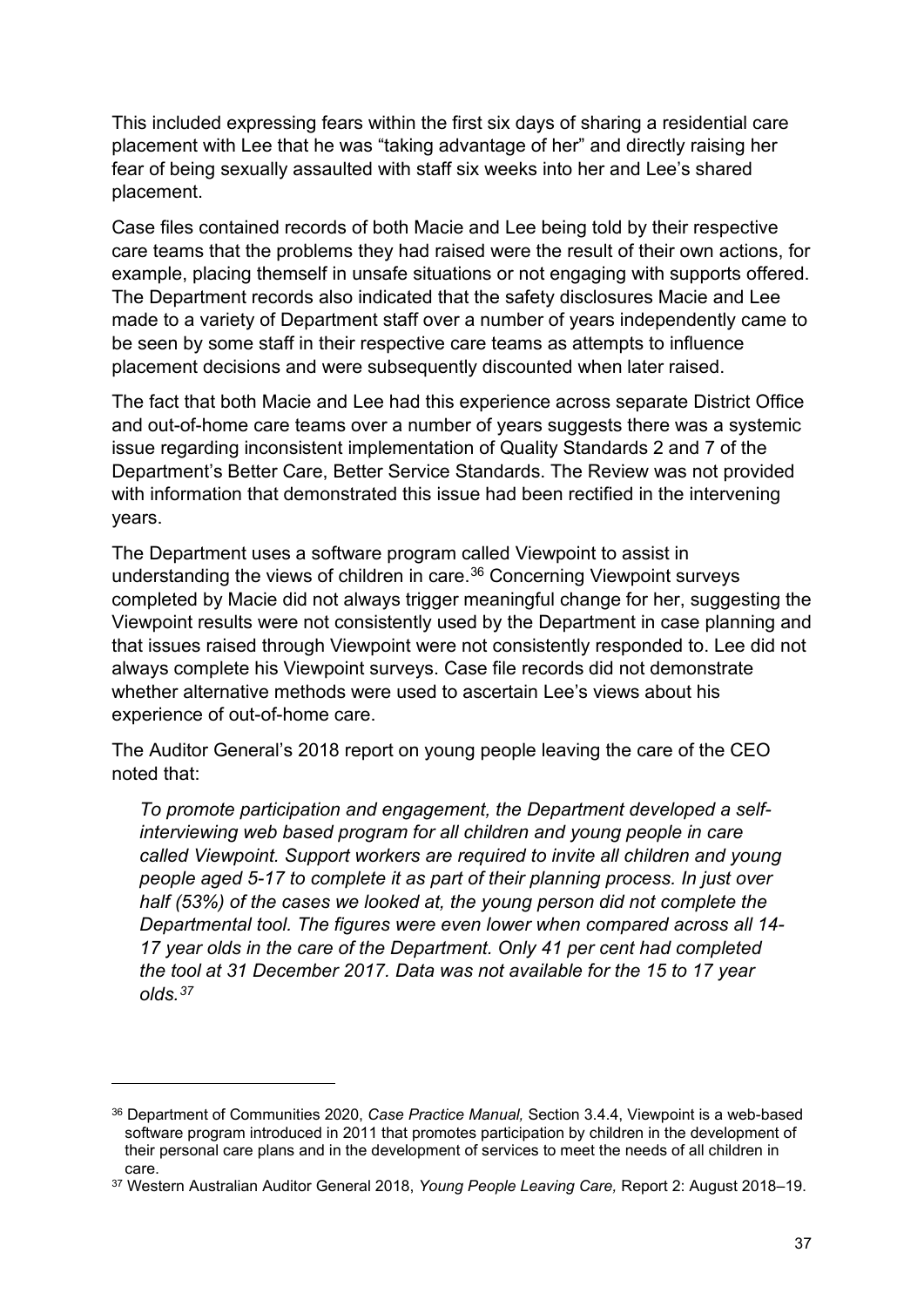This included expressing fears within the first six days of sharing a residential care placement with Lee that he was "taking advantage of her" and directly raising her fear of being sexually assaulted with staff six weeks into her and Lee's shared placement.

Case files contained records of both Macie and Lee being told by their respective care teams that the problems they had raised were the result of their own actions, for example, placing themself in unsafe situations or not engaging with supports offered. The Department records also indicated that the safety disclosures Macie and Lee made to a variety of Department staff over a number of years independently came to be seen by some staff in their respective care teams as attempts to influence placement decisions and were subsequently discounted when later raised.

The fact that both Macie and Lee had this experience across separate District Office and out-of-home care teams over a number of years suggests there was a systemic issue regarding inconsistent implementation of Quality Standards 2 and 7 of the Department's Better Care, Better Service Standards. The Review was not provided with information that demonstrated this issue had been rectified in the intervening years.

The Department uses a software program called Viewpoint to assist in understanding the views of children in care.[36] Concerning Viewpoint surveys completed by Macie did not always trigger meaningful change for her, suggesting the Viewpoint results were not consistently used by the Department in case planning and that issues raised through Viewpoint were not consistently responded to. Lee did not always complete his Viewpoint surveys. Case file records did not demonstrate whether alternative methods were used to ascertain Lee's views about his experience of out-of-home care.

The Auditor General's 2018 report on young people leaving the care of the CEO noted that:

> *To promote participation and engagement, the Department developed a self-interviewing web based program for all children and young people in care called Viewpoint. Support workers are required to invite all children and young people aged 5-17 to complete it as part of their planning process. In just over half (53%) of the cases we looked at, the young person did not complete the Departmental tool. The figures were even lower when compared across all 14-17 year olds in the care of the Department. Only 41 per cent had completed the tool at 31 December 2017. Data was not available for the 15 to 17 year olds.*[37]

---

[36] Department of Communities 2020, *Case Practice Manual,* Section 3.4.4, Viewpoint is a web-based software program introduced in 2011 that promotes participation by children in the development of their personal care plans and in the development of services to meet the needs of all children in care.

[37] Western Australian Auditor General 2018, *Young People Leaving Care,* Report 2: August 2018–19.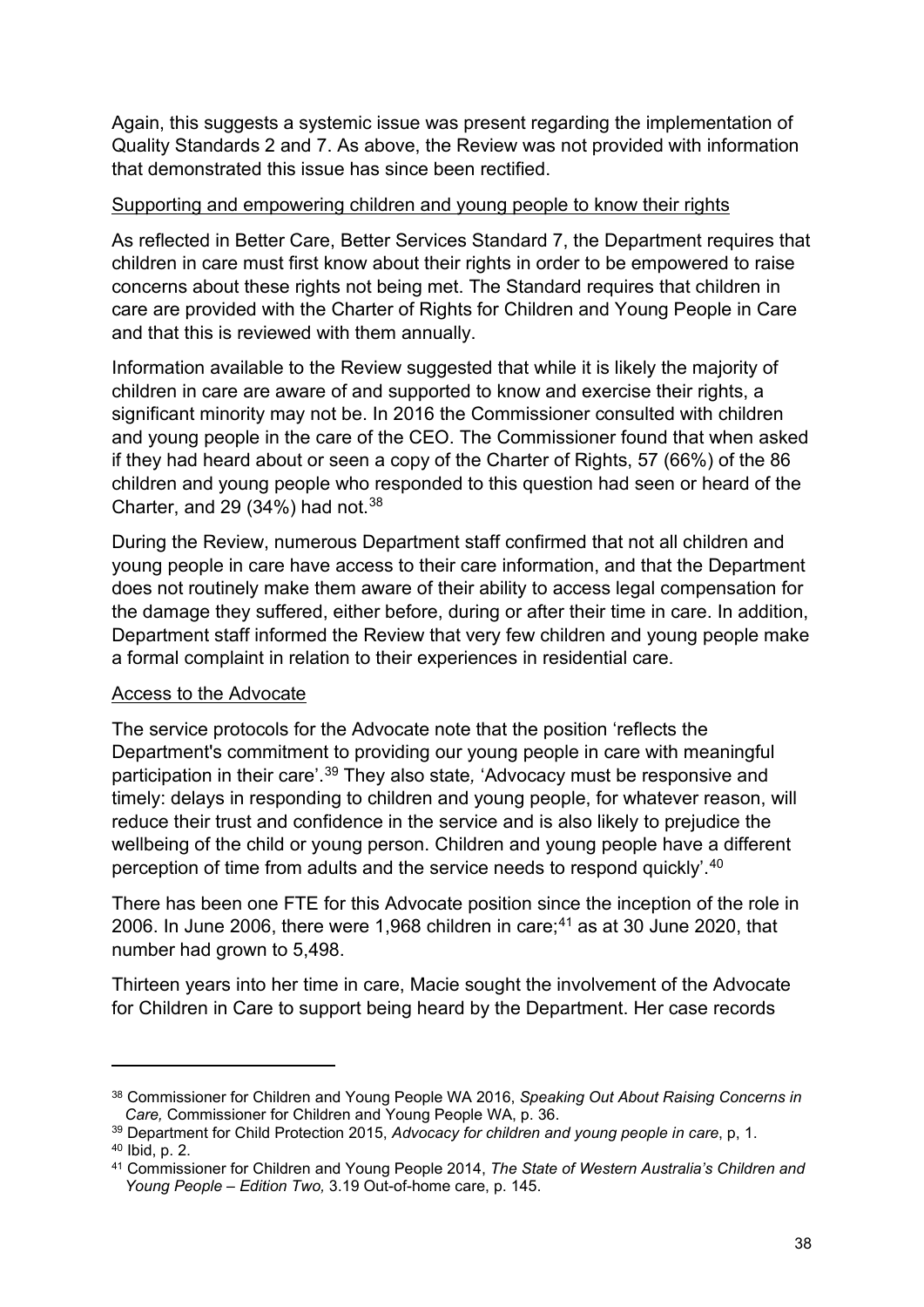Again, this suggests a systemic issue was present regarding the implementation of Quality Standards 2 and 7. As above, the Review was not provided with information that demonstrated this issue has since been rectified.

Supporting and empowering children and young people to know their rights

As reflected in Better Care, Better Services Standard 7, the Department requires that children in care must first know about their rights in order to be empowered to raise concerns about these rights not being met. The Standard requires that children in care are provided with the Charter of Rights for Children and Young People in Care and that this is reviewed with them annually.

Information available to the Review suggested that while it is likely the majority of children in care are aware of and supported to know and exercise their rights, a significant minority may not be. In 2016 the Commissioner consulted with children and young people in the care of the CEO. The Commissioner found that when asked if they had heard about or seen a copy of the Charter of Rights, 57 (66%) of the 86 children and young people who responded to this question had seen or heard of the Charter, and 29 (34%) had not.[38]

During the Review, numerous Department staff confirmed that not all children and young people in care have access to their care information, and that the Department does not routinely make them aware of their ability to access legal compensation for the damage they suffered, either before, during or after their time in care. In addition, Department staff informed the Review that very few children and young people make a formal complaint in relation to their experiences in residential care.

Access to the Advocate

The service protocols for the Advocate note that the position 'reflects the Department's commitment to providing our young people in care with meaningful participation in their care'.[39] They also state, 'Advocacy must be responsive and timely: delays in responding to children and young people, for whatever reason, will reduce their trust and confidence in the service and is also likely to prejudice the wellbeing of the child or young person. Children and young people have a different perception of time from adults and the service needs to respond quickly'.[40]

There has been one FTE for this Advocate position since the inception of the role in 2006. In June 2006, there were 1,968 children in care;[41] as at 30 June 2020, that number had grown to 5,498.

Thirteen years into her time in care, Macie sought the involvement of the Advocate for Children in Care to support being heard by the Department. Her case records

---

[38] Commissioner for Children and Young People WA 2016, *Speaking Out About Raising Concerns in Care,* Commissioner for Children and Young People WA, p. 36.

[39] Department for Child Protection 2015, *Advocacy for children and young people in care*, p, 1.

[40] Ibid, p. 2.

[41] Commissioner for Children and Young People 2014, *The State of Western Australia's Children and Young People – Edition Two,* 3.19 Out-of-home care, p. 145.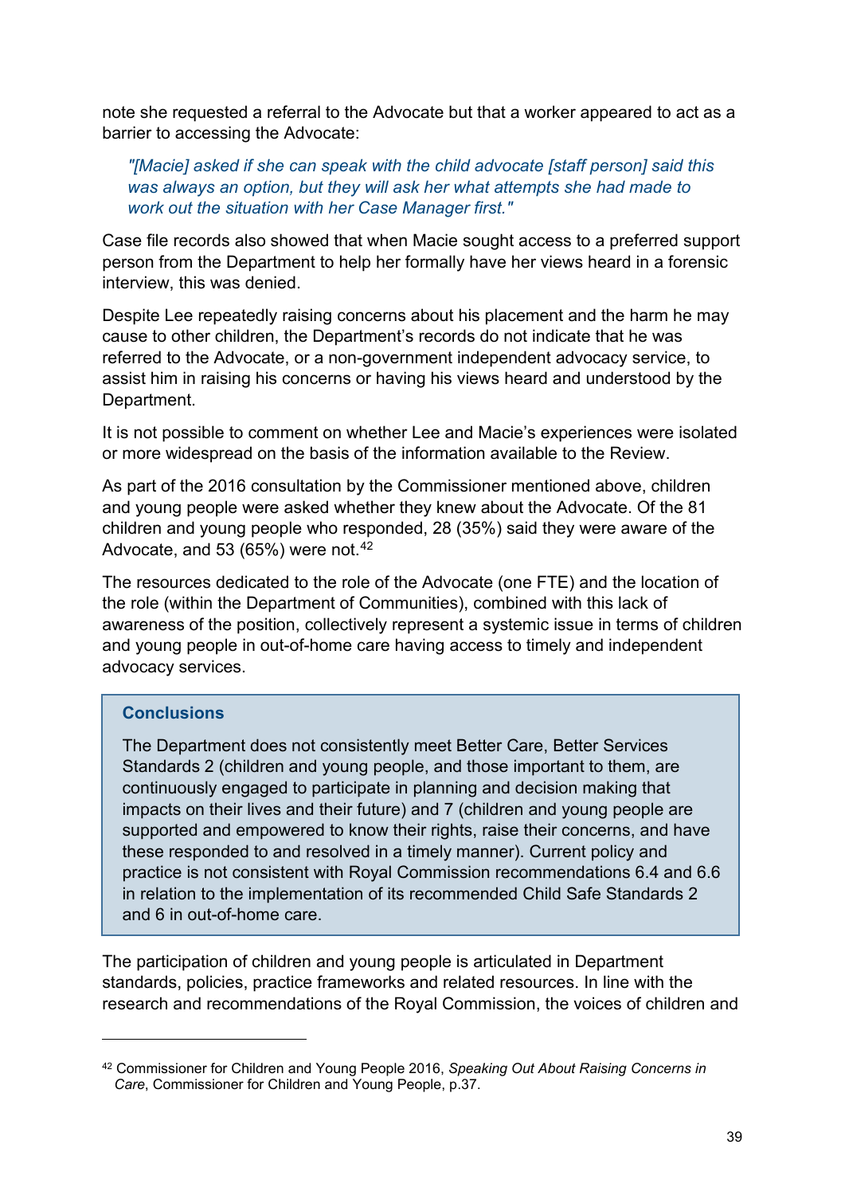note she requested a referral to the Advocate but that a worker appeared to act as a barrier to accessing the Advocate:

> *"[Macie] asked if she can speak with the child advocate [staff person] said this was always an option, but they will ask her what attempts she had made to work out the situation with her Case Manager first."*

Case file records also showed that when Macie sought access to a preferred support person from the Department to help her formally have her views heard in a forensic interview, this was denied.

Despite Lee repeatedly raising concerns about his placement and the harm he may cause to other children, the Department's records do not indicate that he was referred to the Advocate, or a non-government independent advocacy service, to assist him in raising his concerns or having his views heard and understood by the Department.

It is not possible to comment on whether Lee and Macie's experiences were isolated or more widespread on the basis of the information available to the Review.

As part of the 2016 consultation by the Commissioner mentioned above, children and young people were asked whether they knew about the Advocate. Of the 81 children and young people who responded, 28 (35%) said they were aware of the Advocate, and 53 (65%) were not.[42]

The resources dedicated to the role of the Advocate (one FTE) and the location of the role (within the Department of Communities), combined with this lack of awareness of the position, collectively represent a systemic issue in terms of children and young people in out-of-home care having access to timely and independent advocacy services.

> **Conclusions**
>
> The Department does not consistently meet Better Care, Better Services Standards 2 (children and young people, and those important to them, are continuously engaged to participate in planning and decision making that impacts on their lives and their future) and 7 (children and young people are supported and empowered to know their rights, raise their concerns, and have these responded to and resolved in a timely manner). Current policy and practice is not consistent with Royal Commission recommendations 6.4 and 6.6 in relation to the implementation of its recommended Child Safe Standards 2 and 6 in out-of-home care.

The participation of children and young people is articulated in Department standards, policies, practice frameworks and related resources. In line with the research and recommendations of the Royal Commission, the voices of children and

---

[42] Commissioner for Children and Young People 2016, *Speaking Out About Raising Concerns in Care*, Commissioner for Children and Young People, p.37.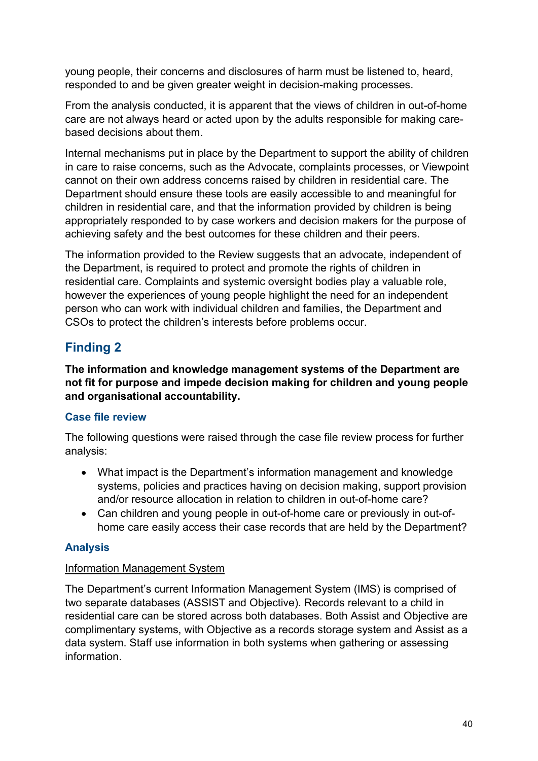young people, their concerns and disclosures of harm must be listened to, heard, responded to and be given greater weight in decision-making processes.

From the analysis conducted, it is apparent that the views of children in out-of-home care are not always heard or acted upon by the adults responsible for making care-based decisions about them.

Internal mechanisms put in place by the Department to support the ability of children in care to raise concerns, such as the Advocate, complaints processes, or Viewpoint cannot on their own address concerns raised by children in residential care. The Department should ensure these tools are easily accessible to and meaningful for children in residential care, and that the information provided by children is being appropriately responded to by case workers and decision makers for the purpose of achieving safety and the best outcomes for these children and their peers.

The information provided to the Review suggests that an advocate, independent of the Department, is required to protect and promote the rights of children in residential care. Complaints and systemic oversight bodies play a valuable role, however the experiences of young people highlight the need for an independent person who can work with individual children and families, the Department and CSOs to protect the children's interests before problems occur.

## Finding 2

**The information and knowledge management systems of the Department are not fit for purpose and impede decision making for children and young people and organisational accountability.**

### Case file review

The following questions were raised through the case file review process for further analysis:

- What impact is the Department's information management and knowledge systems, policies and practices having on decision making, support provision and/or resource allocation in relation to children in out-of-home care?
- Can children and young people in out-of-home care or previously in out-of-home care easily access their case records that are held by the Department?

### Analysis

<u>Information Management System</u>

The Department's current Information Management System (IMS) is comprised of two separate databases (ASSIST and Objective). Records relevant to a child in residential care can be stored across both databases. Both Assist and Objective are complimentary systems, with Objective as a records storage system and Assist as a data system. Staff use information in both systems when gathering or assessing information.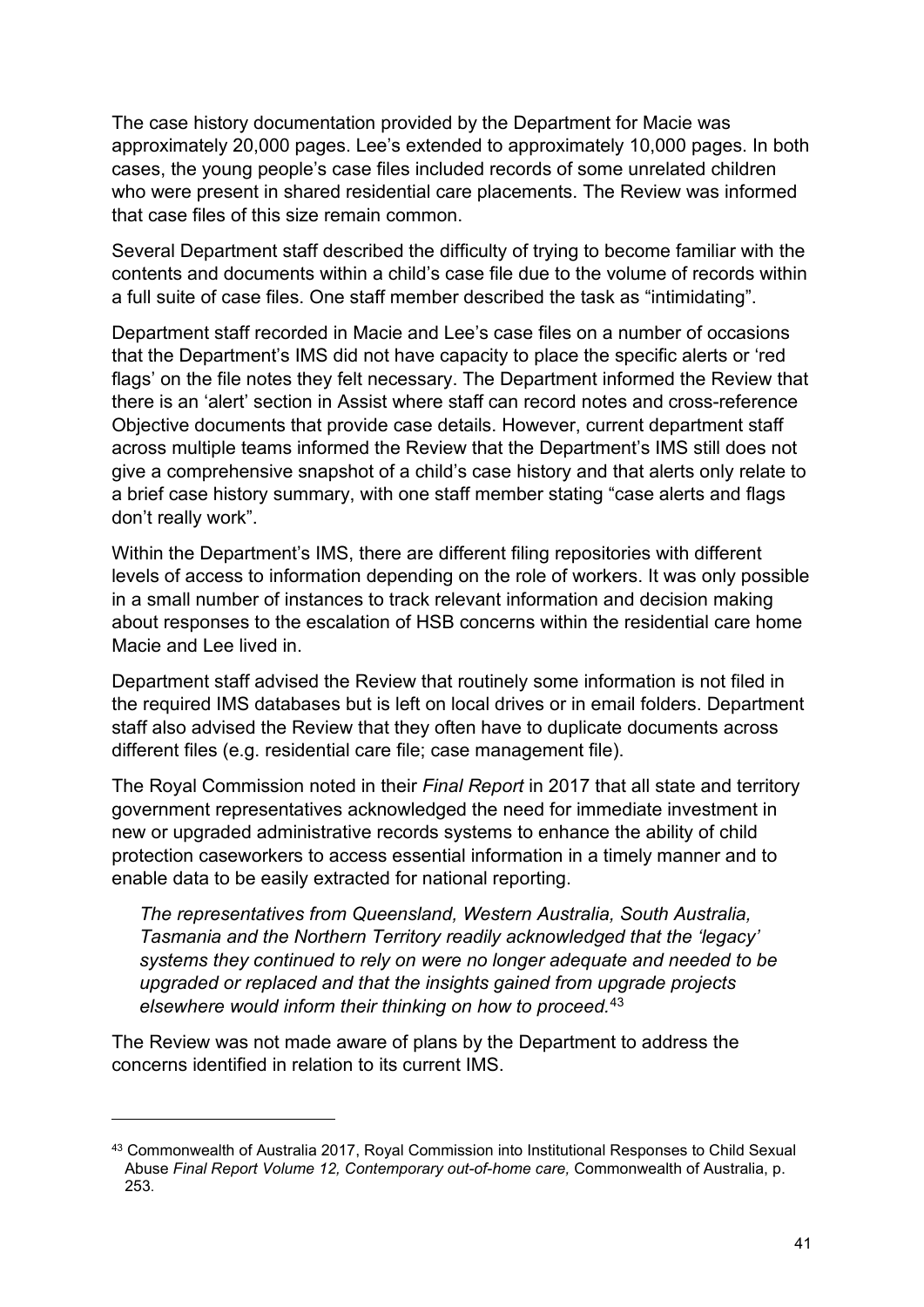The case history documentation provided by the Department for Macie was approximately 20,000 pages. Lee's extended to approximately 10,000 pages. In both cases, the young people's case files included records of some unrelated children who were present in shared residential care placements. The Review was informed that case files of this size remain common.

Several Department staff described the difficulty of trying to become familiar with the contents and documents within a child's case file due to the volume of records within a full suite of case files. One staff member described the task as "intimidating".

Department staff recorded in Macie and Lee's case files on a number of occasions that the Department's IMS did not have capacity to place the specific alerts or 'red flags' on the file notes they felt necessary. The Department informed the Review that there is an 'alert' section in Assist where staff can record notes and cross-reference Objective documents that provide case details. However, current department staff across multiple teams informed the Review that the Department's IMS still does not give a comprehensive snapshot of a child's case history and that alerts only relate to a brief case history summary, with one staff member stating "case alerts and flags don't really work".

Within the Department's IMS, there are different filing repositories with different levels of access to information depending on the role of workers. It was only possible in a small number of instances to track relevant information and decision making about responses to the escalation of HSB concerns within the residential care home Macie and Lee lived in.

Department staff advised the Review that routinely some information is not filed in the required IMS databases but is left on local drives or in email folders. Department staff also advised the Review that they often have to duplicate documents across different files (e.g. residential care file; case management file).

The Royal Commission noted in their *Final Report* in 2017 that all state and territory government representatives acknowledged the need for immediate investment in new or upgraded administrative records systems to enhance the ability of child protection caseworkers to access essential information in a timely manner and to enable data to be easily extracted for national reporting.

> *The representatives from Queensland, Western Australia, South Australia, Tasmania and the Northern Territory readily acknowledged that the 'legacy' systems they continued to rely on were no longer adequate and needed to be upgraded or replaced and that the insights gained from upgrade projects elsewhere would inform their thinking on how to proceed.*[43]

The Review was not made aware of plans by the Department to address the concerns identified in relation to its current IMS.

---

[43] Commonwealth of Australia 2017, Royal Commission into Institutional Responses to Child Sexual Abuse *Final Report Volume 12, Contemporary out-of-home care,* Commonwealth of Australia, p. 253.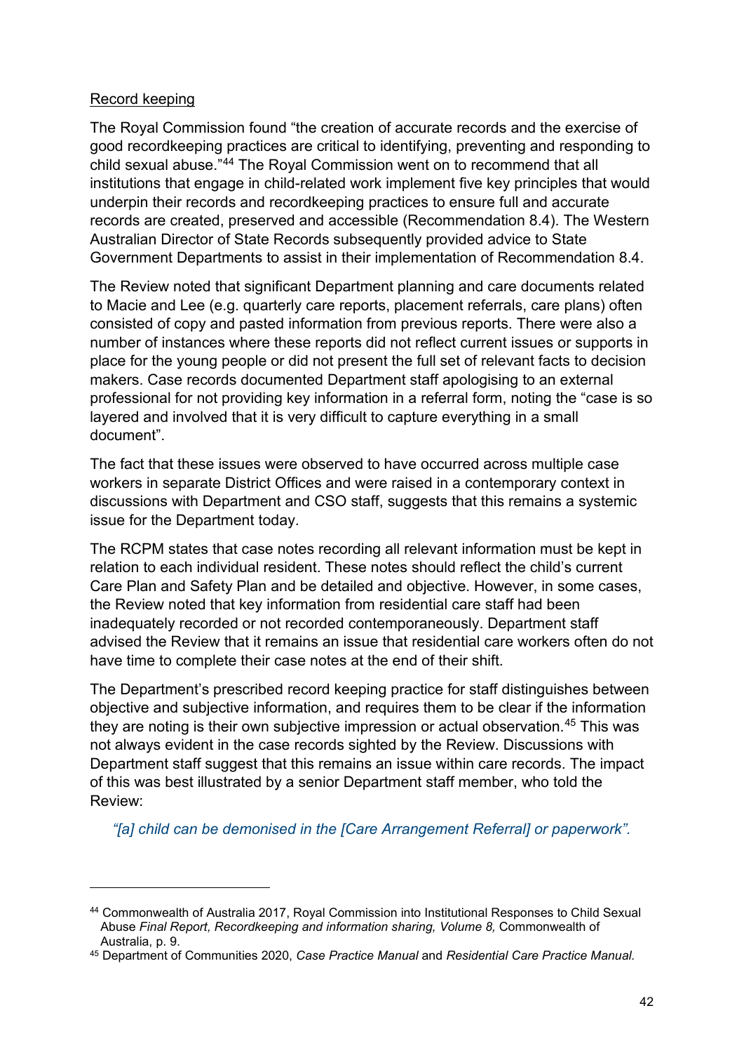<u>Record keeping</u>

The Royal Commission found "the creation of accurate records and the exercise of good recordkeeping practices are critical to identifying, preventing and responding to child sexual abuse."[44] The Royal Commission went on to recommend that all institutions that engage in child-related work implement five key principles that would underpin their records and recordkeeping practices to ensure full and accurate records are created, preserved and accessible (Recommendation 8.4). The Western Australian Director of State Records subsequently provided advice to State Government Departments to assist in their implementation of Recommendation 8.4.

The Review noted that significant Department planning and care documents related to Macie and Lee (e.g. quarterly care reports, placement referrals, care plans) often consisted of copy and pasted information from previous reports. There were also a number of instances where these reports did not reflect current issues or supports in place for the young people or did not present the full set of relevant facts to decision makers. Case records documented Department staff apologising to an external professional for not providing key information in a referral form, noting the "case is so layered and involved that it is very difficult to capture everything in a small document".

The fact that these issues were observed to have occurred across multiple case workers in separate District Offices and were raised in a contemporary context in discussions with Department and CSO staff, suggests that this remains a systemic issue for the Department today.

The RCPM states that case notes recording all relevant information must be kept in relation to each individual resident. These notes should reflect the child's current Care Plan and Safety Plan and be detailed and objective. However, in some cases, the Review noted that key information from residential care staff had been inadequately recorded or not recorded contemporaneously. Department staff advised the Review that it remains an issue that residential care workers often do not have time to complete their case notes at the end of their shift.

The Department's prescribed record keeping practice for staff distinguishes between objective and subjective information, and requires them to be clear if the information they are noting is their own subjective impression or actual observation.[45] This was not always evident in the case records sighted by the Review. Discussions with Department staff suggest that this remains an issue within care records. The impact of this was best illustrated by a senior Department staff member, who told the Review:

> *"[a] child can be demonised in the [Care Arrangement Referral] or paperwork".*

---

[44] Commonwealth of Australia 2017, Royal Commission into Institutional Responses to Child Sexual Abuse *Final Report, Recordkeeping and information sharing, Volume 8,* Commonwealth of Australia, p. 9.

[45] Department of Communities 2020, *Case Practice Manual* and *Residential Care Practice Manual.*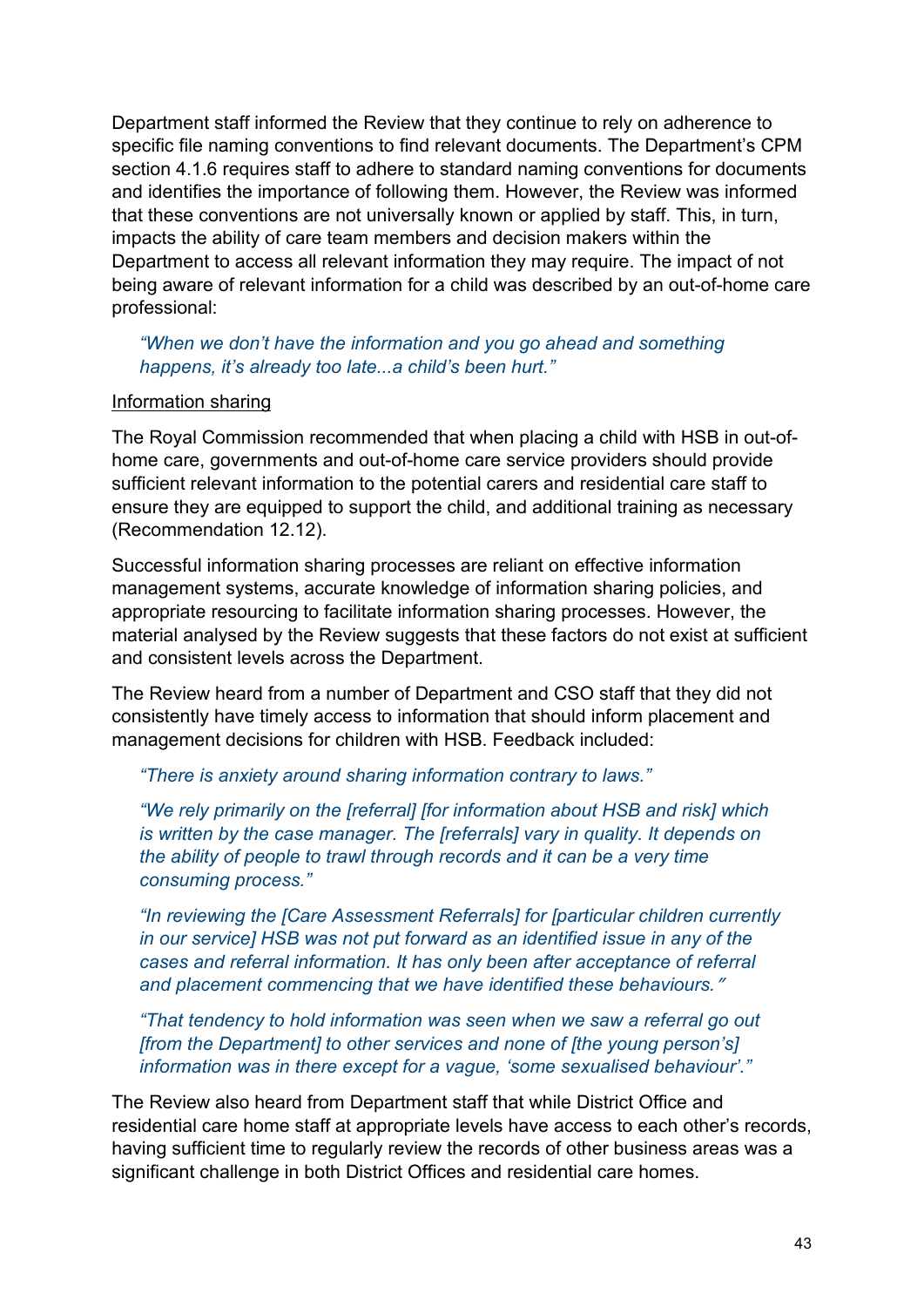Department staff informed the Review that they continue to rely on adherence to specific file naming conventions to find relevant documents. The Department's CPM section 4.1.6 requires staff to adhere to standard naming conventions for documents and identifies the importance of following them. However, the Review was informed that these conventions are not universally known or applied by staff. This, in turn, impacts the ability of care team members and decision makers within the Department to access all relevant information they may require. The impact of not being aware of relevant information for a child was described by an out-of-home care professional:

> *"When we don't have the information and you go ahead and something happens, it's already too late...a child's been hurt."*

<u>Information sharing</u>

The Royal Commission recommended that when placing a child with HSB in out-of-home care, governments and out-of-home care service providers should provide sufficient relevant information to the potential carers and residential care staff to ensure they are equipped to support the child, and additional training as necessary (Recommendation 12.12).

Successful information sharing processes are reliant on effective information management systems, accurate knowledge of information sharing policies, and appropriate resourcing to facilitate information sharing processes. However, the material analysed by the Review suggests that these factors do not exist at sufficient and consistent levels across the Department.

The Review heard from a number of Department and CSO staff that they did not consistently have timely access to information that should inform placement and management decisions for children with HSB. Feedback included:

> *"There is anxiety around sharing information contrary to laws."*
>
> *"We rely primarily on the [referral] [for information about HSB and risk] which is written by the case manager. The [referrals] vary in quality. It depends on the ability of people to trawl through records and it can be a very time consuming process."*
>
> *"In reviewing the [Care Assessment Referrals] for [particular children currently in our service] HSB was not put forward as an identified issue in any of the cases and referral information. It has only been after acceptance of referral and placement commencing that we have identified these behaviours."*
>
> *"That tendency to hold information was seen when we saw a referral go out [from the Department] to other services and none of [the young person's] information was in there except for a vague, 'some sexualised behaviour'."*

The Review also heard from Department staff that while District Office and residential care home staff at appropriate levels have access to each other's records, having sufficient time to regularly review the records of other business areas was a significant challenge in both District Offices and residential care homes.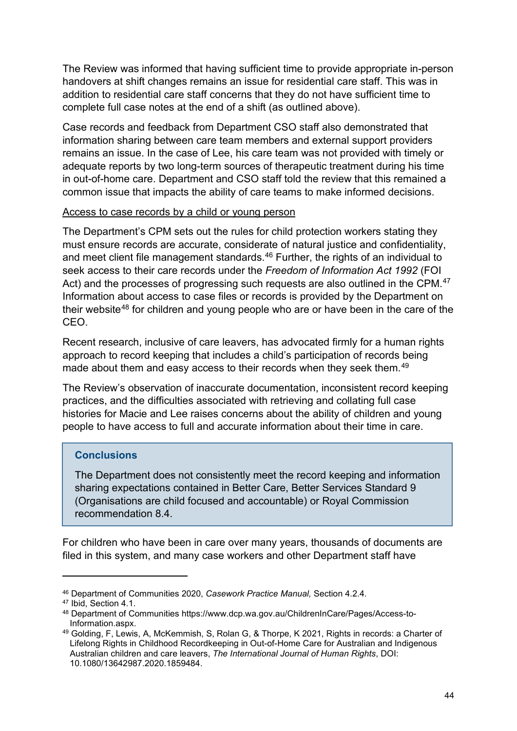The Review was informed that having sufficient time to provide appropriate in-person handovers at shift changes remains an issue for residential care staff. This was in addition to residential care staff concerns that they do not have sufficient time to complete full case notes at the end of a shift (as outlined above).

Case records and feedback from Department CSO staff also demonstrated that information sharing between care team members and external support providers remains an issue. In the case of Lee, his care team was not provided with timely or adequate reports by two long-term sources of therapeutic treatment during his time in out-of-home care. Department and CSO staff told the review that this remained a common issue that impacts the ability of care teams to make informed decisions.

<u>Access to case records by a child or young person</u>

The Department's CPM sets out the rules for child protection workers stating they must ensure records are accurate, considerate of natural justice and confidentiality, and meet client file management standards.[46] Further, the rights of an individual to seek access to their care records under the *Freedom of Information Act 1992* (FOI Act) and the processes of progressing such requests are also outlined in the CPM.[47] Information about access to case files or records is provided by the Department on their website[48] for children and young people who are or have been in the care of the CEO.

Recent research, inclusive of care leavers, has advocated firmly for a human rights approach to record keeping that includes a child's participation of records being made about them and easy access to their records when they seek them.[49]

The Review's observation of inaccurate documentation, inconsistent record keeping practices, and the difficulties associated with retrieving and collating full case histories for Macie and Lee raises concerns about the ability of children and young people to have access to full and accurate information about their time in care.

> **Conclusions**
>
> The Department does not consistently meet the record keeping and information sharing expectations contained in Better Care, Better Services Standard 9 (Organisations are child focused and accountable) or Royal Commission recommendation 8.4.

For children who have been in care over many years, thousands of documents are filed in this system, and many case workers and other Department staff have

---

[46] Department of Communities 2020, *Casework Practice Manual,* Section 4.2.4.

[47] Ibid, Section 4.1.

[48] Department of Communities https://www.dcp.wa.gov.au/ChildrenInCare/Pages/Access-to-Information.aspx.

[49] Golding, F, Lewis, A, McKemmish, S, Rolan G, & Thorpe, K 2021, Rights in records: a Charter of Lifelong Rights in Childhood Recordkeeping in Out-of-Home Care for Australian and Indigenous Australian children and care leavers, *The International Journal of Human Rights*, DOI: 10.1080/13642987.2020.1859484.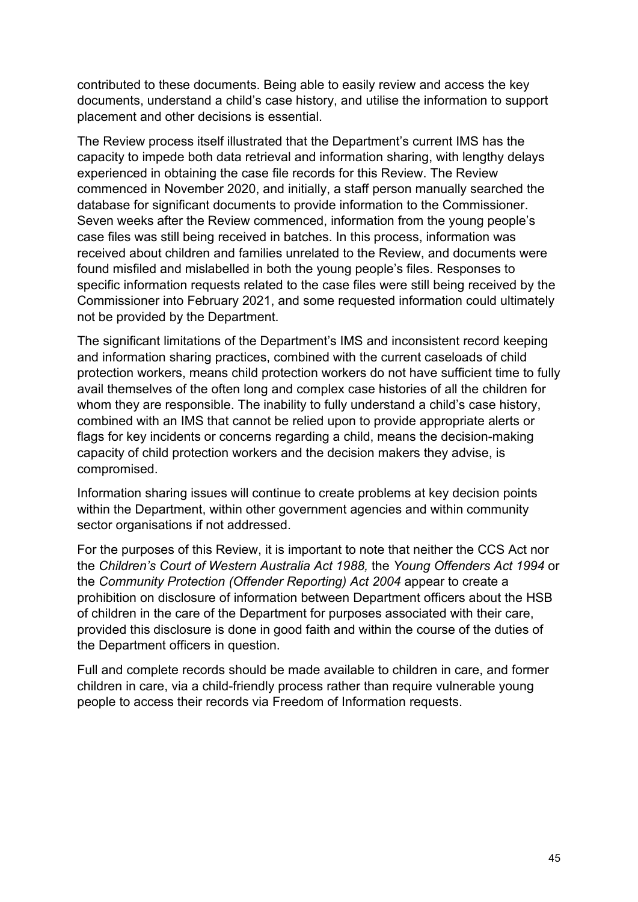contributed to these documents. Being able to easily review and access the key documents, understand a child's case history, and utilise the information to support placement and other decisions is essential.

The Review process itself illustrated that the Department's current IMS has the capacity to impede both data retrieval and information sharing, with lengthy delays experienced in obtaining the case file records for this Review. The Review commenced in November 2020, and initially, a staff person manually searched the database for significant documents to provide information to the Commissioner. Seven weeks after the Review commenced, information from the young people's case files was still being received in batches. In this process, information was received about children and families unrelated to the Review, and documents were found misfiled and mislabelled in both the young people's files. Responses to specific information requests related to the case files were still being received by the Commissioner into February 2021, and some requested information could ultimately not be provided by the Department.

The significant limitations of the Department's IMS and inconsistent record keeping and information sharing practices, combined with the current caseloads of child protection workers, means child protection workers do not have sufficient time to fully avail themselves of the often long and complex case histories of all the children for whom they are responsible. The inability to fully understand a child's case history, combined with an IMS that cannot be relied upon to provide appropriate alerts or flags for key incidents or concerns regarding a child, means the decision-making capacity of child protection workers and the decision makers they advise, is compromised.

Information sharing issues will continue to create problems at key decision points within the Department, within other government agencies and within community sector organisations if not addressed.

For the purposes of this Review, it is important to note that neither the CCS Act nor the *Children's Court of Western Australia Act 1988,* the *Young Offenders Act 1994* or the *Community Protection (Offender Reporting) Act 2004* appear to create a prohibition on disclosure of information between Department officers about the HSB of children in the care of the Department for purposes associated with their care, provided this disclosure is done in good faith and within the course of the duties of the Department officers in question.

Full and complete records should be made available to children in care, and former children in care, via a child-friendly process rather than require vulnerable young people to access their records via Freedom of Information requests.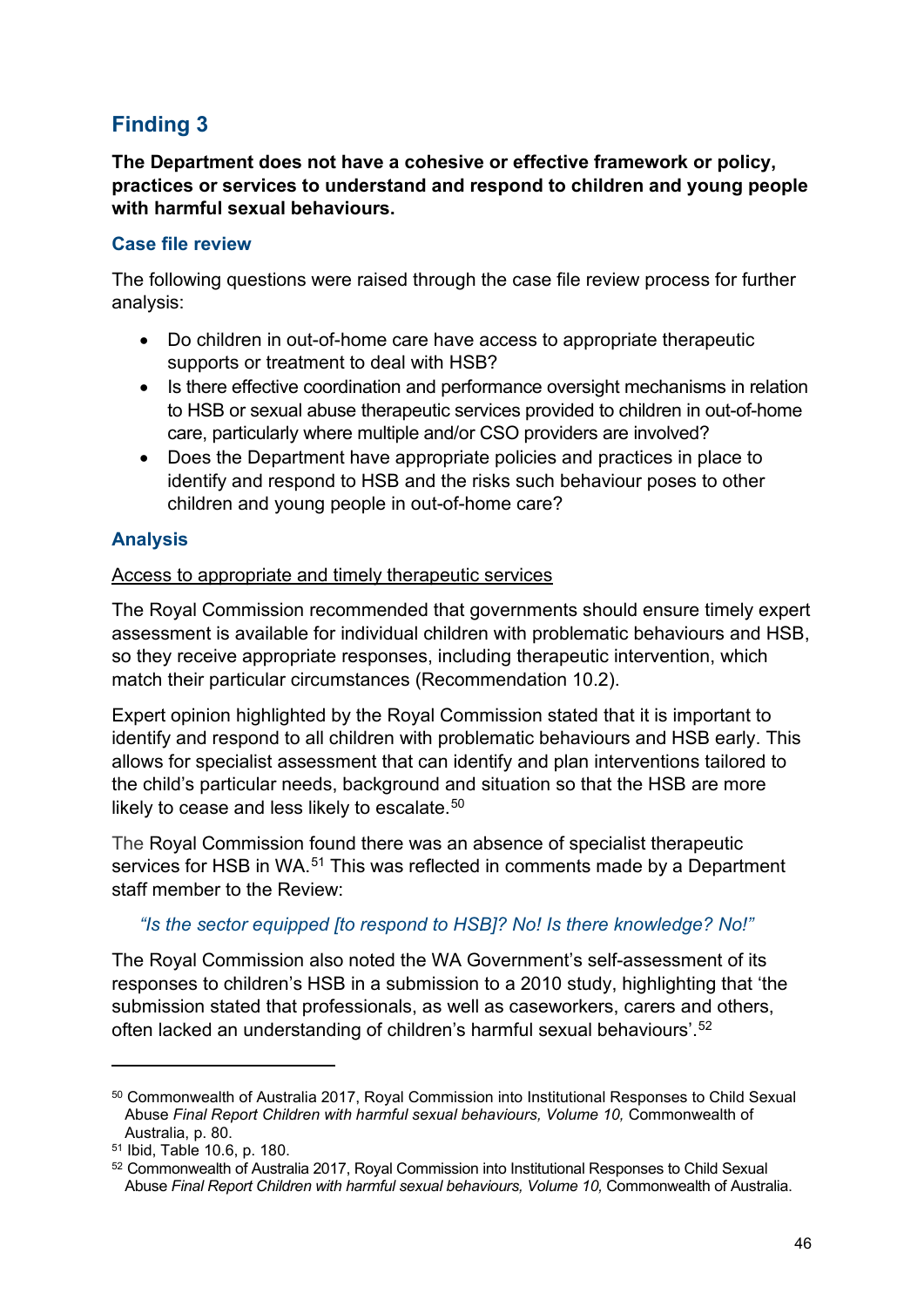## Finding 3

**The Department does not have a cohesive or effective framework or policy, practices or services to understand and respond to children and young people with harmful sexual behaviours.**

### Case file review

The following questions were raised through the case file review process for further analysis:

- Do children in out-of-home care have access to appropriate therapeutic supports or treatment to deal with HSB?
- Is there effective coordination and performance oversight mechanisms in relation to HSB or sexual abuse therapeutic services provided to children in out-of-home care, particularly where multiple and/or CSO providers are involved?
- Does the Department have appropriate policies and practices in place to identify and respond to HSB and the risks such behaviour poses to other children and young people in out-of-home care?

### Analysis

Access to appropriate and timely therapeutic services

The Royal Commission recommended that governments should ensure timely expert assessment is available for individual children with problematic behaviours and HSB, so they receive appropriate responses, including therapeutic intervention, which match their particular circumstances (Recommendation 10.2).

Expert opinion highlighted by the Royal Commission stated that it is important to identify and respond to all children with problematic behaviours and HSB early. This allows for specialist assessment that can identify and plan interventions tailored to the child's particular needs, background and situation so that the HSB are more likely to cease and less likely to escalate.[50]

The Royal Commission found there was an absence of specialist therapeutic services for HSB in WA.[51] This was reflected in comments made by a Department staff member to the Review:

*"Is the sector equipped [to respond to HSB]? No! Is there knowledge? No!"*

The Royal Commission also noted the WA Government's self-assessment of its responses to children's HSB in a submission to a 2010 study, highlighting that 'the submission stated that professionals, as well as caseworkers, carers and others, often lacked an understanding of children's harmful sexual behaviours'.[52]

---

[50] Commonwealth of Australia 2017, Royal Commission into Institutional Responses to Child Sexual Abuse *Final Report Children with harmful sexual behaviours, Volume 10,* Commonwealth of Australia, p. 80.

[51] Ibid, Table 10.6, p. 180.

[52] Commonwealth of Australia 2017, Royal Commission into Institutional Responses to Child Sexual Abuse *Final Report Children with harmful sexual behaviours, Volume 10,* Commonwealth of Australia.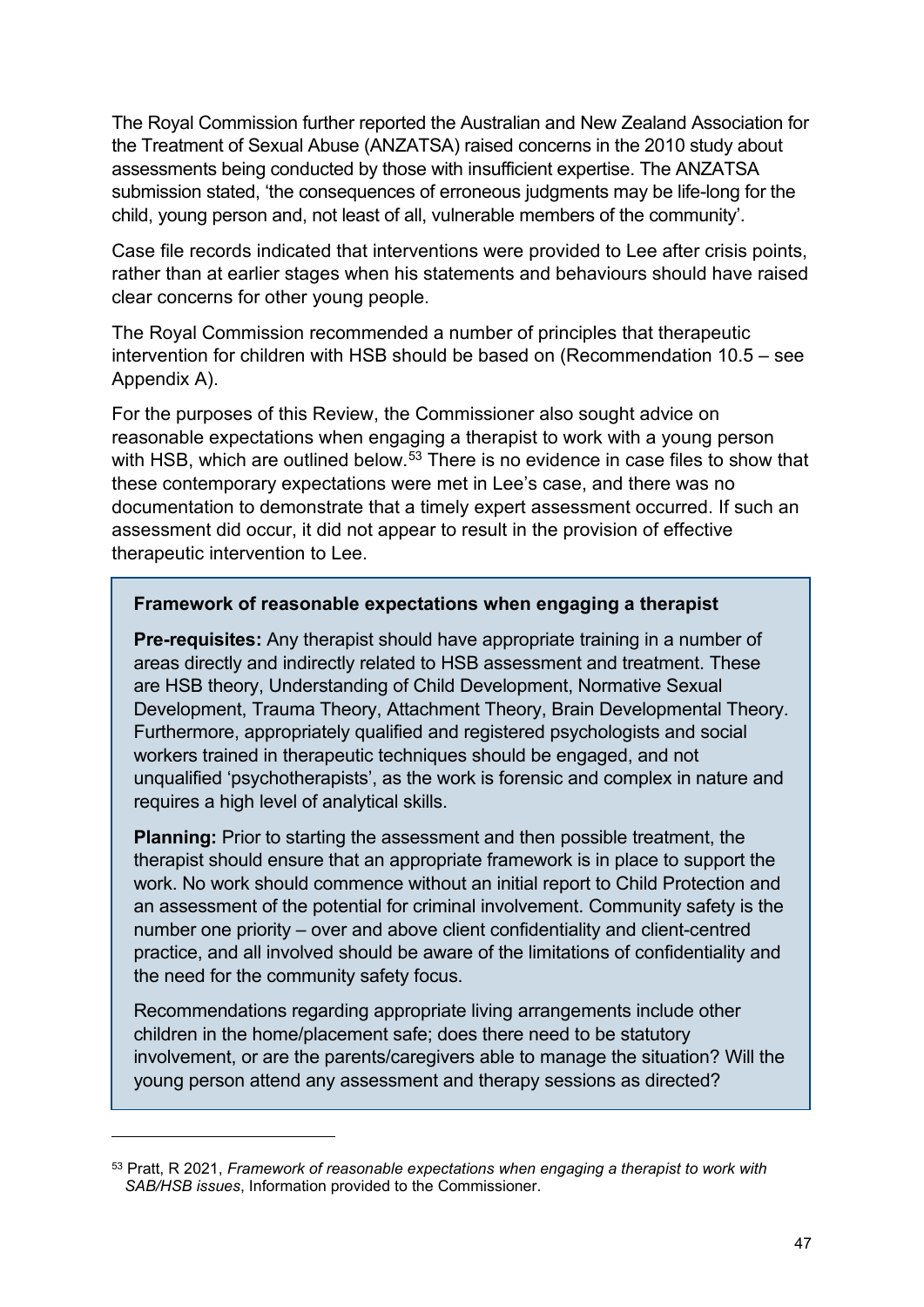The Royal Commission further reported the Australian and New Zealand Association for the Treatment of Sexual Abuse (ANZATSA) raised concerns in the 2010 study about assessments being conducted by those with insufficient expertise. The ANZATSA submission stated, 'the consequences of erroneous judgments may be life-long for the child, young person and, not least of all, vulnerable members of the community'.

Case file records indicated that interventions were provided to Lee after crisis points, rather than at earlier stages when his statements and behaviours should have raised clear concerns for other young people.

The Royal Commission recommended a number of principles that therapeutic intervention for children with HSB should be based on (Recommendation 10.5 – see Appendix A).

For the purposes of this Review, the Commissioner also sought advice on reasonable expectations when engaging a therapist to work with a young person with HSB, which are outlined below.[53] There is no evidence in case files to show that these contemporary expectations were met in Lee's case, and there was no documentation to demonstrate that a timely expert assessment occurred. If such an assessment did occur, it did not appear to result in the provision of effective therapeutic intervention to Lee.

> **Framework of reasonable expectations when engaging a therapist**
>
> **Pre-requisites:** Any therapist should have appropriate training in a number of areas directly and indirectly related to HSB assessment and treatment. These are HSB theory, Understanding of Child Development, Normative Sexual Development, Trauma Theory, Attachment Theory, Brain Developmental Theory. Furthermore, appropriately qualified and registered psychologists and social workers trained in therapeutic techniques should be engaged, and not unqualified 'psychotherapists', as the work is forensic and complex in nature and requires a high level of analytical skills.
>
> **Planning:** Prior to starting the assessment and then possible treatment, the therapist should ensure that an appropriate framework is in place to support the work. No work should commence without an initial report to Child Protection and an assessment of the potential for criminal involvement. Community safety is the number one priority – over and above client confidentiality and client-centred practice, and all involved should be aware of the limitations of confidentiality and the need for the community safety focus.
>
> Recommendations regarding appropriate living arrangements include other children in the home/placement safe; does there need to be statutory involvement, or are the parents/caregivers able to manage the situation? Will the young person attend any assessment and therapy sessions as directed?

[53] Pratt, R 2021, *Framework of reasonable expectations when engaging a therapist to work with SAB/HSB issues*, Information provided to the Commissioner.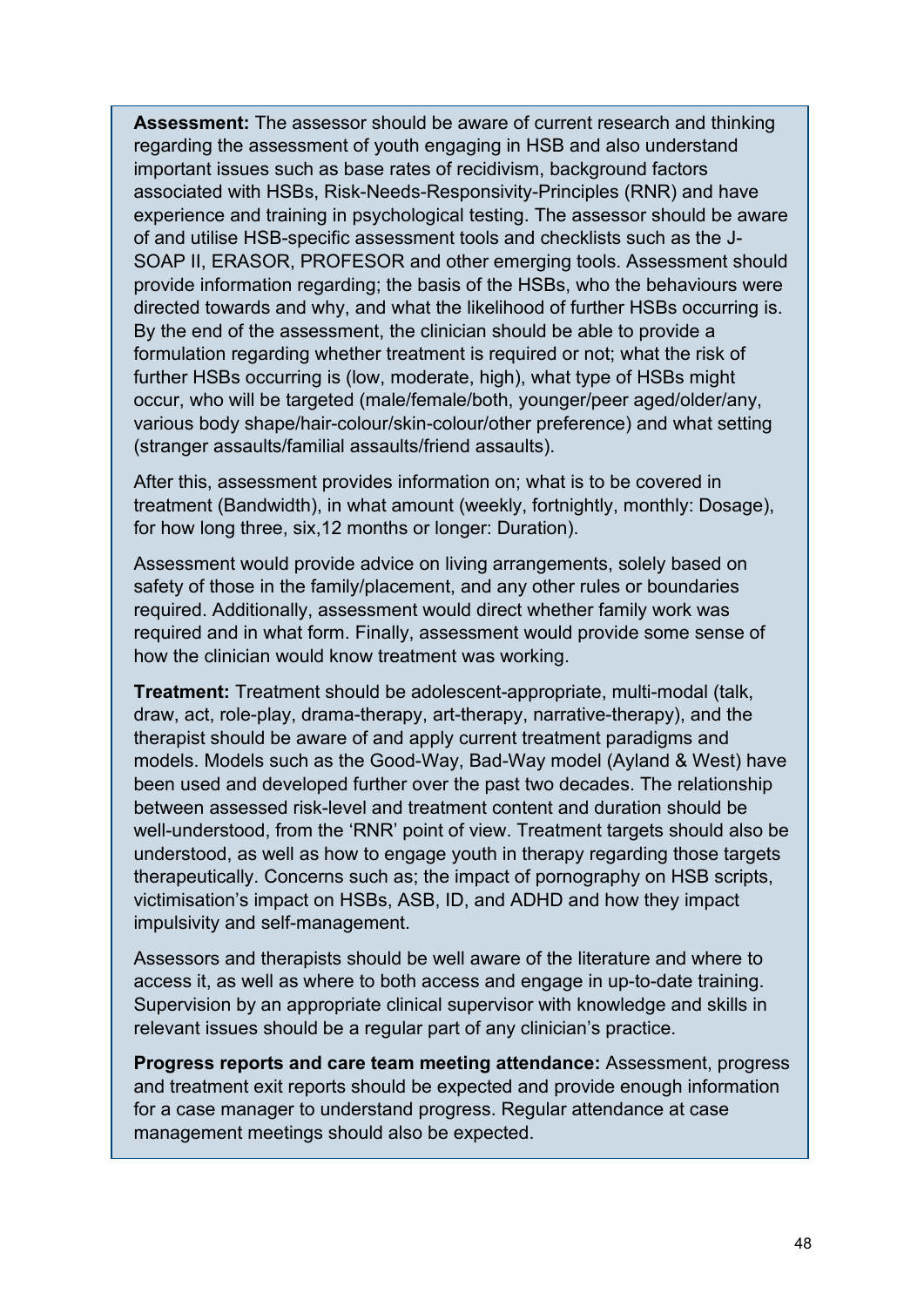**Assessment:** The assessor should be aware of current research and thinking regarding the assessment of youth engaging in HSB and also understand important issues such as base rates of recidivism, background factors associated with HSBs, Risk-Needs-Responsivity-Principles (RNR) and have experience and training in psychological testing. The assessor should be aware of and utilise HSB-specific assessment tools and checklists such as the J-SOAP II, ERASOR, PROFESOR and other emerging tools. Assessment should provide information regarding; the basis of the HSBs, who the behaviours were directed towards and why, and what the likelihood of further HSBs occurring is. By the end of the assessment, the clinician should be able to provide a formulation regarding whether treatment is required or not; what the risk of further HSBs occurring is (low, moderate, high), what type of HSBs might occur, who will be targeted (male/female/both, younger/peer aged/older/any, various body shape/hair-colour/skin-colour/other preference) and what setting (stranger assaults/familial assaults/friend assaults).

After this, assessment provides information on; what is to be covered in treatment (Bandwidth), in what amount (weekly, fortnightly, monthly: Dosage), for how long three, six,12 months or longer: Duration).

Assessment would provide advice on living arrangements, solely based on safety of those in the family/placement, and any other rules or boundaries required. Additionally, assessment would direct whether family work was required and in what form. Finally, assessment would provide some sense of how the clinician would know treatment was working.

**Treatment:** Treatment should be adolescent-appropriate, multi-modal (talk, draw, act, role-play, drama-therapy, art-therapy, narrative-therapy), and the therapist should be aware of and apply current treatment paradigms and models. Models such as the Good-Way, Bad-Way model (Ayland & West) have been used and developed further over the past two decades. The relationship between assessed risk-level and treatment content and duration should be well-understood, from the 'RNR' point of view. Treatment targets should also be understood, as well as how to engage youth in therapy regarding those targets therapeutically. Concerns such as; the impact of pornography on HSB scripts, victimisation's impact on HSBs, ASB, ID, and ADHD and how they impact impulsivity and self-management.

Assessors and therapists should be well aware of the literature and where to access it, as well as where to both access and engage in up-to-date training. Supervision by an appropriate clinical supervisor with knowledge and skills in relevant issues should be a regular part of any clinician's practice.

**Progress reports and care team meeting attendance:** Assessment, progress and treatment exit reports should be expected and provide enough information for a case manager to understand progress. Regular attendance at case management meetings should also be expected.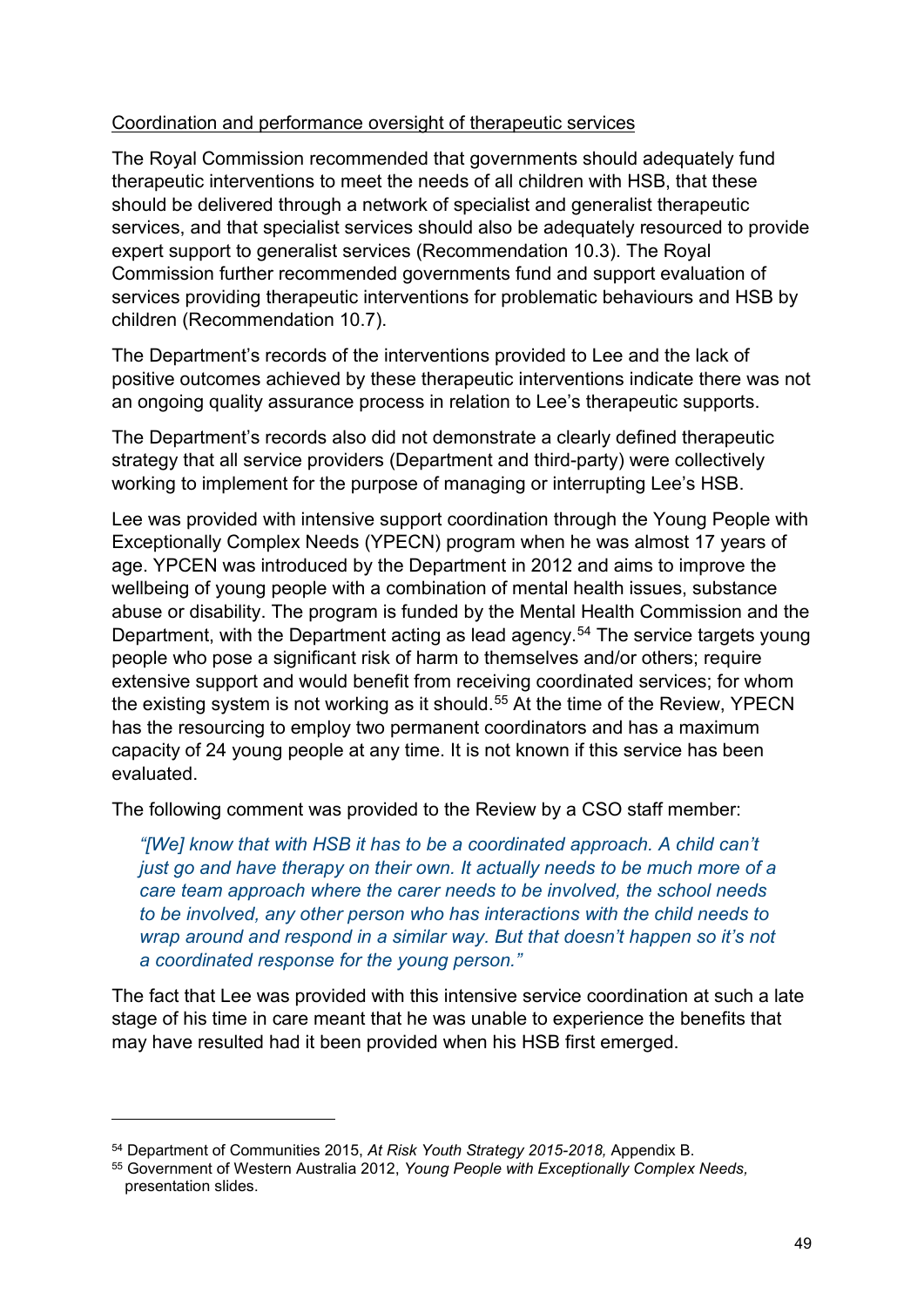Coordination and performance oversight of therapeutic services

The Royal Commission recommended that governments should adequately fund therapeutic interventions to meet the needs of all children with HSB, that these should be delivered through a network of specialist and generalist therapeutic services, and that specialist services should also be adequately resourced to provide expert support to generalist services (Recommendation 10.3). The Royal Commission further recommended governments fund and support evaluation of services providing therapeutic interventions for problematic behaviours and HSB by children (Recommendation 10.7).

The Department's records of the interventions provided to Lee and the lack of positive outcomes achieved by these therapeutic interventions indicate there was not an ongoing quality assurance process in relation to Lee's therapeutic supports.

The Department's records also did not demonstrate a clearly defined therapeutic strategy that all service providers (Department and third-party) were collectively working to implement for the purpose of managing or interrupting Lee's HSB.

Lee was provided with intensive support coordination through the Young People with Exceptionally Complex Needs (YPECN) program when he was almost 17 years of age. YPCEN was introduced by the Department in 2012 and aims to improve the wellbeing of young people with a combination of mental health issues, substance abuse or disability. The program is funded by the Mental Health Commission and the Department, with the Department acting as lead agency.[54] The service targets young people who pose a significant risk of harm to themselves and/or others; require extensive support and would benefit from receiving coordinated services; for whom the existing system is not working as it should.[55] At the time of the Review, YPECN has the resourcing to employ two permanent coordinators and has a maximum capacity of 24 young people at any time. It is not known if this service has been evaluated.

The following comment was provided to the Review by a CSO staff member:

> *"[We] know that with HSB it has to be a coordinated approach. A child can't just go and have therapy on their own. It actually needs to be much more of a care team approach where the carer needs to be involved, the school needs to be involved, any other person who has interactions with the child needs to wrap around and respond in a similar way. But that doesn't happen so it's not a coordinated response for the young person."*

The fact that Lee was provided with this intensive service coordination at such a late stage of his time in care meant that he was unable to experience the benefits that may have resulted had it been provided when his HSB first emerged.

---

[54] Department of Communities 2015, *At Risk Youth Strategy 2015-2018,* Appendix B.

[55] Government of Western Australia 2012, *Young People with Exceptionally Complex Needs,* presentation slides.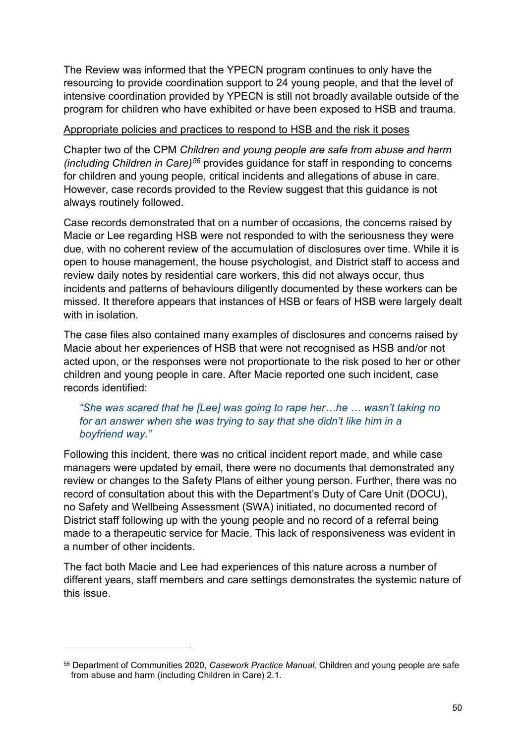The Review was informed that the YPECN program continues to only have the resourcing to provide coordination support to 24 young people, and that the level of intensive coordination provided by YPECN is still not broadly available outside of the program for children who have exhibited or have been exposed to HSB and trauma.

<u>Appropriate policies and practices to respond to HSB and the risk it poses</u>

Chapter two of the CPM *Children and young people are safe from abuse and harm (including Children in Care)*[56] provides guidance for staff in responding to concerns for children and young people, critical incidents and allegations of abuse in care. However, case records provided to the Review suggest that this guidance is not always routinely followed.

Case records demonstrated that on a number of occasions, the concerns raised by Macie or Lee regarding HSB were not responded to with the seriousness they were due, with no coherent review of the accumulation of disclosures over time. While it is open to house management, the house psychologist, and District staff to access and review daily notes by residential care workers, this did not always occur, thus incidents and patterns of behaviours diligently documented by these workers can be missed. It therefore appears that instances of HSB or fears of HSB were largely dealt with in isolation.

The case files also contained many examples of disclosures and concerns raised by Macie about her experiences of HSB that were not recognised as HSB and/or not acted upon, or the responses were not proportionate to the risk posed to her or other children and young people in care. After Macie reported one such incident, case records identified:

> *"She was scared that he [Lee] was going to rape her…he … wasn't taking no for an answer when she was trying to say that she didn't like him in a boyfriend way."*

Following this incident, there was no critical incident report made, and while case managers were updated by email, there were no documents that demonstrated any review or changes to the Safety Plans of either young person. Further, there was no record of consultation about this with the Department's Duty of Care Unit (DOCU), no Safety and Wellbeing Assessment (SWA) initiated, no documented record of District staff following up with the young people and no record of a referral being made to a therapeutic service for Macie. This lack of responsiveness was evident in a number of other incidents.

The fact both Macie and Lee had experiences of this nature across a number of different years, staff members and care settings demonstrates the systemic nature of this issue.

---

[56] Department of Communities 2020, *Casework Practice Manual,* Children and young people are safe from abuse and harm (including Children in Care) 2.1.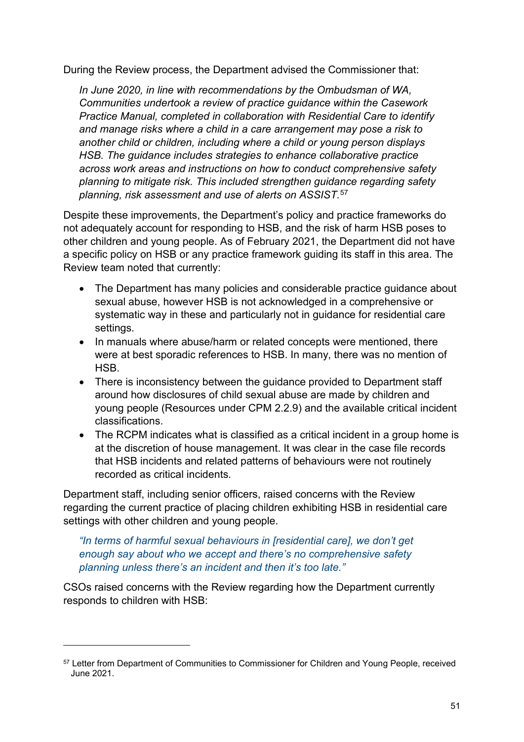During the Review process, the Department advised the Commissioner that:

> *In June 2020, in line with recommendations by the Ombudsman of WA, Communities undertook a review of practice guidance within the Casework Practice Manual, completed in collaboration with Residential Care to identify and manage risks where a child in a care arrangement may pose a risk to another child or children, including where a child or young person displays HSB. The guidance includes strategies to enhance collaborative practice across work areas and instructions on how to conduct comprehensive safety planning to mitigate risk. This included strengthen guidance regarding safety planning, risk assessment and use of alerts on ASSIST.*[57]

Despite these improvements, the Department's policy and practice frameworks do not adequately account for responding to HSB, and the risk of harm HSB poses to other children and young people. As of February 2021, the Department did not have a specific policy on HSB or any practice framework guiding its staff in this area. The Review team noted that currently:

- The Department has many policies and considerable practice guidance about sexual abuse, however HSB is not acknowledged in a comprehensive or systematic way in these and particularly not in guidance for residential care settings.
- In manuals where abuse/harm or related concepts were mentioned, there were at best sporadic references to HSB. In many, there was no mention of HSB.
- There is inconsistency between the guidance provided to Department staff around how disclosures of child sexual abuse are made by children and young people (Resources under CPM 2.2.9) and the available critical incident classifications.
- The RCPM indicates what is classified as a critical incident in a group home is at the discretion of house management. It was clear in the case file records that HSB incidents and related patterns of behaviours were not routinely recorded as critical incidents.

Department staff, including senior officers, raised concerns with the Review regarding the current practice of placing children exhibiting HSB in residential care settings with other children and young people.

> *"In terms of harmful sexual behaviours in [residential care], we don't get enough say about who we accept and there's no comprehensive safety planning unless there's an incident and then it's too late."*

CSOs raised concerns with the Review regarding how the Department currently responds to children with HSB:

---

[57] Letter from Department of Communities to Commissioner for Children and Young People, received June 2021.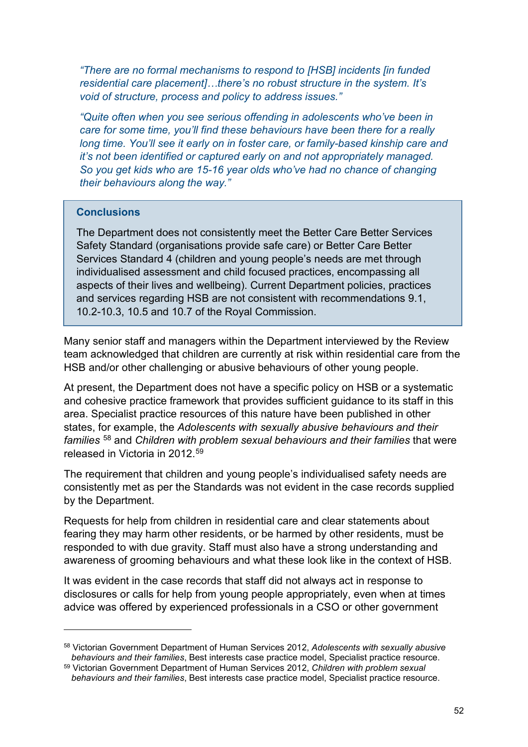*"There are no formal mechanisms to respond to [HSB] incidents [in funded residential care placement]…there's no robust structure in the system. It's void of structure, process and policy to address issues."*

*"Quite often when you see serious offending in adolescents who've been in care for some time, you'll find these behaviours have been there for a really long time. You'll see it early on in foster care, or family-based kinship care and it's not been identified or captured early on and not appropriately managed. So you get kids who are 15-16 year olds who've had no chance of changing their behaviours along the way."*

> **Conclusions**
>
> The Department does not consistently meet the Better Care Better Services Safety Standard (organisations provide safe care) or Better Care Better Services Standard 4 (children and young people's needs are met through individualised assessment and child focused practices, encompassing all aspects of their lives and wellbeing). Current Department policies, practices and services regarding HSB are not consistent with recommendations 9.1, 10.2-10.3, 10.5 and 10.7 of the Royal Commission.

Many senior staff and managers within the Department interviewed by the Review team acknowledged that children are currently at risk within residential care from the HSB and/or other challenging or abusive behaviours of other young people.

At present, the Department does not have a specific policy on HSB or a systematic and cohesive practice framework that provides sufficient guidance to its staff in this area. Specialist practice resources of this nature have been published in other states, for example, the *Adolescents with sexually abusive behaviours and their families* [58] and *Children with problem sexual behaviours and their families* that were released in Victoria in 2012.[59]

The requirement that children and young people's individualised safety needs are consistently met as per the Standards was not evident in the case records supplied by the Department.

Requests for help from children in residential care and clear statements about fearing they may harm other residents, or be harmed by other residents, must be responded to with due gravity. Staff must also have a strong understanding and awareness of grooming behaviours and what these look like in the context of HSB.

It was evident in the case records that staff did not always act in response to disclosures or calls for help from young people appropriately, even when at times advice was offered by experienced professionals in a CSO or other government

---

[58] Victorian Government Department of Human Services 2012, *Adolescents with sexually abusive behaviours and their families*, Best interests case practice model, Specialist practice resource.

[59] Victorian Government Department of Human Services 2012, *Children with problem sexual behaviours and their families*, Best interests case practice model, Specialist practice resource.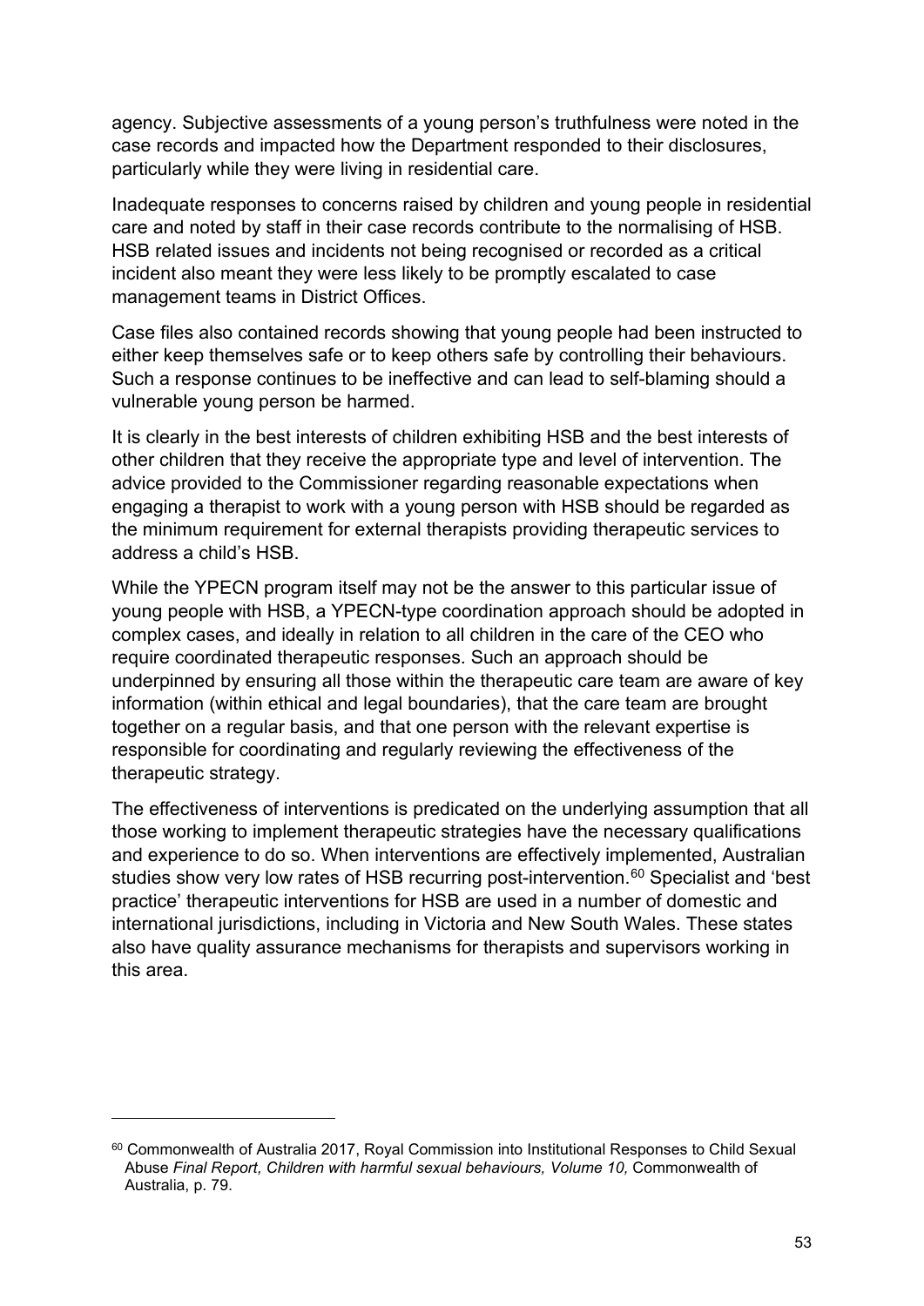agency. Subjective assessments of a young person's truthfulness were noted in the case records and impacted how the Department responded to their disclosures, particularly while they were living in residential care.

Inadequate responses to concerns raised by children and young people in residential care and noted by staff in their case records contribute to the normalising of HSB. HSB related issues and incidents not being recognised or recorded as a critical incident also meant they were less likely to be promptly escalated to case management teams in District Offices.

Case files also contained records showing that young people had been instructed to either keep themselves safe or to keep others safe by controlling their behaviours. Such a response continues to be ineffective and can lead to self-blaming should a vulnerable young person be harmed.

It is clearly in the best interests of children exhibiting HSB and the best interests of other children that they receive the appropriate type and level of intervention. The advice provided to the Commissioner regarding reasonable expectations when engaging a therapist to work with a young person with HSB should be regarded as the minimum requirement for external therapists providing therapeutic services to address a child's HSB.

While the YPECN program itself may not be the answer to this particular issue of young people with HSB, a YPECN-type coordination approach should be adopted in complex cases, and ideally in relation to all children in the care of the CEO who require coordinated therapeutic responses. Such an approach should be underpinned by ensuring all those within the therapeutic care team are aware of key information (within ethical and legal boundaries), that the care team are brought together on a regular basis, and that one person with the relevant expertise is responsible for coordinating and regularly reviewing the effectiveness of the therapeutic strategy.

The effectiveness of interventions is predicated on the underlying assumption that all those working to implement therapeutic strategies have the necessary qualifications and experience to do so. When interventions are effectively implemented, Australian studies show very low rates of HSB recurring post-intervention.[60] Specialist and 'best practice' therapeutic interventions for HSB are used in a number of domestic and international jurisdictions, including in Victoria and New South Wales. These states also have quality assurance mechanisms for therapists and supervisors working in this area.

---

[60] Commonwealth of Australia 2017, Royal Commission into Institutional Responses to Child Sexual Abuse *Final Report, Children with harmful sexual behaviours, Volume 10,* Commonwealth of Australia, p. 79.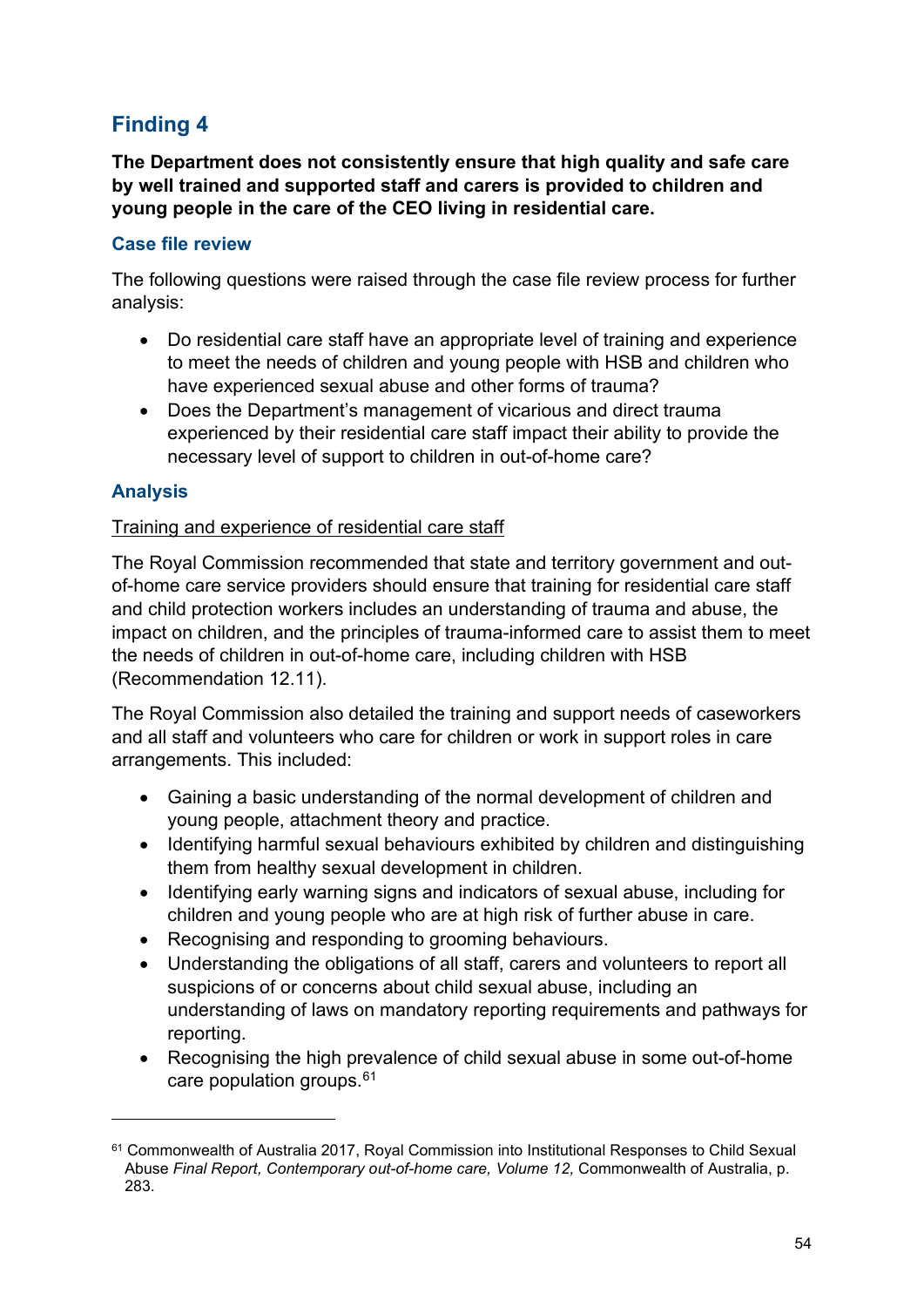## Finding 4

**The Department does not consistently ensure that high quality and safe care by well trained and supported staff and carers is provided to children and young people in the care of the CEO living in residential care.**

### Case file review

The following questions were raised through the case file review process for further analysis:

- Do residential care staff have an appropriate level of training and experience to meet the needs of children and young people with HSB and children who have experienced sexual abuse and other forms of trauma?
- Does the Department's management of vicarious and direct trauma experienced by their residential care staff impact their ability to provide the necessary level of support to children in out-of-home care?

### Analysis

<u>Training and experience of residential care staff</u>

The Royal Commission recommended that state and territory government and out-of-home care service providers should ensure that training for residential care staff and child protection workers includes an understanding of trauma and abuse, the impact on children, and the principles of trauma-informed care to assist them to meet the needs of children in out-of-home care, including children with HSB (Recommendation 12.11).

The Royal Commission also detailed the training and support needs of caseworkers and all staff and volunteers who care for children or work in support roles in care arrangements. This included:

- Gaining a basic understanding of the normal development of children and young people, attachment theory and practice.
- Identifying harmful sexual behaviours exhibited by children and distinguishing them from healthy sexual development in children.
- Identifying early warning signs and indicators of sexual abuse, including for children and young people who are at high risk of further abuse in care.
- Recognising and responding to grooming behaviours.
- Understanding the obligations of all staff, carers and volunteers to report all suspicions of or concerns about child sexual abuse, including an understanding of laws on mandatory reporting requirements and pathways for reporting.
- Recognising the high prevalence of child sexual abuse in some out-of-home care population groups.[61]

---

[61] Commonwealth of Australia 2017, Royal Commission into Institutional Responses to Child Sexual Abuse *Final Report, Contemporary out-of-home care, Volume 12,* Commonwealth of Australia, p. 283.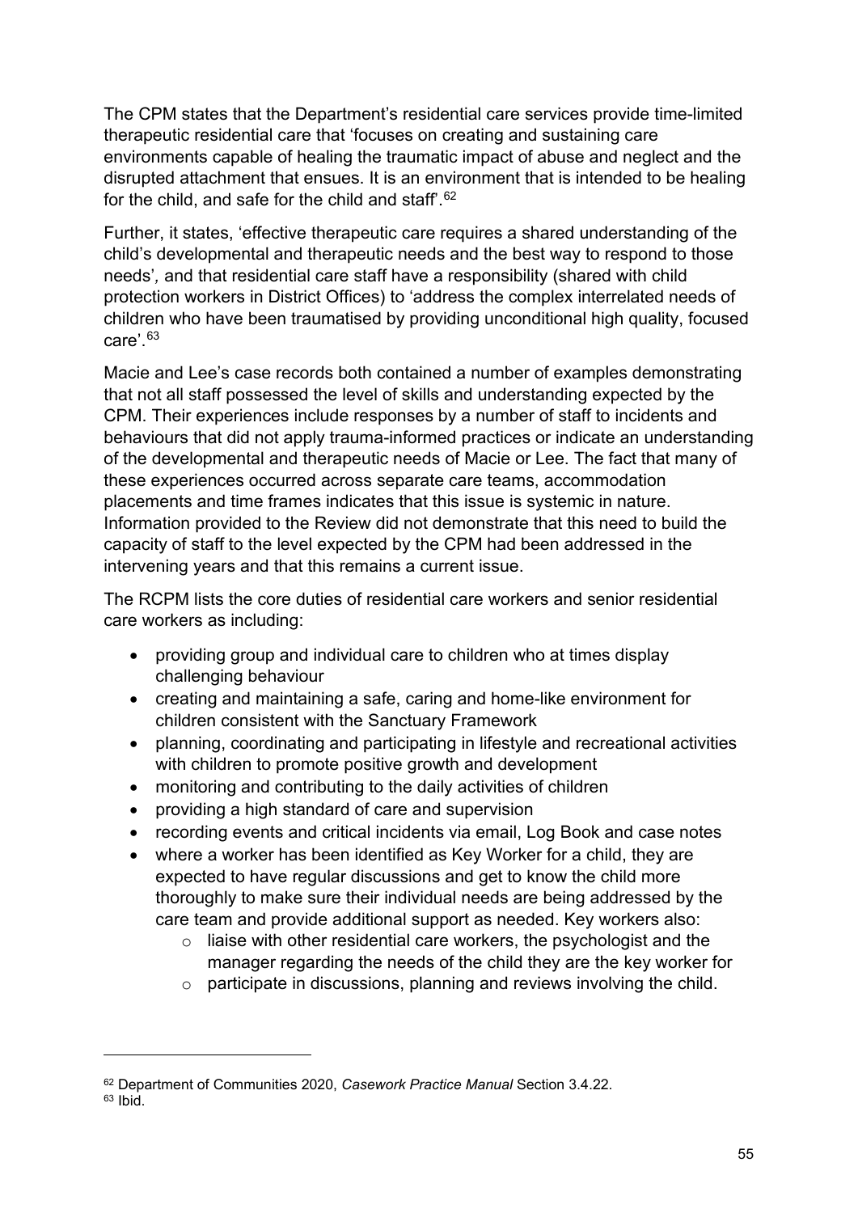The CPM states that the Department's residential care services provide time-limited therapeutic residential care that 'focuses on creating and sustaining care environments capable of healing the traumatic impact of abuse and neglect and the disrupted attachment that ensues. It is an environment that is intended to be healing for the child, and safe for the child and staff'.[62]

Further, it states, 'effective therapeutic care requires a shared understanding of the child's developmental and therapeutic needs and the best way to respond to those needs', and that residential care staff have a responsibility (shared with child protection workers in District Offices) to 'address the complex interrelated needs of children who have been traumatised by providing unconditional high quality, focused care'.[63]

Macie and Lee's case records both contained a number of examples demonstrating that not all staff possessed the level of skills and understanding expected by the CPM. Their experiences include responses by a number of staff to incidents and behaviours that did not apply trauma-informed practices or indicate an understanding of the developmental and therapeutic needs of Macie or Lee. The fact that many of these experiences occurred across separate care teams, accommodation placements and time frames indicates that this issue is systemic in nature. Information provided to the Review did not demonstrate that this need to build the capacity of staff to the level expected by the CPM had been addressed in the intervening years and that this remains a current issue.

The RCPM lists the core duties of residential care workers and senior residential care workers as including:

- providing group and individual care to children who at times display challenging behaviour
- creating and maintaining a safe, caring and home-like environment for children consistent with the Sanctuary Framework
- planning, coordinating and participating in lifestyle and recreational activities with children to promote positive growth and development
- monitoring and contributing to the daily activities of children
- providing a high standard of care and supervision
- recording events and critical incidents via email, Log Book and case notes
- where a worker has been identified as Key Worker for a child, they are expected to have regular discussions and get to know the child more thoroughly to make sure their individual needs are being addressed by the care team and provide additional support as needed. Key workers also:
  - liaise with other residential care workers, the psychologist and the manager regarding the needs of the child they are the key worker for
  - participate in discussions, planning and reviews involving the child.

---

[62] Department of Communities 2020, *Casework Practice Manual* Section 3.4.22.
[63] Ibid.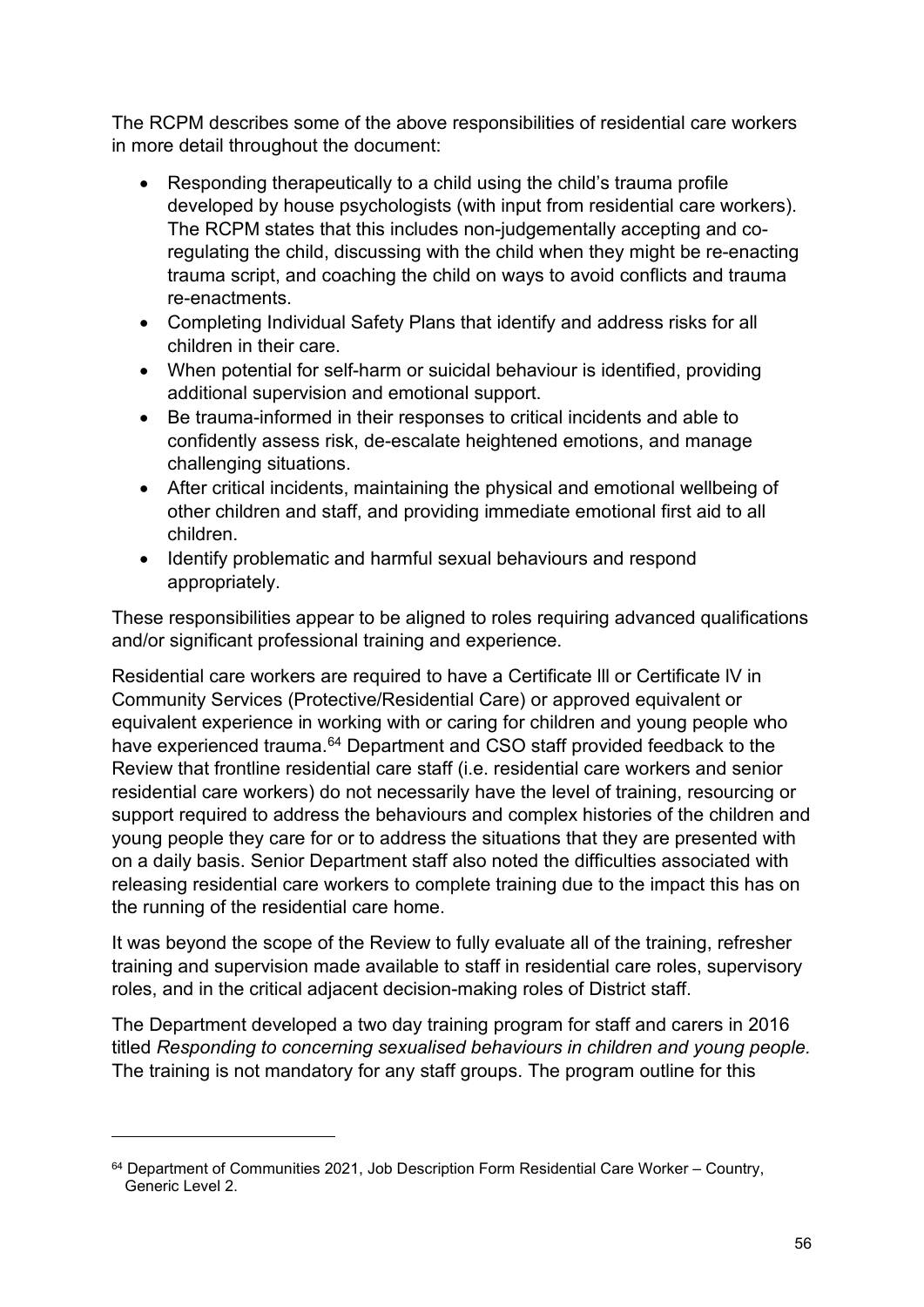The RCPM describes some of the above responsibilities of residential care workers in more detail throughout the document:

- Responding therapeutically to a child using the child's trauma profile developed by house psychologists (with input from residential care workers). The RCPM states that this includes non-judgementally accepting and co-regulating the child, discussing with the child when they might be re-enacting trauma script, and coaching the child on ways to avoid conflicts and trauma re-enactments.
- Completing Individual Safety Plans that identify and address risks for all children in their care.
- When potential for self-harm or suicidal behaviour is identified, providing additional supervision and emotional support.
- Be trauma-informed in their responses to critical incidents and able to confidently assess risk, de-escalate heightened emotions, and manage challenging situations.
- After critical incidents, maintaining the physical and emotional wellbeing of other children and staff, and providing immediate emotional first aid to all children.
- Identify problematic and harmful sexual behaviours and respond appropriately.

These responsibilities appear to be aligned to roles requiring advanced qualifications and/or significant professional training and experience.

Residential care workers are required to have a Certificate lll or Certificate lV in Community Services (Protective/Residential Care) or approved equivalent or equivalent experience in working with or caring for children and young people who have experienced trauma.[64] Department and CSO staff provided feedback to the Review that frontline residential care staff (i.e. residential care workers and senior residential care workers) do not necessarily have the level of training, resourcing or support required to address the behaviours and complex histories of the children and young people they care for or to address the situations that they are presented with on a daily basis. Senior Department staff also noted the difficulties associated with releasing residential care workers to complete training due to the impact this has on the running of the residential care home.

It was beyond the scope of the Review to fully evaluate all of the training, refresher training and supervision made available to staff in residential care roles, supervisory roles, and in the critical adjacent decision-making roles of District staff.

The Department developed a two day training program for staff and carers in 2016 titled *Responding to concerning sexualised behaviours in children and young people.* The training is not mandatory for any staff groups. The program outline for this

[64] Department of Communities 2021, Job Description Form Residential Care Worker – Country, Generic Level 2.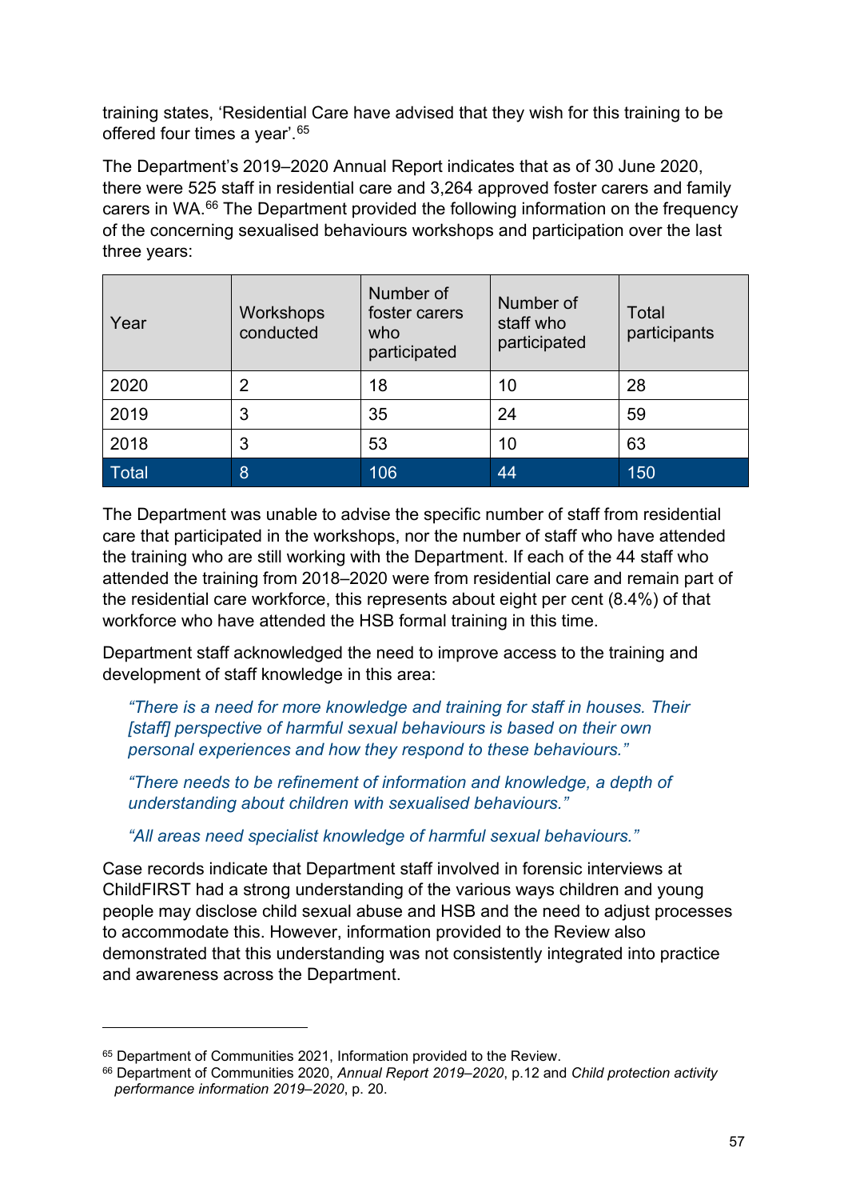training states, 'Residential Care have advised that they wish for this training to be offered four times a year'.[65]

The Department's 2019–2020 Annual Report indicates that as of 30 June 2020, there were 525 staff in residential care and 3,264 approved foster carers and family carers in WA.[66] The Department provided the following information on the frequency of the concerning sexualised behaviours workshops and participation over the last three years:

| Year | Workshops conducted | Number of foster carers who participated | Number of staff who participated | Total participants |
|---|---|---|---|---|
| 2020 | 2 | 18 | 10 | 28 |
| 2019 | 3 | 35 | 24 | 59 |
| 2018 | 3 | 53 | 10 | 63 |
| Total | 8 | 106 | 44 | 150 |

The Department was unable to advise the specific number of staff from residential care that participated in the workshops, nor the number of staff who have attended the training who are still working with the Department. If each of the 44 staff who attended the training from 2018–2020 were from residential care and remain part of the residential care workforce, this represents about eight per cent (8.4%) of that workforce who have attended the HSB formal training in this time.

Department staff acknowledged the need to improve access to the training and development of staff knowledge in this area:

> *"There is a need for more knowledge and training for staff in houses. Their [staff] perspective of harmful sexual behaviours is based on their own personal experiences and how they respond to these behaviours."*

> *"There needs to be refinement of information and knowledge, a depth of understanding about children with sexualised behaviours."*

> *"All areas need specialist knowledge of harmful sexual behaviours."*

Case records indicate that Department staff involved in forensic interviews at ChildFIRST had a strong understanding of the various ways children and young people may disclose child sexual abuse and HSB and the need to adjust processes to accommodate this. However, information provided to the Review also demonstrated that this understanding was not consistently integrated into practice and awareness across the Department.

---

[65] Department of Communities 2021, Information provided to the Review.

[66] Department of Communities 2020, *Annual Report 2019–2020*, p.12 and *Child protection activity performance information 2019–2020*, p. 20.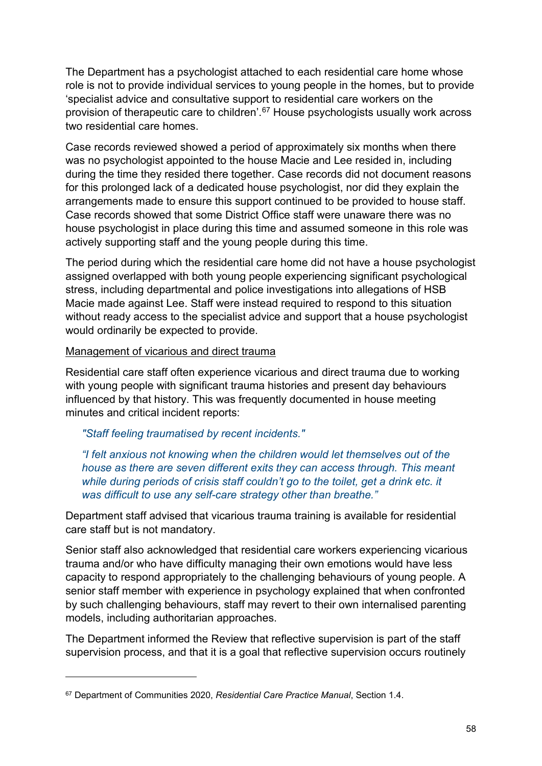The Department has a psychologist attached to each residential care home whose role is not to provide individual services to young people in the homes, but to provide 'specialist advice and consultative support to residential care workers on the provision of therapeutic care to children'.[67] House psychologists usually work across two residential care homes.

Case records reviewed showed a period of approximately six months when there was no psychologist appointed to the house Macie and Lee resided in, including during the time they resided there together. Case records did not document reasons for this prolonged lack of a dedicated house psychologist, nor did they explain the arrangements made to ensure this support continued to be provided to house staff. Case records showed that some District Office staff were unaware there was no house psychologist in place during this time and assumed someone in this role was actively supporting staff and the young people during this time.

The period during which the residential care home did not have a house psychologist assigned overlapped with both young people experiencing significant psychological stress, including departmental and police investigations into allegations of HSB Macie made against Lee. Staff were instead required to respond to this situation without ready access to the specialist advice and support that a house psychologist would ordinarily be expected to provide.

<u>Management of vicarious and direct trauma</u>

Residential care staff often experience vicarious and direct trauma due to working with young people with significant trauma histories and present day behaviours influenced by that history. This was frequently documented in house meeting minutes and critical incident reports:

> *"Staff feeling traumatised by recent incidents."*
>
> *"I felt anxious not knowing when the children would let themselves out of the house as there are seven different exits they can access through. This meant while during periods of crisis staff couldn't go to the toilet, get a drink etc. it was difficult to use any self-care strategy other than breathe."*

Department staff advised that vicarious trauma training is available for residential care staff but is not mandatory.

Senior staff also acknowledged that residential care workers experiencing vicarious trauma and/or who have difficulty managing their own emotions would have less capacity to respond appropriately to the challenging behaviours of young people. A senior staff member with experience in psychology explained that when confronted by such challenging behaviours, staff may revert to their own internalised parenting models, including authoritarian approaches.

The Department informed the Review that reflective supervision is part of the staff supervision process, and that it is a goal that reflective supervision occurs routinely

---

[67] Department of Communities 2020, *Residential Care Practice Manual*, Section 1.4.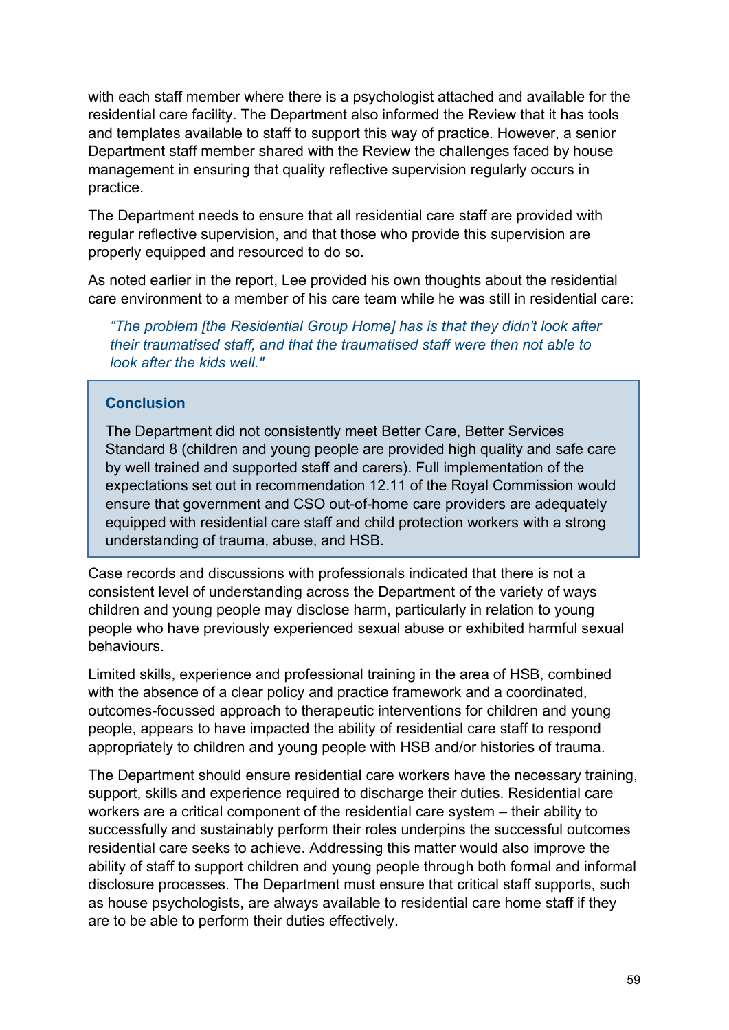with each staff member where there is a psychologist attached and available for the residential care facility. The Department also informed the Review that it has tools and templates available to staff to support this way of practice. However, a senior Department staff member shared with the Review the challenges faced by house management in ensuring that quality reflective supervision regularly occurs in practice.

The Department needs to ensure that all residential care staff are provided with regular reflective supervision, and that those who provide this supervision are properly equipped and resourced to do so.

As noted earlier in the report, Lee provided his own thoughts about the residential care environment to a member of his care team while he was still in residential care:

> *"The problem [the Residential Group Home] has is that they didn't look after their traumatised staff, and that the traumatised staff were then not able to look after the kids well."*

> **Conclusion**
>
> The Department did not consistently meet Better Care, Better Services Standard 8 (children and young people are provided high quality and safe care by well trained and supported staff and carers). Full implementation of the expectations set out in recommendation 12.11 of the Royal Commission would ensure that government and CSO out-of-home care providers are adequately equipped with residential care staff and child protection workers with a strong understanding of trauma, abuse, and HSB.

Case records and discussions with professionals indicated that there is not a consistent level of understanding across the Department of the variety of ways children and young people may disclose harm, particularly in relation to young people who have previously experienced sexual abuse or exhibited harmful sexual behaviours.

Limited skills, experience and professional training in the area of HSB, combined with the absence of a clear policy and practice framework and a coordinated, outcomes-focussed approach to therapeutic interventions for children and young people, appears to have impacted the ability of residential care staff to respond appropriately to children and young people with HSB and/or histories of trauma.

The Department should ensure residential care workers have the necessary training, support, skills and experience required to discharge their duties. Residential care workers are a critical component of the residential care system – their ability to successfully and sustainably perform their roles underpins the successful outcomes residential care seeks to achieve. Addressing this matter would also improve the ability of staff to support children and young people through both formal and informal disclosure processes. The Department must ensure that critical staff supports, such as house psychologists, are always available to residential care home staff if they are to be able to perform their duties effectively.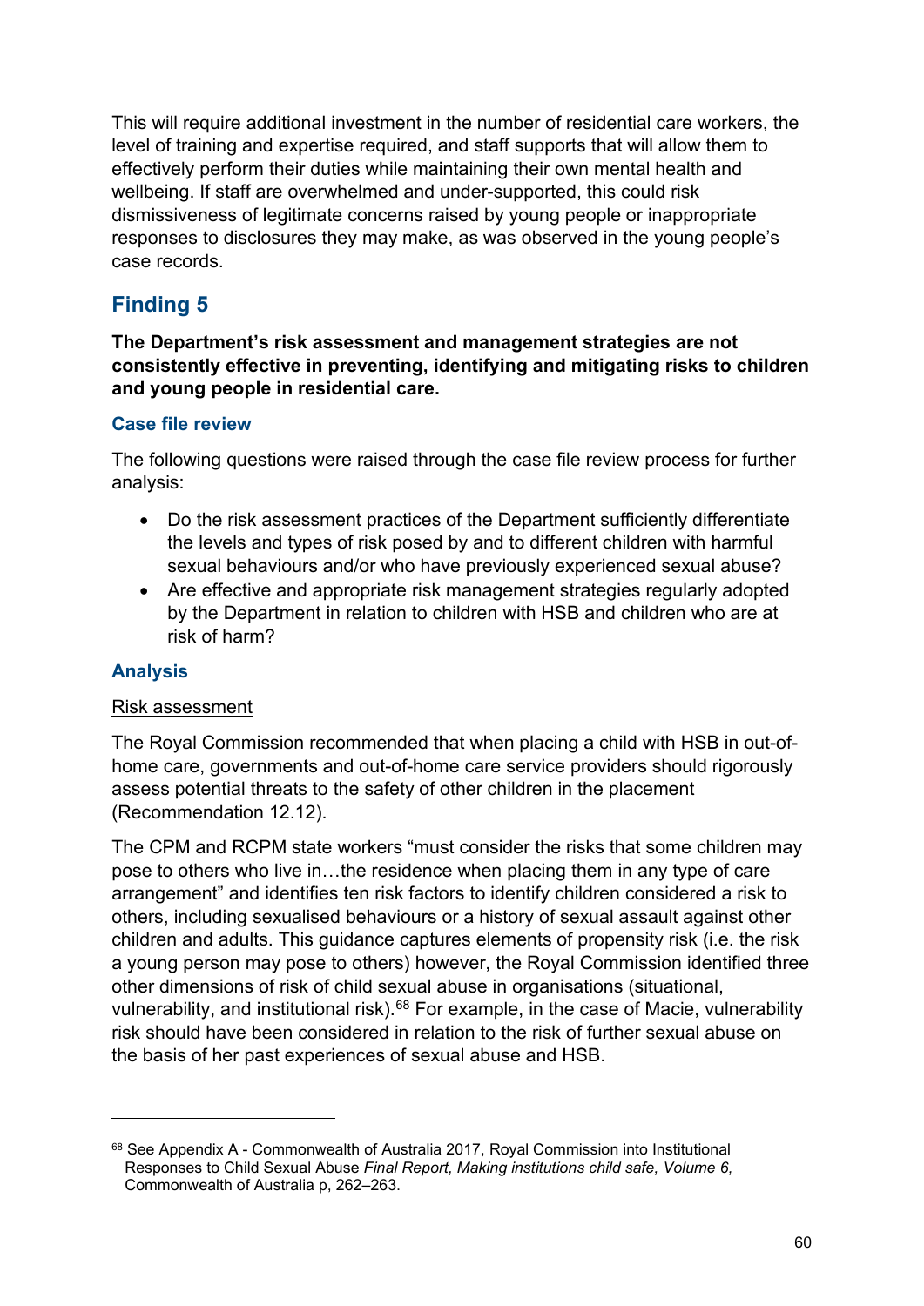This will require additional investment in the number of residential care workers, the level of training and expertise required, and staff supports that will allow them to effectively perform their duties while maintaining their own mental health and wellbeing. If staff are overwhelmed and under-supported, this could risk dismissiveness of legitimate concerns raised by young people or inappropriate responses to disclosures they may make, as was observed in the young people's case records.

## Finding 5

**The Department's risk assessment and management strategies are not consistently effective in preventing, identifying and mitigating risks to children and young people in residential care.**

### Case file review

The following questions were raised through the case file review process for further analysis:

- Do the risk assessment practices of the Department sufficiently differentiate the levels and types of risk posed by and to different children with harmful sexual behaviours and/or who have previously experienced sexual abuse?
- Are effective and appropriate risk management strategies regularly adopted by the Department in relation to children with HSB and children who are at risk of harm?

### Analysis

Risk assessment

The Royal Commission recommended that when placing a child with HSB in out-of-home care, governments and out-of-home care service providers should rigorously assess potential threats to the safety of other children in the placement (Recommendation 12.12).

The CPM and RCPM state workers "must consider the risks that some children may pose to others who live in…the residence when placing them in any type of care arrangement" and identifies ten risk factors to identify children considered a risk to others, including sexualised behaviours or a history of sexual assault against other children and adults. This guidance captures elements of propensity risk (i.e. the risk a young person may pose to others) however, the Royal Commission identified three other dimensions of risk of child sexual abuse in organisations (situational, vulnerability, and institutional risk).[68] For example, in the case of Macie, vulnerability risk should have been considered in relation to the risk of further sexual abuse on the basis of her past experiences of sexual abuse and HSB.

[68] See Appendix A - Commonwealth of Australia 2017, Royal Commission into Institutional Responses to Child Sexual Abuse *Final Report, Making institutions child safe, Volume 6,* Commonwealth of Australia p, 262–263.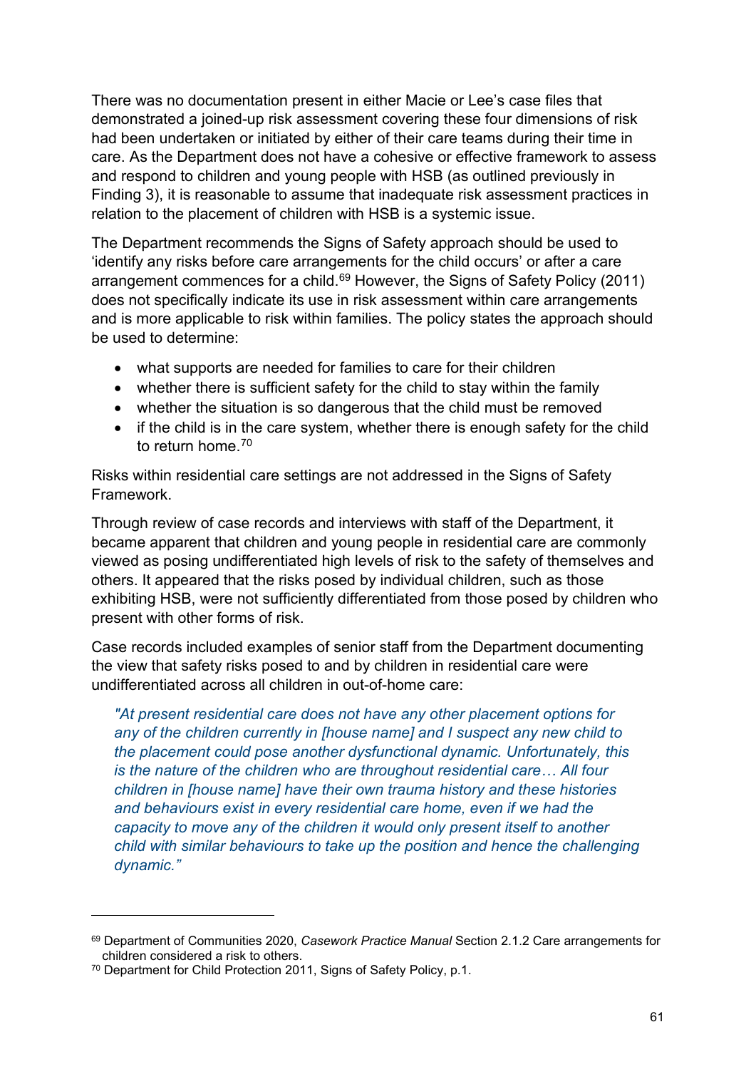There was no documentation present in either Macie or Lee's case files that demonstrated a joined-up risk assessment covering these four dimensions of risk had been undertaken or initiated by either of their care teams during their time in care. As the Department does not have a cohesive or effective framework to assess and respond to children and young people with HSB (as outlined previously in Finding 3), it is reasonable to assume that inadequate risk assessment practices in relation to the placement of children with HSB is a systemic issue.

The Department recommends the Signs of Safety approach should be used to 'identify any risks before care arrangements for the child occurs' or after a care arrangement commences for a child.[69] However, the Signs of Safety Policy (2011) does not specifically indicate its use in risk assessment within care arrangements and is more applicable to risk within families. The policy states the approach should be used to determine:

- what supports are needed for families to care for their children
- whether there is sufficient safety for the child to stay within the family
- whether the situation is so dangerous that the child must be removed
- if the child is in the care system, whether there is enough safety for the child to return home.[70]

Risks within residential care settings are not addressed in the Signs of Safety Framework.

Through review of case records and interviews with staff of the Department, it became apparent that children and young people in residential care are commonly viewed as posing undifferentiated high levels of risk to the safety of themselves and others. It appeared that the risks posed by individual children, such as those exhibiting HSB, were not sufficiently differentiated from those posed by children who present with other forms of risk.

Case records included examples of senior staff from the Department documenting the view that safety risks posed to and by children in residential care were undifferentiated across all children in out-of-home care:

> *"At present residential care does not have any other placement options for any of the children currently in [house name] and I suspect any new child to the placement could pose another dysfunctional dynamic. Unfortunately, this is the nature of the children who are throughout residential care… All four children in [house name] have their own trauma history and these histories and behaviours exist in every residential care home, even if we had the capacity to move any of the children it would only present itself to another child with similar behaviours to take up the position and hence the challenging dynamic."*

---

[69] Department of Communities 2020, *Casework Practice Manual* Section 2.1.2 Care arrangements for children considered a risk to others.

[70] Department for Child Protection 2011, Signs of Safety Policy, p.1.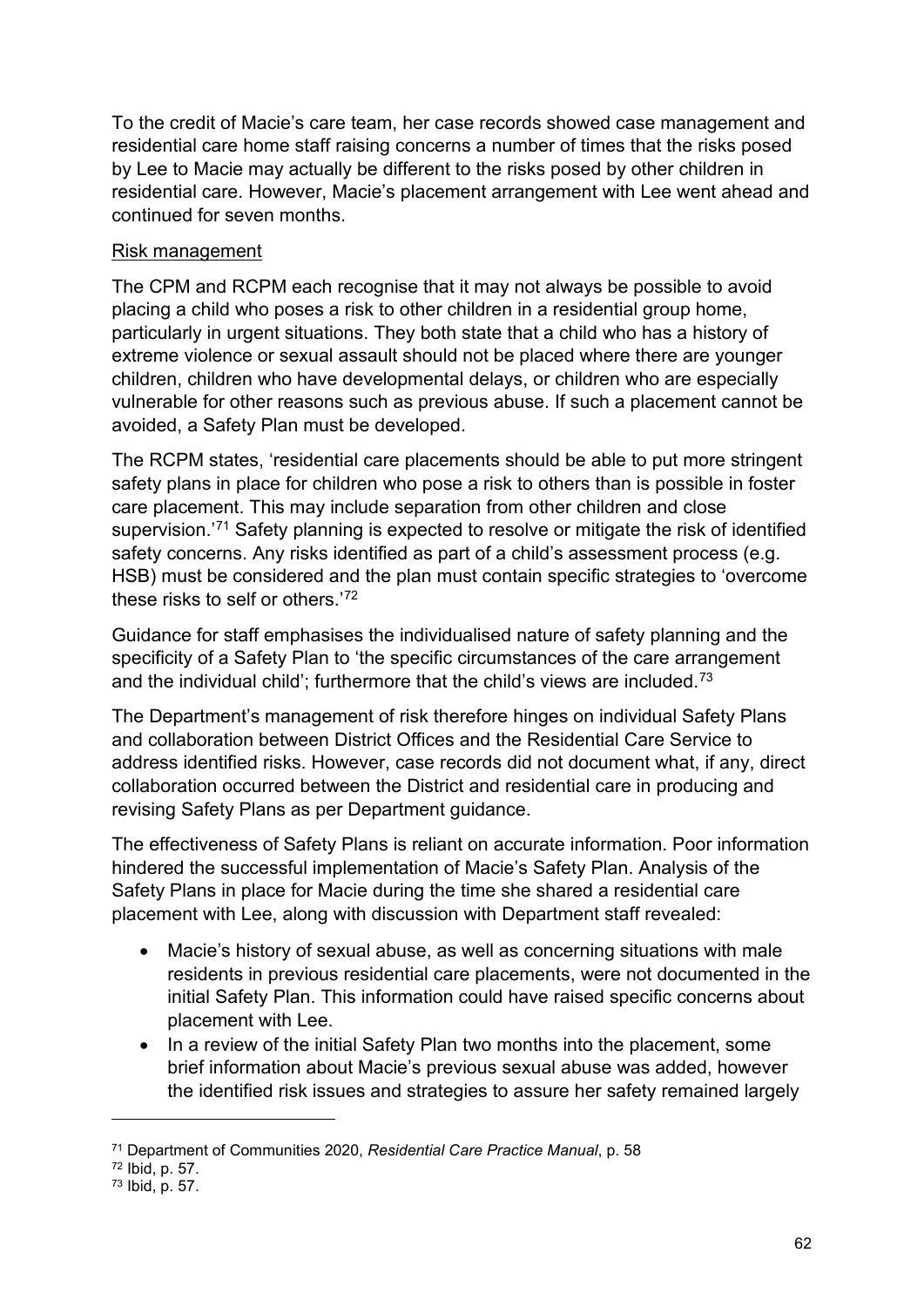To the credit of Macie's care team, her case records showed case management and residential care home staff raising concerns a number of times that the risks posed by Lee to Macie may actually be different to the risks posed by other children in residential care. However, Macie's placement arrangement with Lee went ahead and continued for seven months.

<u>Risk management</u>

The CPM and RCPM each recognise that it may not always be possible to avoid placing a child who poses a risk to other children in a residential group home, particularly in urgent situations. They both state that a child who has a history of extreme violence or sexual assault should not be placed where there are younger children, children who have developmental delays, or children who are especially vulnerable for other reasons such as previous abuse. If such a placement cannot be avoided, a Safety Plan must be developed.

The RCPM states, 'residential care placements should be able to put more stringent safety plans in place for children who pose a risk to others than is possible in foster care placement. This may include separation from other children and close supervision.'[71] Safety planning is expected to resolve or mitigate the risk of identified safety concerns. Any risks identified as part of a child's assessment process (e.g. HSB) must be considered and the plan must contain specific strategies to 'overcome these risks to self or others.'[72]

Guidance for staff emphasises the individualised nature of safety planning and the specificity of a Safety Plan to 'the specific circumstances of the care arrangement and the individual child'; furthermore that the child's views are included.[73]

The Department's management of risk therefore hinges on individual Safety Plans and collaboration between District Offices and the Residential Care Service to address identified risks. However, case records did not document what, if any, direct collaboration occurred between the District and residential care in producing and revising Safety Plans as per Department guidance.

The effectiveness of Safety Plans is reliant on accurate information. Poor information hindered the successful implementation of Macie's Safety Plan. Analysis of the Safety Plans in place for Macie during the time she shared a residential care placement with Lee, along with discussion with Department staff revealed:

- Macie's history of sexual abuse, as well as concerning situations with male residents in previous residential care placements, were not documented in the initial Safety Plan. This information could have raised specific concerns about placement with Lee.
- In a review of the initial Safety Plan two months into the placement, some brief information about Macie's previous sexual abuse was added, however the identified risk issues and strategies to assure her safety remained largely

---

[71] Department of Communities 2020, *Residential Care Practice Manual*, p. 58

[72] Ibid, p. 57.

[73] Ibid, p. 57.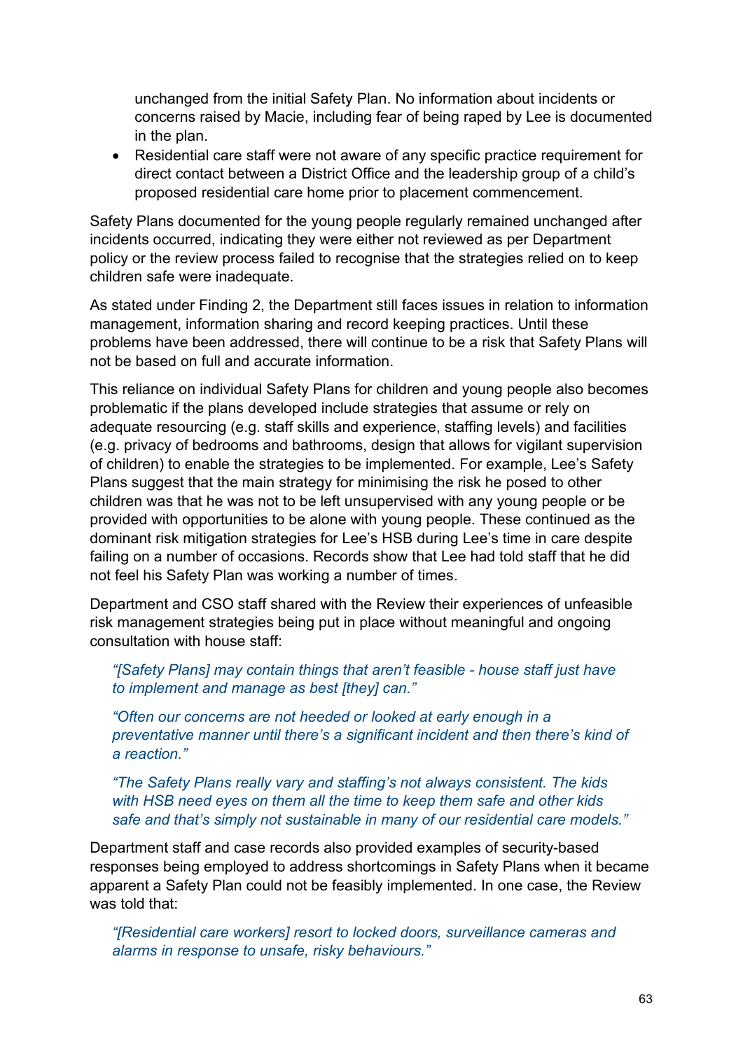unchanged from the initial Safety Plan. No information about incidents or concerns raised by Macie, including fear of being raped by Lee is documented in the plan.

- Residential care staff were not aware of any specific practice requirement for direct contact between a District Office and the leadership group of a child's proposed residential care home prior to placement commencement.

Safety Plans documented for the young people regularly remained unchanged after incidents occurred, indicating they were either not reviewed as per Department policy or the review process failed to recognise that the strategies relied on to keep children safe were inadequate.

As stated under Finding 2, the Department still faces issues in relation to information management, information sharing and record keeping practices. Until these problems have been addressed, there will continue to be a risk that Safety Plans will not be based on full and accurate information.

This reliance on individual Safety Plans for children and young people also becomes problematic if the plans developed include strategies that assume or rely on adequate resourcing (e.g. staff skills and experience, staffing levels) and facilities (e.g. privacy of bedrooms and bathrooms, design that allows for vigilant supervision of children) to enable the strategies to be implemented. For example, Lee's Safety Plans suggest that the main strategy for minimising the risk he posed to other children was that he was not to be left unsupervised with any young people or be provided with opportunities to be alone with young people. These continued as the dominant risk mitigation strategies for Lee's HSB during Lee's time in care despite failing on a number of occasions. Records show that Lee had told staff that he did not feel his Safety Plan was working a number of times.

Department and CSO staff shared with the Review their experiences of unfeasible risk management strategies being put in place without meaningful and ongoing consultation with house staff:

> *"[Safety Plans] may contain things that aren't feasible - house staff just have to implement and manage as best [they] can."*
>
> *"Often our concerns are not heeded or looked at early enough in a preventative manner until there's a significant incident and then there's kind of a reaction."*
>
> *"The Safety Plans really vary and staffing's not always consistent. The kids with HSB need eyes on them all the time to keep them safe and other kids safe and that's simply not sustainable in many of our residential care models."*

Department staff and case records also provided examples of security-based responses being employed to address shortcomings in Safety Plans when it became apparent a Safety Plan could not be feasibly implemented. In one case, the Review was told that:

> *"[Residential care workers] resort to locked doors, surveillance cameras and alarms in response to unsafe, risky behaviours."*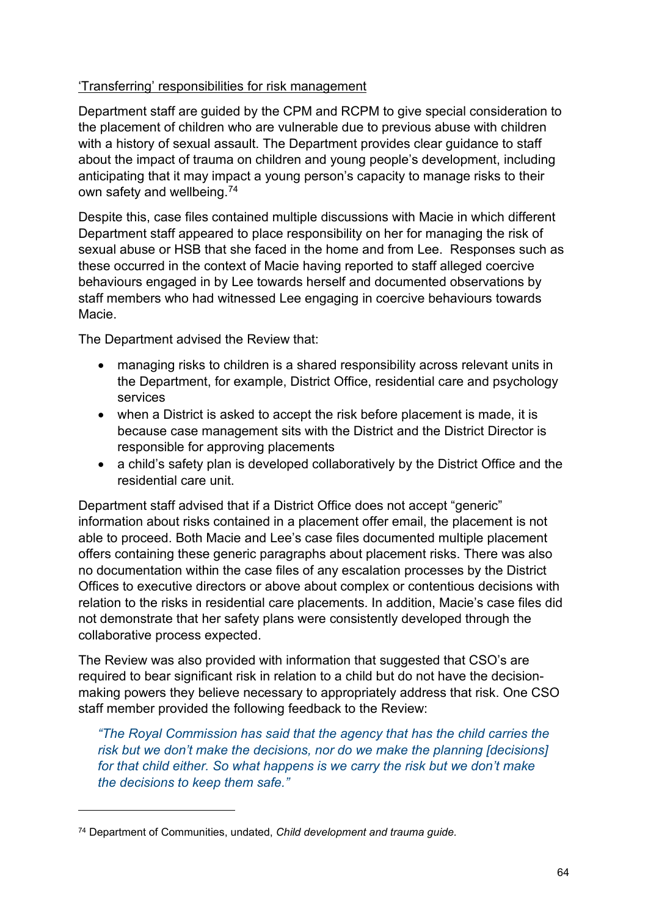'Transferring' responsibilities for risk management

Department staff are guided by the CPM and RCPM to give special consideration to the placement of children who are vulnerable due to previous abuse with children with a history of sexual assault. The Department provides clear guidance to staff about the impact of trauma on children and young people's development, including anticipating that it may impact a young person's capacity to manage risks to their own safety and wellbeing.[74]

Despite this, case files contained multiple discussions with Macie in which different Department staff appeared to place responsibility on her for managing the risk of sexual abuse or HSB that she faced in the home and from Lee. Responses such as these occurred in the context of Macie having reported to staff alleged coercive behaviours engaged in by Lee towards herself and documented observations by staff members who had witnessed Lee engaging in coercive behaviours towards Macie.

The Department advised the Review that:

- managing risks to children is a shared responsibility across relevant units in the Department, for example, District Office, residential care and psychology services
- when a District is asked to accept the risk before placement is made, it is because case management sits with the District and the District Director is responsible for approving placements
- a child's safety plan is developed collaboratively by the District Office and the residential care unit.

Department staff advised that if a District Office does not accept "generic" information about risks contained in a placement offer email, the placement is not able to proceed. Both Macie and Lee's case files documented multiple placement offers containing these generic paragraphs about placement risks. There was also no documentation within the case files of any escalation processes by the District Offices to executive directors or above about complex or contentious decisions with relation to the risks in residential care placements. In addition, Macie's case files did not demonstrate that her safety plans were consistently developed through the collaborative process expected.

The Review was also provided with information that suggested that CSO's are required to bear significant risk in relation to a child but do not have the decision-making powers they believe necessary to appropriately address that risk. One CSO staff member provided the following feedback to the Review:

> *"The Royal Commission has said that the agency that has the child carries the risk but we don't make the decisions, nor do we make the planning [decisions] for that child either. So what happens is we carry the risk but we don't make the decisions to keep them safe."*

---

[74] Department of Communities, undated, *Child development and trauma guide.*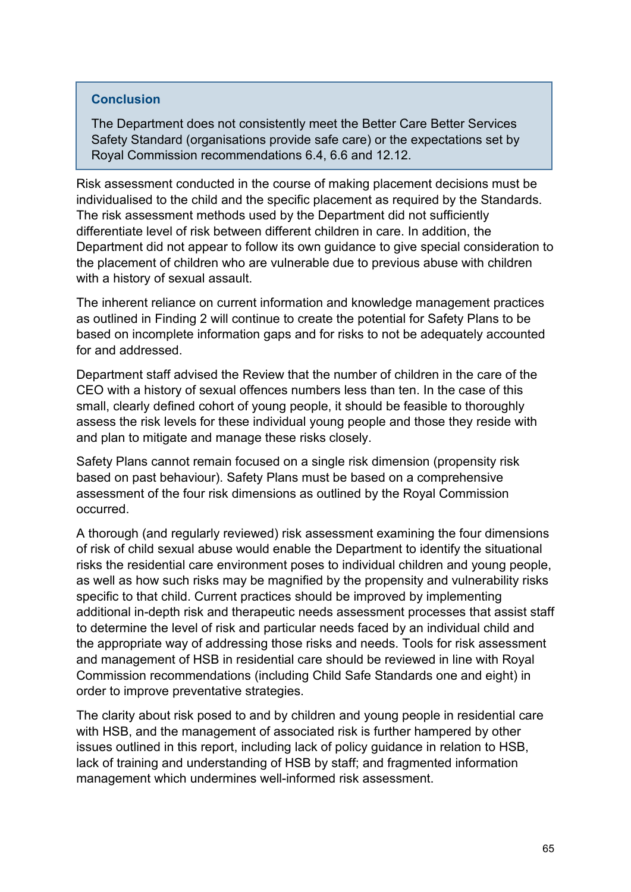> **Conclusion**
>
> The Department does not consistently meet the Better Care Better Services Safety Standard (organisations provide safe care) or the expectations set by Royal Commission recommendations 6.4, 6.6 and 12.12.

Risk assessment conducted in the course of making placement decisions must be individualised to the child and the specific placement as required by the Standards. The risk assessment methods used by the Department did not sufficiently differentiate level of risk between different children in care. In addition, the Department did not appear to follow its own guidance to give special consideration to the placement of children who are vulnerable due to previous abuse with children with a history of sexual assault.

The inherent reliance on current information and knowledge management practices as outlined in Finding 2 will continue to create the potential for Safety Plans to be based on incomplete information gaps and for risks to not be adequately accounted for and addressed.

Department staff advised the Review that the number of children in the care of the CEO with a history of sexual offences numbers less than ten. In the case of this small, clearly defined cohort of young people, it should be feasible to thoroughly assess the risk levels for these individual young people and those they reside with and plan to mitigate and manage these risks closely.

Safety Plans cannot remain focused on a single risk dimension (propensity risk based on past behaviour). Safety Plans must be based on a comprehensive assessment of the four risk dimensions as outlined by the Royal Commission occurred.

A thorough (and regularly reviewed) risk assessment examining the four dimensions of risk of child sexual abuse would enable the Department to identify the situational risks the residential care environment poses to individual children and young people, as well as how such risks may be magnified by the propensity and vulnerability risks specific to that child. Current practices should be improved by implementing additional in-depth risk and therapeutic needs assessment processes that assist staff to determine the level of risk and particular needs faced by an individual child and the appropriate way of addressing those risks and needs. Tools for risk assessment and management of HSB in residential care should be reviewed in line with Royal Commission recommendations (including Child Safe Standards one and eight) in order to improve preventative strategies.

The clarity about risk posed to and by children and young people in residential care with HSB, and the management of associated risk is further hampered by other issues outlined in this report, including lack of policy guidance in relation to HSB, lack of training and understanding of HSB by staff; and fragmented information management which undermines well-informed risk assessment.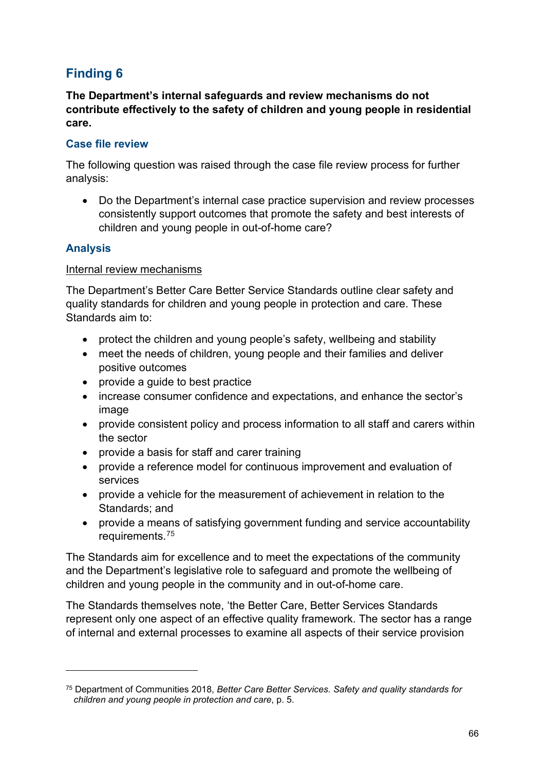## Finding 6

**The Department's internal safeguards and review mechanisms do not contribute effectively to the safety of children and young people in residential care.**

### Case file review

The following question was raised through the case file review process for further analysis:

- Do the Department's internal case practice supervision and review processes consistently support outcomes that promote the safety and best interests of children and young people in out-of-home care?

### Analysis

Internal review mechanisms

The Department's Better Care Better Service Standards outline clear safety and quality standards for children and young people in protection and care. These Standards aim to:

- protect the children and young people's safety, wellbeing and stability
- meet the needs of children, young people and their families and deliver positive outcomes
- provide a guide to best practice
- increase consumer confidence and expectations, and enhance the sector's image
- provide consistent policy and process information to all staff and carers within the sector
- provide a basis for staff and carer training
- provide a reference model for continuous improvement and evaluation of services
- provide a vehicle for the measurement of achievement in relation to the Standards; and
- provide a means of satisfying government funding and service accountability requirements.[75]

The Standards aim for excellence and to meet the expectations of the community and the Department's legislative role to safeguard and promote the wellbeing of children and young people in the community and in out-of-home care.

The Standards themselves note, 'the Better Care, Better Services Standards represent only one aspect of an effective quality framework. The sector has a range of internal and external processes to examine all aspects of their service provision

[75] Department of Communities 2018, *Better Care Better Services. Safety and quality standards for children and young people in protection and care*, p. 5.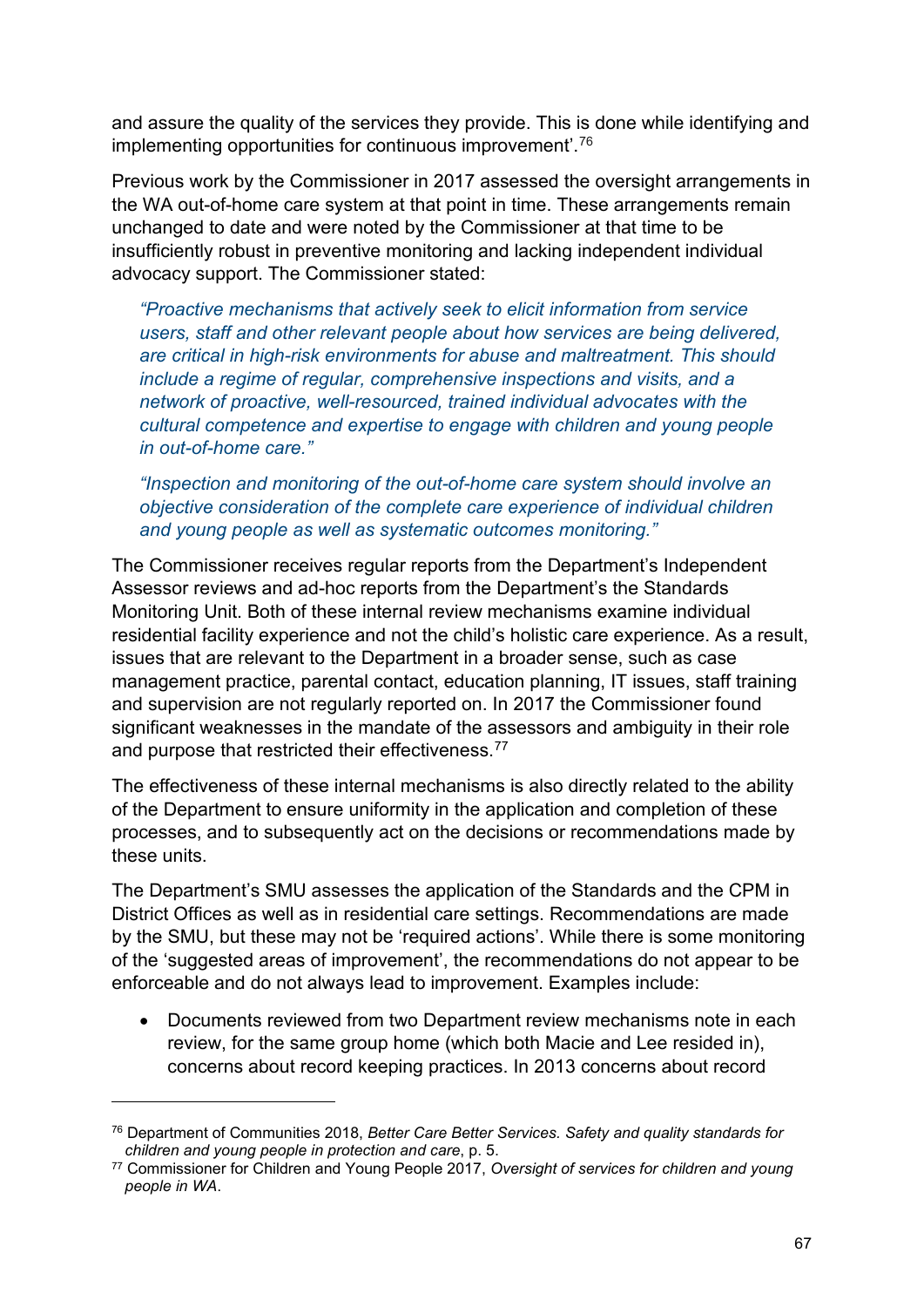and assure the quality of the services they provide. This is done while identifying and implementing opportunities for continuous improvement'.[76]

Previous work by the Commissioner in 2017 assessed the oversight arrangements in the WA out-of-home care system at that point in time. These arrangements remain unchanged to date and were noted by the Commissioner at that time to be insufficiently robust in preventive monitoring and lacking independent individual advocacy support. The Commissioner stated:

> *"Proactive mechanisms that actively seek to elicit information from service users, staff and other relevant people about how services are being delivered, are critical in high-risk environments for abuse and maltreatment. This should include a regime of regular, comprehensive inspections and visits, and a network of proactive, well-resourced, trained individual advocates with the cultural competence and expertise to engage with children and young people in out-of-home care."*
>
> *"Inspection and monitoring of the out-of-home care system should involve an objective consideration of the complete care experience of individual children and young people as well as systematic outcomes monitoring."*

The Commissioner receives regular reports from the Department's Independent Assessor reviews and ad-hoc reports from the Department's the Standards Monitoring Unit. Both of these internal review mechanisms examine individual residential facility experience and not the child's holistic care experience. As a result, issues that are relevant to the Department in a broader sense, such as case management practice, parental contact, education planning, IT issues, staff training and supervision are not regularly reported on. In 2017 the Commissioner found significant weaknesses in the mandate of the assessors and ambiguity in their role and purpose that restricted their effectiveness.[77]

The effectiveness of these internal mechanisms is also directly related to the ability of the Department to ensure uniformity in the application and completion of these processes, and to subsequently act on the decisions or recommendations made by these units.

The Department's SMU assesses the application of the Standards and the CPM in District Offices as well as in residential care settings. Recommendations are made by the SMU, but these may not be 'required actions'. While there is some monitoring of the 'suggested areas of improvement', the recommendations do not appear to be enforceable and do not always lead to improvement. Examples include:

- Documents reviewed from two Department review mechanisms note in each review, for the same group home (which both Macie and Lee resided in), concerns about record keeping practices. In 2013 concerns about record

---

[76] Department of Communities 2018, *Better Care Better Services. Safety and quality standards for children and young people in protection and care*, p. 5.

[77] Commissioner for Children and Young People 2017, *Oversight of services for children and young people in WA*.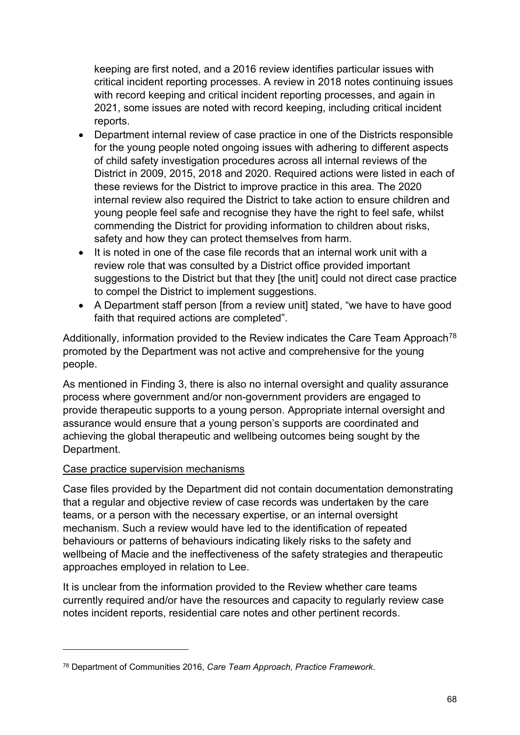keeping are first noted, and a 2016 review identifies particular issues with critical incident reporting processes. A review in 2018 notes continuing issues with record keeping and critical incident reporting processes, and again in 2021, some issues are noted with record keeping, including critical incident reports.

- Department internal review of case practice in one of the Districts responsible for the young people noted ongoing issues with adhering to different aspects of child safety investigation procedures across all internal reviews of the District in 2009, 2015, 2018 and 2020. Required actions were listed in each of these reviews for the District to improve practice in this area. The 2020 internal review also required the District to take action to ensure children and young people feel safe and recognise they have the right to feel safe, whilst commending the District for providing information to children about risks, safety and how they can protect themselves from harm.
- It is noted in one of the case file records that an internal work unit with a review role that was consulted by a District office provided important suggestions to the District but that they [the unit] could not direct case practice to compel the District to implement suggestions.
- A Department staff person [from a review unit] stated, "we have to have good faith that required actions are completed".

Additionally, information provided to the Review indicates the Care Team Approach[78] promoted by the Department was not active and comprehensive for the young people.

As mentioned in Finding 3, there is also no internal oversight and quality assurance process where government and/or non-government providers are engaged to provide therapeutic supports to a young person. Appropriate internal oversight and assurance would ensure that a young person's supports are coordinated and achieving the global therapeutic and wellbeing outcomes being sought by the Department.

Case practice supervision mechanisms

Case files provided by the Department did not contain documentation demonstrating that a regular and objective review of case records was undertaken by the care teams, or a person with the necessary expertise, or an internal oversight mechanism. Such a review would have led to the identification of repeated behaviours or patterns of behaviours indicating likely risks to the safety and wellbeing of Macie and the ineffectiveness of the safety strategies and therapeutic approaches employed in relation to Lee.

It is unclear from the information provided to the Review whether care teams currently required and/or have the resources and capacity to regularly review case notes incident reports, residential care notes and other pertinent records.

---

[78] Department of Communities 2016, *Care Team Approach, Practice Framework*.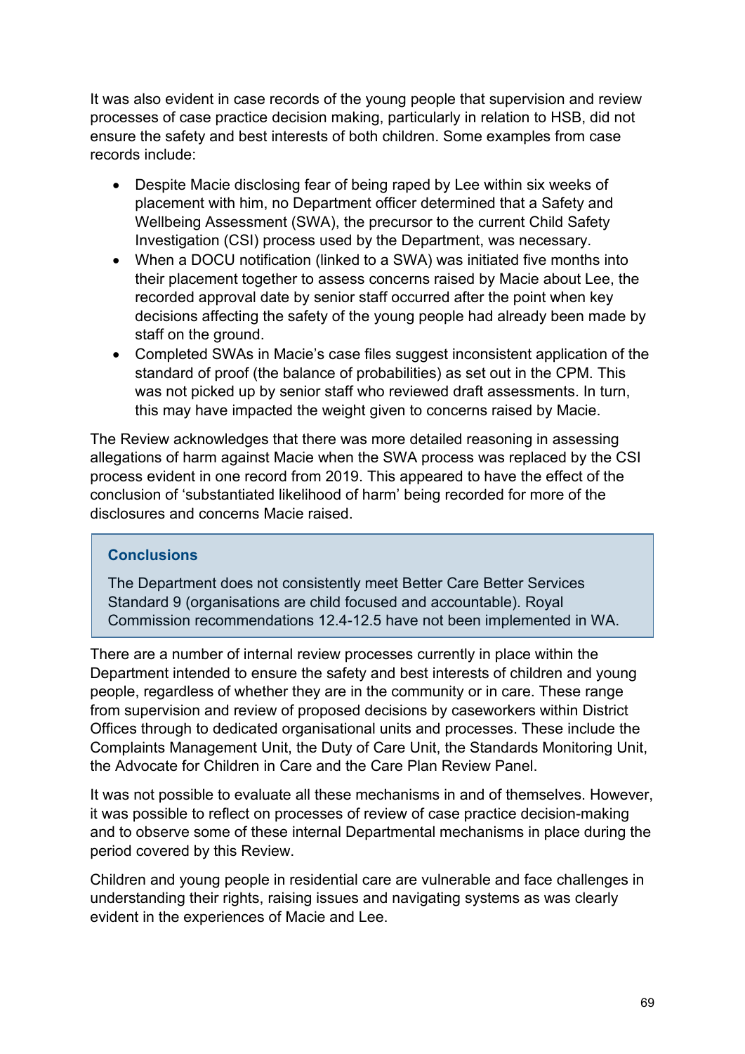It was also evident in case records of the young people that supervision and review processes of case practice decision making, particularly in relation to HSB, did not ensure the safety and best interests of both children. Some examples from case records include:

- Despite Macie disclosing fear of being raped by Lee within six weeks of placement with him, no Department officer determined that a Safety and Wellbeing Assessment (SWA), the precursor to the current Child Safety Investigation (CSI) process used by the Department, was necessary.
- When a DOCU notification (linked to a SWA) was initiated five months into their placement together to assess concerns raised by Macie about Lee, the recorded approval date by senior staff occurred after the point when key decisions affecting the safety of the young people had already been made by staff on the ground.
- Completed SWAs in Macie's case files suggest inconsistent application of the standard of proof (the balance of probabilities) as set out in the CPM. This was not picked up by senior staff who reviewed draft assessments. In turn, this may have impacted the weight given to concerns raised by Macie.

The Review acknowledges that there was more detailed reasoning in assessing allegations of harm against Macie when the SWA process was replaced by the CSI process evident in one record from 2019. This appeared to have the effect of the conclusion of 'substantiated likelihood of harm' being recorded for more of the disclosures and concerns Macie raised.

> **Conclusions**
>
> The Department does not consistently meet Better Care Better Services Standard 9 (organisations are child focused and accountable). Royal Commission recommendations 12.4-12.5 have not been implemented in WA.

There are a number of internal review processes currently in place within the Department intended to ensure the safety and best interests of children and young people, regardless of whether they are in the community or in care. These range from supervision and review of proposed decisions by caseworkers within District Offices through to dedicated organisational units and processes. These include the Complaints Management Unit, the Duty of Care Unit, the Standards Monitoring Unit, the Advocate for Children in Care and the Care Plan Review Panel.

It was not possible to evaluate all these mechanisms in and of themselves. However, it was possible to reflect on processes of review of case practice decision-making and to observe some of these internal Departmental mechanisms in place during the period covered by this Review.

Children and young people in residential care are vulnerable and face challenges in understanding their rights, raising issues and navigating systems as was clearly evident in the experiences of Macie and Lee.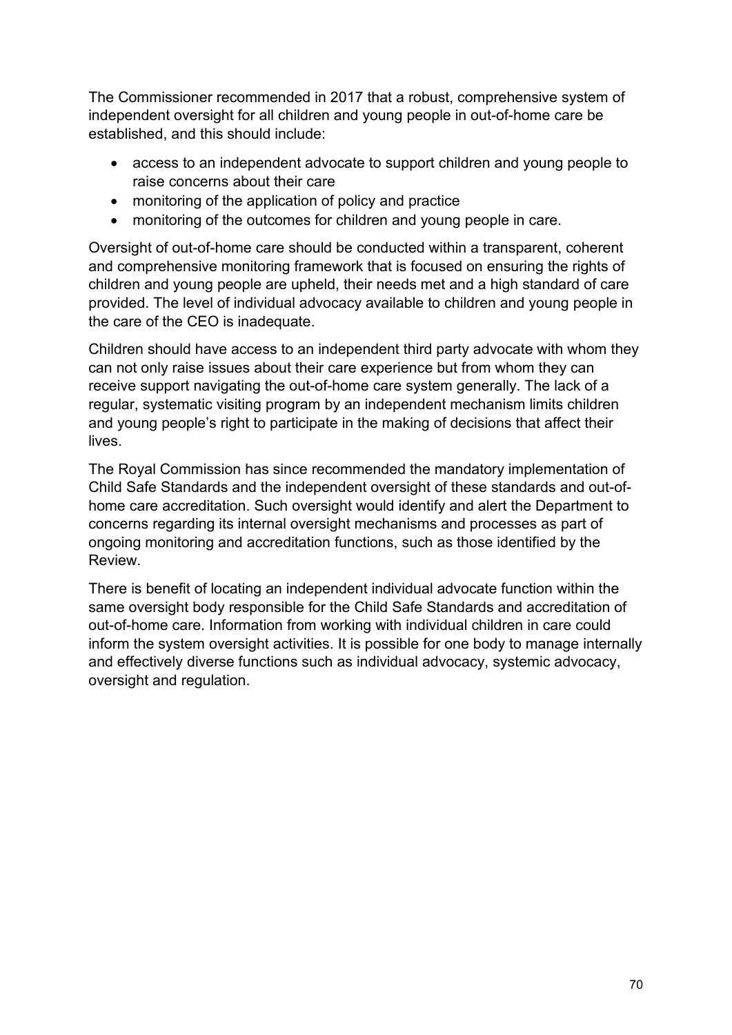The Commissioner recommended in 2017 that a robust, comprehensive system of independent oversight for all children and young people in out-of-home care be established, and this should include:

- access to an independent advocate to support children and young people to raise concerns about their care
- monitoring of the application of policy and practice
- monitoring of the outcomes for children and young people in care.

Oversight of out-of-home care should be conducted within a transparent, coherent and comprehensive monitoring framework that is focused on ensuring the rights of children and young people are upheld, their needs met and a high standard of care provided. The level of individual advocacy available to children and young people in the care of the CEO is inadequate.

Children should have access to an independent third party advocate with whom they can not only raise issues about their care experience but from whom they can receive support navigating the out-of-home care system generally. The lack of a regular, systematic visiting program by an independent mechanism limits children and young people's right to participate in the making of decisions that affect their lives.

The Royal Commission has since recommended the mandatory implementation of Child Safe Standards and the independent oversight of these standards and out-of-home care accreditation. Such oversight would identify and alert the Department to concerns regarding its internal oversight mechanisms and processes as part of ongoing monitoring and accreditation functions, such as those identified by the Review.

There is benefit of locating an independent individual advocate function within the same oversight body responsible for the Child Safe Standards and accreditation of out-of-home care. Information from working with individual children in care could inform the system oversight activities. It is possible for one body to manage internally and effectively diverse functions such as individual advocacy, systemic advocacy, oversight and regulation.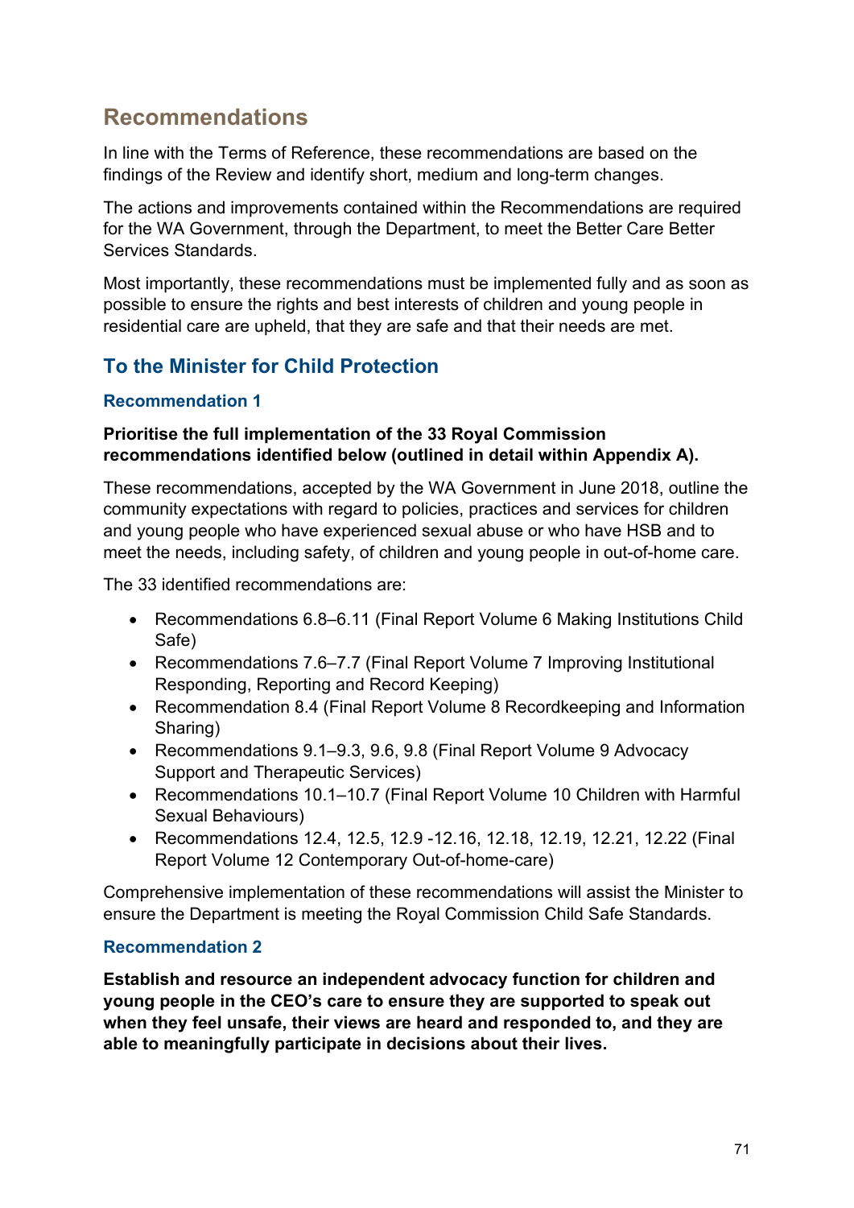## Recommendations

In line with the Terms of Reference, these recommendations are based on the findings of the Review and identify short, medium and long-term changes.

The actions and improvements contained within the Recommendations are required for the WA Government, through the Department, to meet the Better Care Better Services Standards.

Most importantly, these recommendations must be implemented fully and as soon as possible to ensure the rights and best interests of children and young people in residential care are upheld, that they are safe and that their needs are met.

### To the Minister for Child Protection

#### Recommendation 1

**Prioritise the full implementation of the 33 Royal Commission recommendations identified below (outlined in detail within Appendix A).**

These recommendations, accepted by the WA Government in June 2018, outline the community expectations with regard to policies, practices and services for children and young people who have experienced sexual abuse or who have HSB and to meet the needs, including safety, of children and young people in out-of-home care.

The 33 identified recommendations are:

- Recommendations 6.8–6.11 (Final Report Volume 6 Making Institutions Child Safe)
- Recommendations 7.6–7.7 (Final Report Volume 7 Improving Institutional Responding, Reporting and Record Keeping)
- Recommendation 8.4 (Final Report Volume 8 Recordkeeping and Information Sharing)
- Recommendations 9.1–9.3, 9.6, 9.8 (Final Report Volume 9 Advocacy Support and Therapeutic Services)
- Recommendations 10.1–10.7 (Final Report Volume 10 Children with Harmful Sexual Behaviours)
- Recommendations 12.4, 12.5, 12.9 -12.16, 12.18, 12.19, 12.21, 12.22 (Final Report Volume 12 Contemporary Out-of-home-care)

Comprehensive implementation of these recommendations will assist the Minister to ensure the Department is meeting the Royal Commission Child Safe Standards.

#### Recommendation 2

**Establish and resource an independent advocacy function for children and young people in the CEO's care to ensure they are supported to speak out when they feel unsafe, their views are heard and responded to, and they are able to meaningfully participate in decisions about their lives.**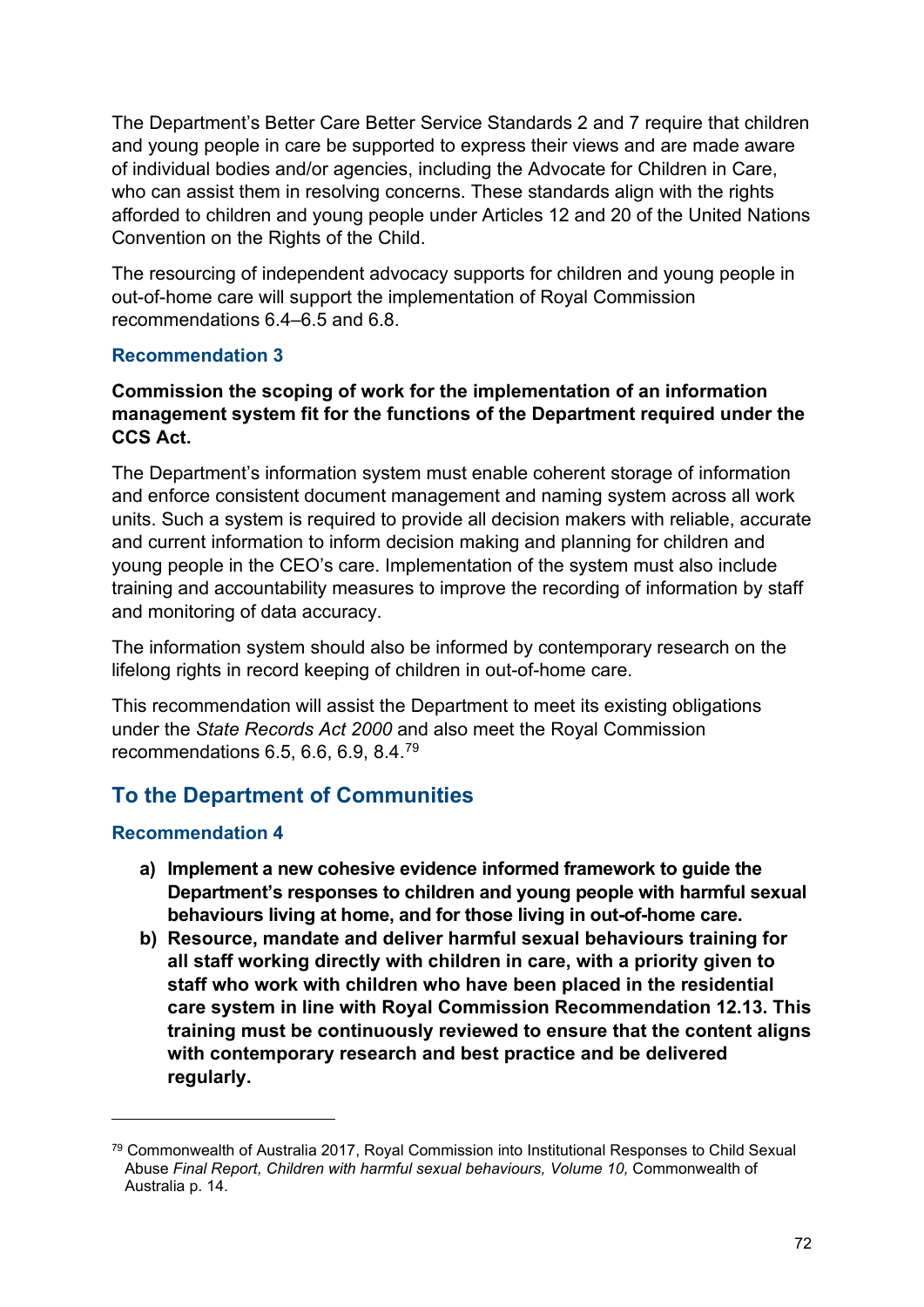The Department's Better Care Better Service Standards 2 and 7 require that children and young people in care be supported to express their views and are made aware of individual bodies and/or agencies, including the Advocate for Children in Care, who can assist them in resolving concerns. These standards align with the rights afforded to children and young people under Articles 12 and 20 of the United Nations Convention on the Rights of the Child.

The resourcing of independent advocacy supports for children and young people in out-of-home care will support the implementation of Royal Commission recommendations 6.4–6.5 and 6.8.

### Recommendation 3

**Commission the scoping of work for the implementation of an information management system fit for the functions of the Department required under the CCS Act.**

The Department's information system must enable coherent storage of information and enforce consistent document management and naming system across all work units. Such a system is required to provide all decision makers with reliable, accurate and current information to inform decision making and planning for children and young people in the CEO's care. Implementation of the system must also include training and accountability measures to improve the recording of information by staff and monitoring of data accuracy.

The information system should also be informed by contemporary research on the lifelong rights in record keeping of children in out-of-home care.

This recommendation will assist the Department to meet its existing obligations under the *State Records Act 2000* and also meet the Royal Commission recommendations 6.5, 6.6, 6.9, 8.4.[79]

## To the Department of Communities

### Recommendation 4

a) **Implement a new cohesive evidence informed framework to guide the Department's responses to children and young people with harmful sexual behaviours living at home, and for those living in out-of-home care.**
b) **Resource, mandate and deliver harmful sexual behaviours training for all staff working directly with children in care, with a priority given to staff who work with children who have been placed in the residential care system in line with Royal Commission Recommendation 12.13. This training must be continuously reviewed to ensure that the content aligns with contemporary research and best practice and be delivered regularly.**

---

[79] Commonwealth of Australia 2017, Royal Commission into Institutional Responses to Child Sexual Abuse *Final Report, Children with harmful sexual behaviours, Volume 10,* Commonwealth of Australia p. 14.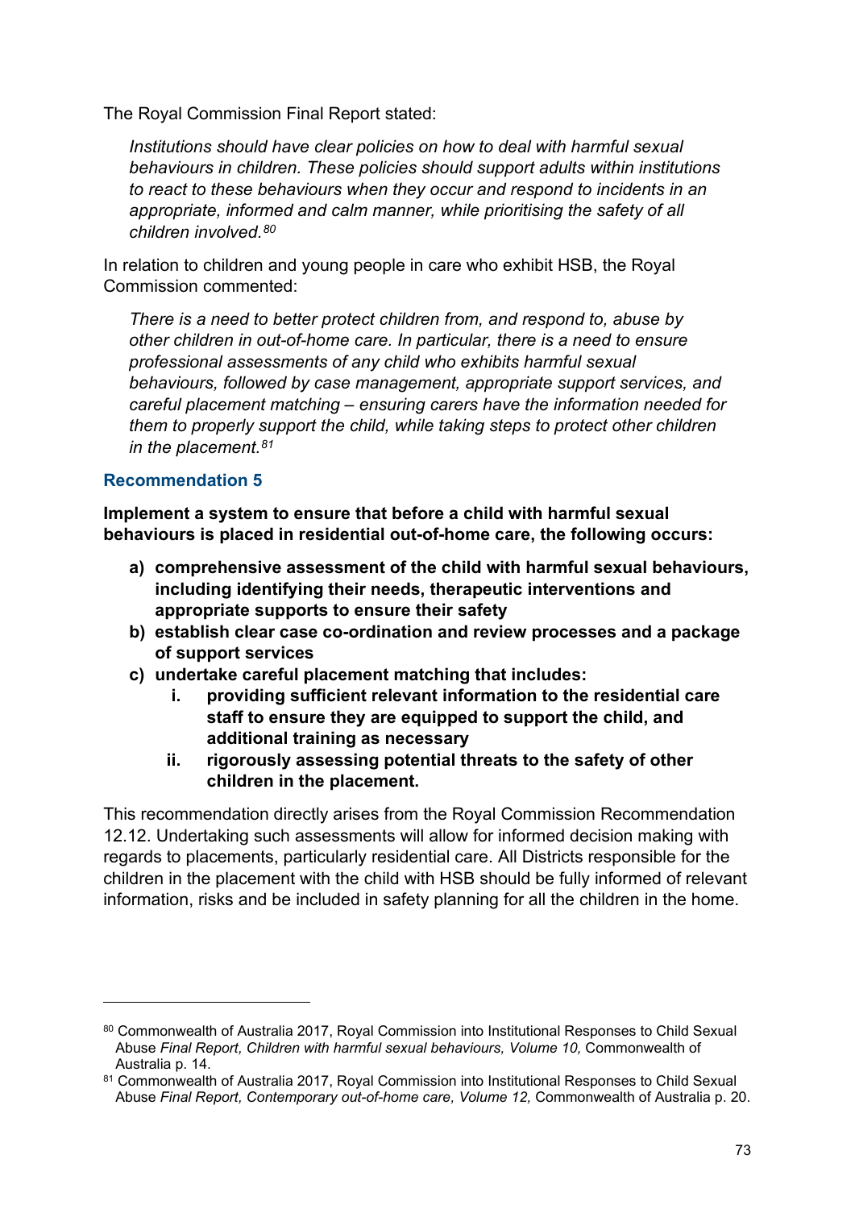The Royal Commission Final Report stated:

> *Institutions should have clear policies on how to deal with harmful sexual behaviours in children. These policies should support adults within institutions to react to these behaviours when they occur and respond to incidents in an appropriate, informed and calm manner, while prioritising the safety of all children involved.*[80]

In relation to children and young people in care who exhibit HSB, the Royal Commission commented:

> *There is a need to better protect children from, and respond to, abuse by other children in out-of-home care. In particular, there is a need to ensure professional assessments of any child who exhibits harmful sexual behaviours, followed by case management, appropriate support services, and careful placement matching – ensuring carers have the information needed for them to properly support the child, while taking steps to protect other children in the placement.*[81]

### Recommendation 5

**Implement a system to ensure that before a child with harmful sexual behaviours is placed in residential out-of-home care, the following occurs:**

- **a) comprehensive assessment of the child with harmful sexual behaviours, including identifying their needs, therapeutic interventions and appropriate supports to ensure their safety**
- **b) establish clear case co-ordination and review processes and a package of support services**
- **c) undertake careful placement matching that includes:**
  - **i. providing sufficient relevant information to the residential care staff to ensure they are equipped to support the child, and additional training as necessary**
  - **ii. rigorously assessing potential threats to the safety of other children in the placement.**

This recommendation directly arises from the Royal Commission Recommendation 12.12. Undertaking such assessments will allow for informed decision making with regards to placements, particularly residential care. All Districts responsible for the children in the placement with the child with HSB should be fully informed of relevant information, risks and be included in safety planning for all the children in the home.

---

[80] Commonwealth of Australia 2017, Royal Commission into Institutional Responses to Child Sexual Abuse *Final Report, Children with harmful sexual behaviours, Volume 10,* Commonwealth of Australia p. 14.

[81] Commonwealth of Australia 2017, Royal Commission into Institutional Responses to Child Sexual Abuse *Final Report, Contemporary out-of-home care, Volume 12,* Commonwealth of Australia p. 20.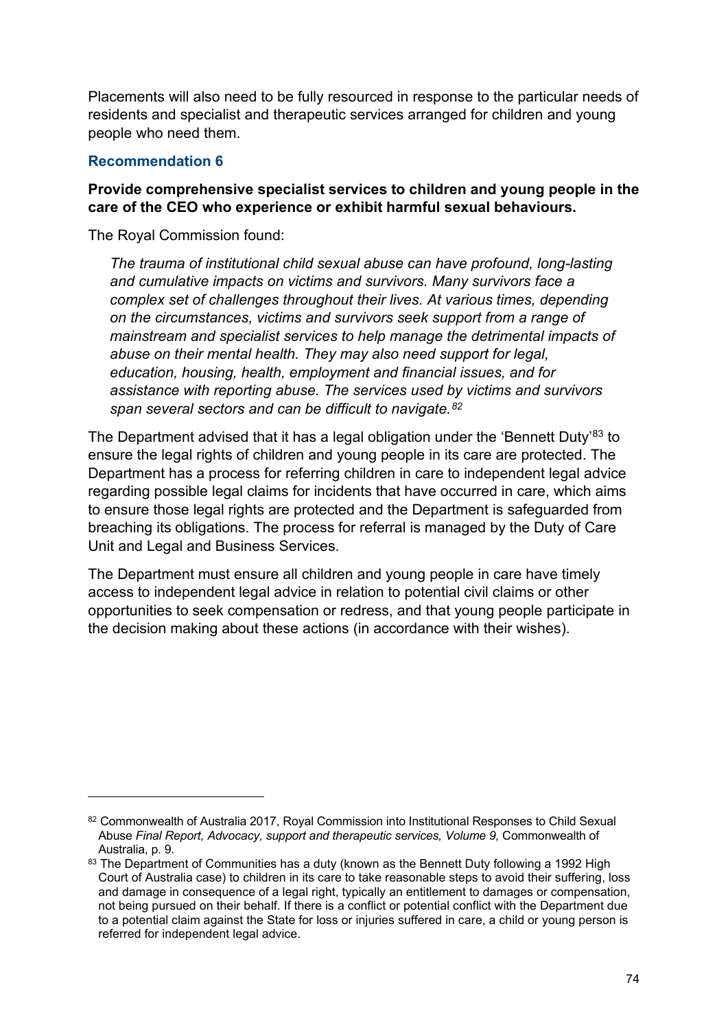Placements will also need to be fully resourced in response to the particular needs of residents and specialist and therapeutic services arranged for children and young people who need them.

### Recommendation 6

**Provide comprehensive specialist services to children and young people in the care of the CEO who experience or exhibit harmful sexual behaviours.**

The Royal Commission found:

> *The trauma of institutional child sexual abuse can have profound, long-lasting and cumulative impacts on victims and survivors. Many survivors face a complex set of challenges throughout their lives. At various times, depending on the circumstances, victims and survivors seek support from a range of mainstream and specialist services to help manage the detrimental impacts of abuse on their mental health. They may also need support for legal, education, housing, health, employment and financial issues, and for assistance with reporting abuse. The services used by victims and survivors span several sectors and can be difficult to navigate.*[82]

The Department advised that it has a legal obligation under the 'Bennett Duty'[83] to ensure the legal rights of children and young people in its care are protected. The Department has a process for referring children in care to independent legal advice regarding possible legal claims for incidents that have occurred in care, which aims to ensure those legal rights are protected and the Department is safeguarded from breaching its obligations. The process for referral is managed by the Duty of Care Unit and Legal and Business Services.

The Department must ensure all children and young people in care have timely access to independent legal advice in relation to potential civil claims or other opportunities to seek compensation or redress, and that young people participate in the decision making about these actions (in accordance with their wishes).

---

[82] Commonwealth of Australia 2017, Royal Commission into Institutional Responses to Child Sexual Abuse *Final Report, Advocacy, support and therapeutic services, Volume 9,* Commonwealth of Australia, p. 9.

[83] The Department of Communities has a duty (known as the Bennett Duty following a 1992 High Court of Australia case) to children in its care to take reasonable steps to avoid their suffering, loss and damage in consequence of a legal right, typically an entitlement to damages or compensation, not being pursued on their behalf. If there is a conflict or potential conflict with the Department due to a potential claim against the State for loss or injuries suffered in care, a child or young person is referred for independent legal advice.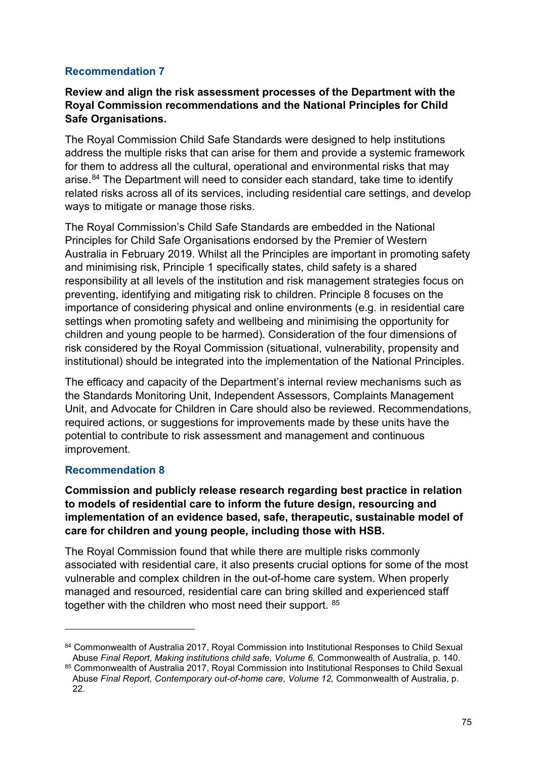### Recommendation 7

**Review and align the risk assessment processes of the Department with the Royal Commission recommendations and the National Principles for Child Safe Organisations.**

The Royal Commission Child Safe Standards were designed to help institutions address the multiple risks that can arise for them and provide a systemic framework for them to address all the cultural, operational and environmental risks that may arise.[84] The Department will need to consider each standard, take time to identify related risks across all of its services, including residential care settings, and develop ways to mitigate or manage those risks.

The Royal Commission's Child Safe Standards are embedded in the National Principles for Child Safe Organisations endorsed by the Premier of Western Australia in February 2019. Whilst all the Principles are important in promoting safety and minimising risk, Principle 1 specifically states, child safety is a shared responsibility at all levels of the institution and risk management strategies focus on preventing, identifying and mitigating risk to children. Principle 8 focuses on the importance of considering physical and online environments (e.g. in residential care settings when promoting safety and wellbeing and minimising the opportunity for children and young people to be harmed). Consideration of the four dimensions of risk considered by the Royal Commission (situational, vulnerability, propensity and institutional) should be integrated into the implementation of the National Principles.

The efficacy and capacity of the Department's internal review mechanisms such as the Standards Monitoring Unit, Independent Assessors, Complaints Management Unit, and Advocate for Children in Care should also be reviewed. Recommendations, required actions, or suggestions for improvements made by these units have the potential to contribute to risk assessment and management and continuous improvement.

### Recommendation 8

**Commission and publicly release research regarding best practice in relation to models of residential care to inform the future design, resourcing and implementation of an evidence based, safe, therapeutic, sustainable model of care for children and young people, including those with HSB.**

The Royal Commission found that while there are multiple risks commonly associated with residential care, it also presents crucial options for some of the most vulnerable and complex children in the out-of-home care system. When properly managed and resourced, residential care can bring skilled and experienced staff together with the children who most need their support. [85]

---

[84] Commonwealth of Australia 2017, Royal Commission into Institutional Responses to Child Sexual Abuse *Final Report, Making institutions child safe, Volume 6,* Commonwealth of Australia, p. 140.

[85] Commonwealth of Australia 2017, Royal Commission into Institutional Responses to Child Sexual Abuse *Final Report, Contemporary out-of-home care, Volume 12,* Commonwealth of Australia, p. 22.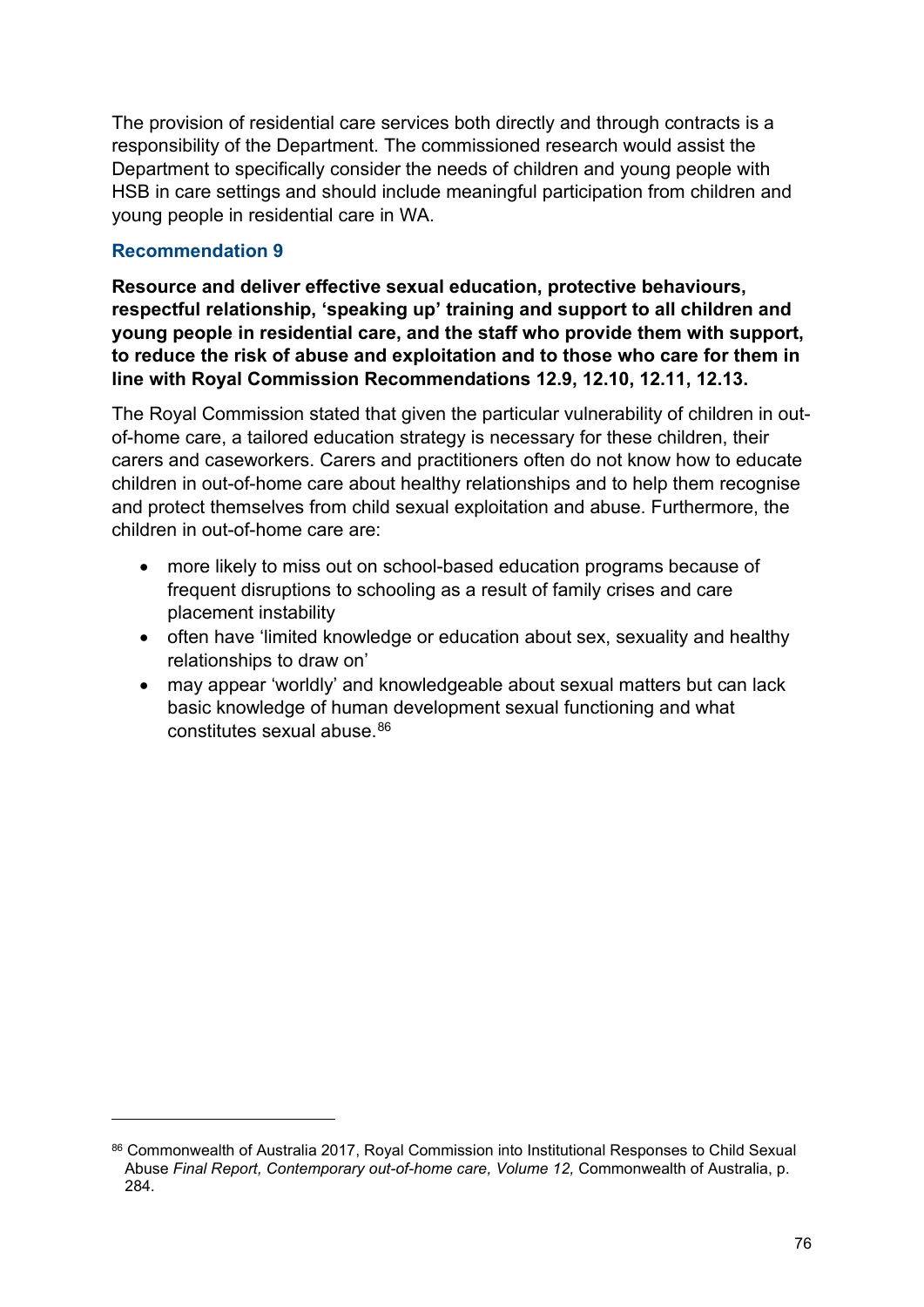The provision of residential care services both directly and through contracts is a responsibility of the Department. The commissioned research would assist the Department to specifically consider the needs of children and young people with HSB in care settings and should include meaningful participation from children and young people in residential care in WA.

### Recommendation 9

**Resource and deliver effective sexual education, protective behaviours, respectful relationship, 'speaking up' training and support to all children and young people in residential care, and the staff who provide them with support, to reduce the risk of abuse and exploitation and to those who care for them in line with Royal Commission Recommendations 12.9, 12.10, 12.11, 12.13.**

The Royal Commission stated that given the particular vulnerability of children in out-of-home care, a tailored education strategy is necessary for these children, their carers and caseworkers. Carers and practitioners often do not know how to educate children in out-of-home care about healthy relationships and to help them recognise and protect themselves from child sexual exploitation and abuse. Furthermore, the children in out-of-home care are:

- more likely to miss out on school-based education programs because of frequent disruptions to schooling as a result of family crises and care placement instability
- often have 'limited knowledge or education about sex, sexuality and healthy relationships to draw on'
- may appear 'worldly' and knowledgeable about sexual matters but can lack basic knowledge of human development sexual functioning and what constitutes sexual abuse.[86]

---

[86] Commonwealth of Australia 2017, Royal Commission into Institutional Responses to Child Sexual Abuse *Final Report, Contemporary out-of-home care, Volume 12,* Commonwealth of Australia, p. 284.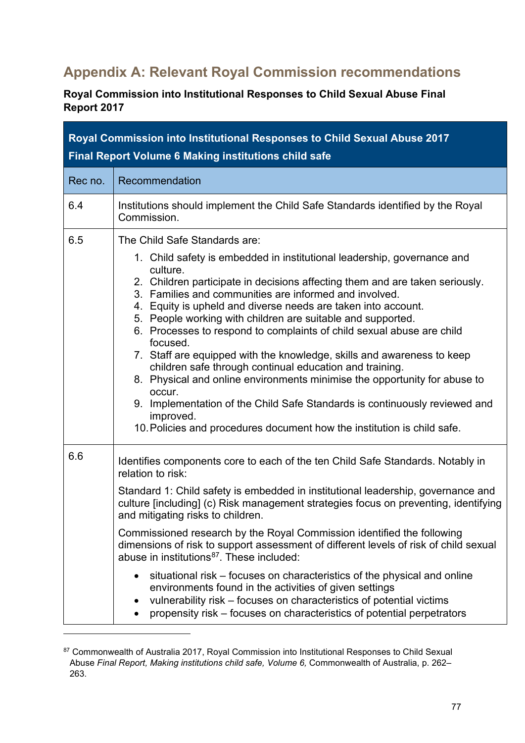## Appendix A: Relevant Royal Commission recommendations

**Royal Commission into Institutional Responses to Child Sexual Abuse Final Report 2017**

| **Royal Commission into Institutional Responses to Child Sexual Abuse 2017 Final Report Volume 6 Making institutions child safe** | |
|---|---|
| Rec no. | Recommendation |
| 6.4 | Institutions should implement the Child Safe Standards identified by the Royal Commission. |
| 6.5 | The Child Safe Standards are:<br>1. Child safety is embedded in institutional leadership, governance and culture.<br>2. Children participate in decisions affecting them and are taken seriously.<br>3. Families and communities are informed and involved.<br>4. Equity is upheld and diverse needs are taken into account.<br>5. People working with children are suitable and supported.<br>6. Processes to respond to complaints of child sexual abuse are child focused.<br>7. Staff are equipped with the knowledge, skills and awareness to keep children safe through continual education and training.<br>8. Physical and online environments minimise the opportunity for abuse to occur.<br>9. Implementation of the Child Safe Standards is continuously reviewed and improved.<br>10. Policies and procedures document how the institution is child safe. |
| 6.6 | Identifies components core to each of the ten Child Safe Standards. Notably in relation to risk:<br>Standard 1: Child safety is embedded in institutional leadership, governance and culture [including] (c) Risk management strategies focus on preventing, identifying and mitigating risks to children.<br>Commissioned research by the Royal Commission identified the following dimensions of risk to support assessment of different levels of risk of child sexual abuse in institutions[87]. These included:<br>• situational risk – focuses on characteristics of the physical and online environments found in the activities of given settings<br>• vulnerability risk – focuses on characteristics of potential victims<br>• propensity risk – focuses on characteristics of potential perpetrators |

[87] Commonwealth of Australia 2017, Royal Commission into Institutional Responses to Child Sexual Abuse *Final Report, Making institutions child safe, Volume 6,* Commonwealth of Australia, p. 262–263.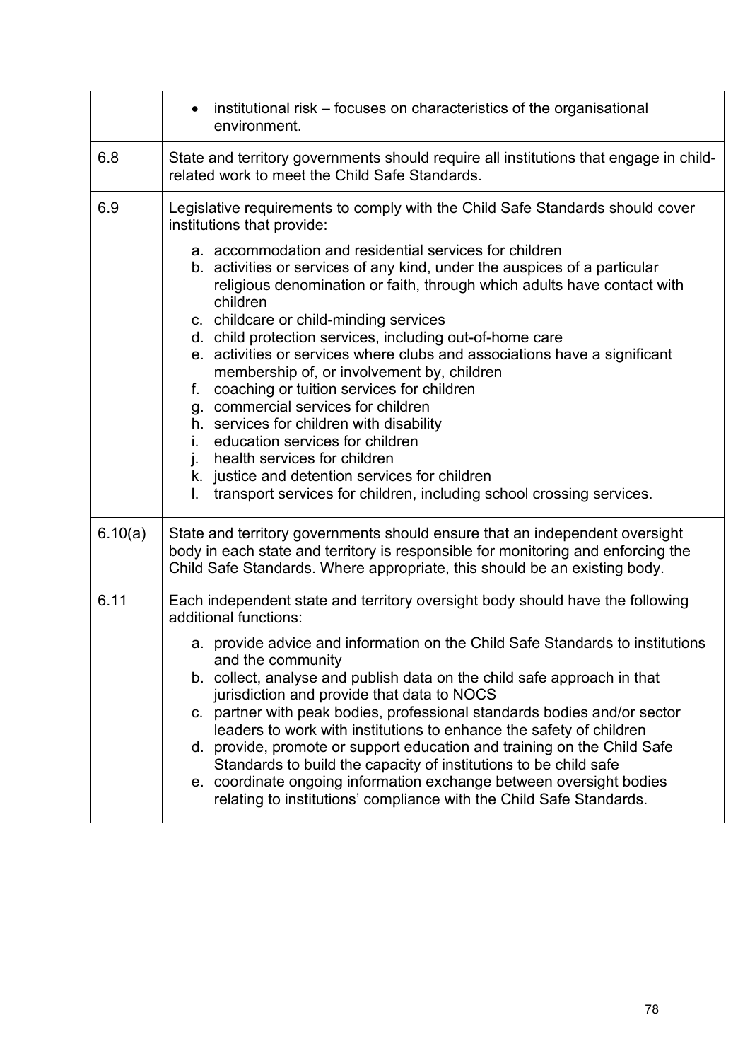| | |
|---|---|
| | • institutional risk – focuses on characteristics of the organisational environment. |
| 6.8 | State and territory governments should require all institutions that engage in child-related work to meet the Child Safe Standards. |
| 6.9 | Legislative requirements to comply with the Child Safe Standards should cover institutions that provide:<br>a. accommodation and residential services for children<br>b. activities or services of any kind, under the auspices of a particular religious denomination or faith, through which adults have contact with children<br>c. childcare or child-minding services<br>d. child protection services, including out-of-home care<br>e. activities or services where clubs and associations have a significant membership of, or involvement by, children<br>f. coaching or tuition services for children<br>g. commercial services for children<br>h. services for children with disability<br>i. education services for children<br>j. health services for children<br>k. justice and detention services for children<br>l. transport services for children, including school crossing services. |
| 6.10(a) | State and territory governments should ensure that an independent oversight body in each state and territory is responsible for monitoring and enforcing the Child Safe Standards. Where appropriate, this should be an existing body. |
| 6.11 | Each independent state and territory oversight body should have the following additional functions:<br>a. provide advice and information on the Child Safe Standards to institutions and the community<br>b. collect, analyse and publish data on the child safe approach in that jurisdiction and provide that data to NOCS<br>c. partner with peak bodies, professional standards bodies and/or sector leaders to work with institutions to enhance the safety of children<br>d. provide, promote or support education and training on the Child Safe Standards to build the capacity of institutions to be child safe<br>e. coordinate ongoing information exchange between oversight bodies relating to institutions' compliance with the Child Safe Standards. |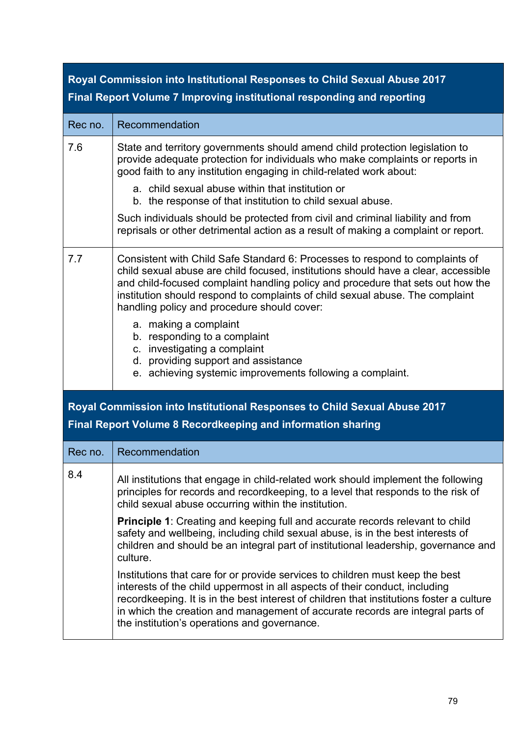| Royal Commission into Institutional Responses to Child Sexual Abuse 2017<br>Final Report Volume 7 Improving institutional responding and reporting | |
|---|---|
| **Rec no.** | **Recommendation** |
| 7.6 | State and territory governments should amend child protection legislation to provide adequate protection for individuals who make complaints or reports in good faith to any institution engaging in child-related work about:<br>a. child sexual abuse within that institution or<br>b. the response of that institution to child sexual abuse.<br>Such individuals should be protected from civil and criminal liability and from reprisals or other detrimental action as a result of making a complaint or report. |
| 7.7 | Consistent with Child Safe Standard 6: Processes to respond to complaints of child sexual abuse are child focused, institutions should have a clear, accessible and child-focused complaint handling policy and procedure that sets out how the institution should respond to complaints of child sexual abuse. The complaint handling policy and procedure should cover:<br>a. making a complaint<br>b. responding to a complaint<br>c. investigating a complaint<br>d. providing support and assistance<br>e. achieving systemic improvements following a complaint. |

| Royal Commission into Institutional Responses to Child Sexual Abuse 2017<br>Final Report Volume 8 Recordkeeping and information sharing | |
|---|---|
| **Rec no.** | **Recommendation** |
| 8.4 | All institutions that engage in child-related work should implement the following principles for records and recordkeeping, to a level that responds to the risk of child sexual abuse occurring within the institution.<br>**Principle 1**: Creating and keeping full and accurate records relevant to child safety and wellbeing, including child sexual abuse, is in the best interests of children and should be an integral part of institutional leadership, governance and culture.<br>Institutions that care for or provide services to children must keep the best interests of the child uppermost in all aspects of their conduct, including recordkeeping. It is in the best interest of children that institutions foster a culture in which the creation and management of accurate records are integral parts of the institution's operations and governance. |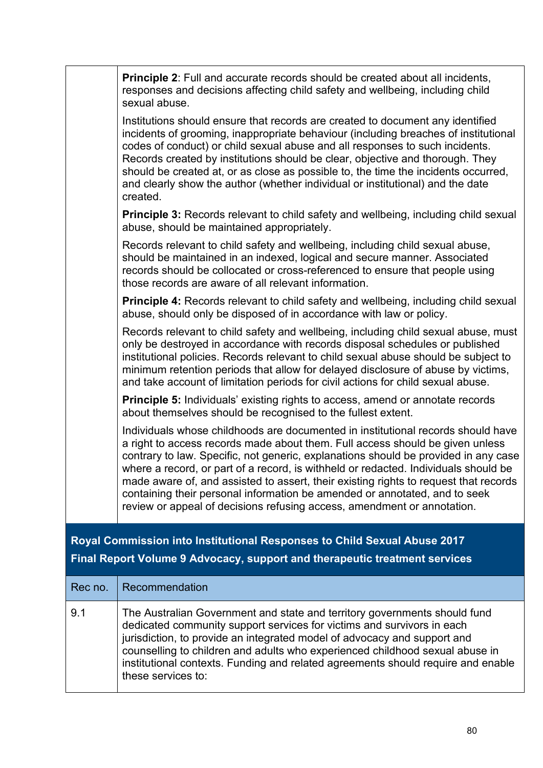| | |
|---|---|
| | **Principle 2**: Full and accurate records should be created about all incidents, responses and decisions affecting child safety and wellbeing, including child sexual abuse.<br><br>Institutions should ensure that records are created to document any identified incidents of grooming, inappropriate behaviour (including breaches of institutional codes of conduct) or child sexual abuse and all responses to such incidents. Records created by institutions should be clear, objective and thorough. They should be created at, or as close as possible to, the time the incidents occurred, and clearly show the author (whether individual or institutional) and the date created.<br><br>**Principle 3:** Records relevant to child safety and wellbeing, including child sexual abuse, should be maintained appropriately.<br><br>Records relevant to child safety and wellbeing, including child sexual abuse, should be maintained in an indexed, logical and secure manner. Associated records should be collocated or cross-referenced to ensure that people using those records are aware of all relevant information.<br><br>**Principle 4:** Records relevant to child safety and wellbeing, including child sexual abuse, should only be disposed of in accordance with law or policy.<br><br>Records relevant to child safety and wellbeing, including child sexual abuse, must only be destroyed in accordance with records disposal schedules or published institutional policies. Records relevant to child sexual abuse should be subject to minimum retention periods that allow for delayed disclosure of abuse by victims, and take account of limitation periods for civil actions for child sexual abuse.<br><br>**Principle 5:** Individuals' existing rights to access, amend or annotate records about themselves should be recognised to the fullest extent.<br><br>Individuals whose childhoods are documented in institutional records should have a right to access records made about them. Full access should be given unless contrary to law. Specific, not generic, explanations should be provided in any case where a record, or part of a record, is withheld or redacted. Individuals should be made aware of, and assisted to assert, their existing rights to request that records containing their personal information be amended or annotated, and to seek review or appeal of decisions refusing access, amendment or annotation. |

**Royal Commission into Institutional Responses to Child Sexual Abuse 2017**

**Final Report Volume 9 Advocacy, support and therapeutic treatment services**

| Rec no. | Recommendation |
|---|---|
| 9.1 | The Australian Government and state and territory governments should fund dedicated community support services for victims and survivors in each jurisdiction, to provide an integrated model of advocacy and support and counselling to children and adults who experienced childhood sexual abuse in institutional contexts. Funding and related agreements should require and enable these services to: |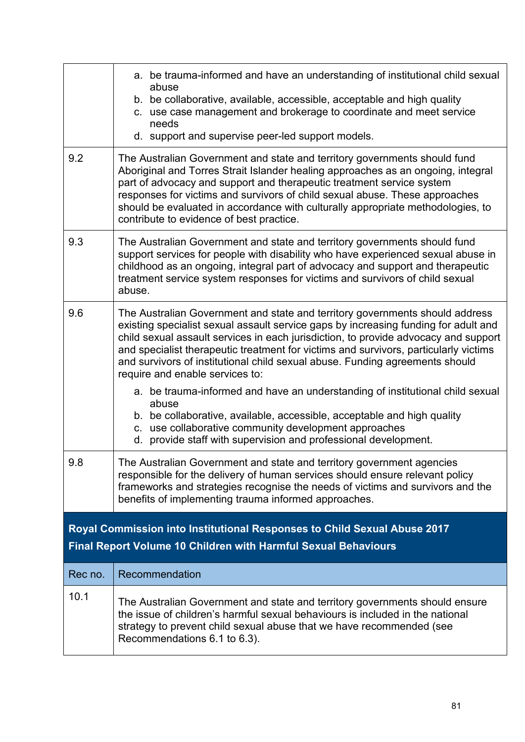| | |
|---|---|
| | a. be trauma-informed and have an understanding of institutional child sexual abuse<br>b. be collaborative, available, accessible, acceptable and high quality<br>c. use case management and brokerage to coordinate and meet service needs<br>d. support and supervise peer-led support models. |
| 9.2 | The Australian Government and state and territory governments should fund Aboriginal and Torres Strait Islander healing approaches as an ongoing, integral part of advocacy and support and therapeutic treatment service system responses for victims and survivors of child sexual abuse. These approaches should be evaluated in accordance with culturally appropriate methodologies, to contribute to evidence of best practice. |
| 9.3 | The Australian Government and state and territory governments should fund support services for people with disability who have experienced sexual abuse in childhood as an ongoing, integral part of advocacy and support and therapeutic treatment service system responses for victims and survivors of child sexual abuse. |
| 9.6 | The Australian Government and state and territory governments should address existing specialist sexual assault service gaps by increasing funding for adult and child sexual assault services in each jurisdiction, to provide advocacy and support and specialist therapeutic treatment for victims and survivors, particularly victims and survivors of institutional child sexual abuse. Funding agreements should require and enable services to:<br>a. be trauma-informed and have an understanding of institutional child sexual abuse<br>b. be collaborative, available, accessible, acceptable and high quality<br>c. use collaborative community development approaches<br>d. provide staff with supervision and professional development. |
| 9.8 | The Australian Government and state and territory government agencies responsible for the delivery of human services should ensure relevant policy frameworks and strategies recognise the needs of victims and survivors and the benefits of implementing trauma informed approaches. |

**Royal Commission into Institutional Responses to Child Sexual Abuse 2017**
**Final Report Volume 10 Children with Harmful Sexual Behaviours**

| Rec no. | Recommendation |
|---|---|
| 10.1 | The Australian Government and state and territory governments should ensure the issue of children's harmful sexual behaviours is included in the national strategy to prevent child sexual abuse that we have recommended (see Recommendations 6.1 to 6.3). |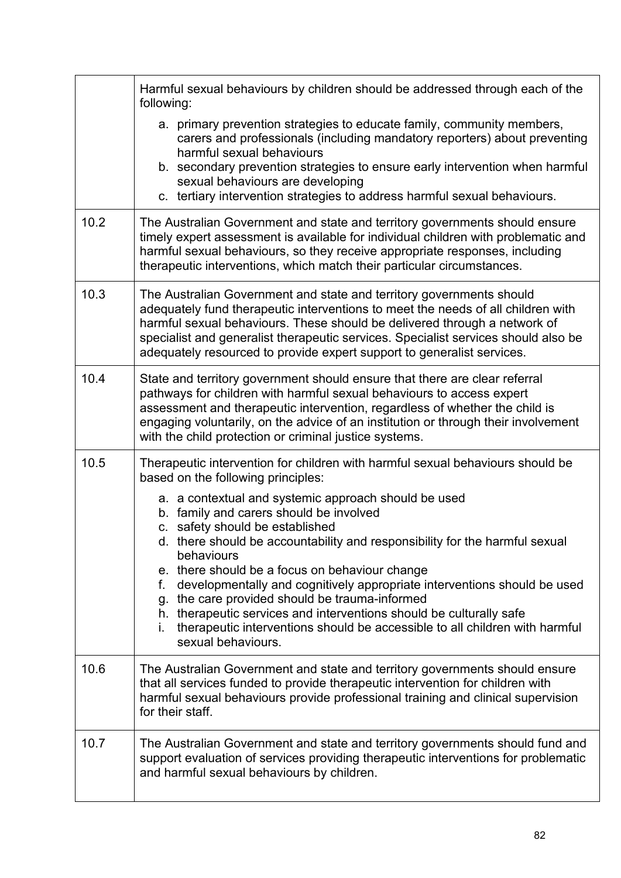| | |
|---|---|
| | Harmful sexual behaviours by children should be addressed through each of the following:<br><br>a. primary prevention strategies to educate family, community members, carers and professionals (including mandatory reporters) about preventing harmful sexual behaviours<br>b. secondary prevention strategies to ensure early intervention when harmful sexual behaviours are developing<br>c. tertiary intervention strategies to address harmful sexual behaviours. |
| 10.2 | The Australian Government and state and territory governments should ensure timely expert assessment is available for individual children with problematic and harmful sexual behaviours, so they receive appropriate responses, including therapeutic interventions, which match their particular circumstances. |
| 10.3 | The Australian Government and state and territory governments should adequately fund therapeutic interventions to meet the needs of all children with harmful sexual behaviours. These should be delivered through a network of specialist and generalist therapeutic services. Specialist services should also be adequately resourced to provide expert support to generalist services. |
| 10.4 | State and territory government should ensure that there are clear referral pathways for children with harmful sexual behaviours to access expert assessment and therapeutic intervention, regardless of whether the child is engaging voluntarily, on the advice of an institution or through their involvement with the child protection or criminal justice systems. |
| 10.5 | Therapeutic intervention for children with harmful sexual behaviours should be based on the following principles:<br><br>a. a contextual and systemic approach should be used<br>b. family and carers should be involved<br>c. safety should be established<br>d. there should be accountability and responsibility for the harmful sexual behaviours<br>e. there should be a focus on behaviour change<br>f. developmentally and cognitively appropriate interventions should be used<br>g. the care provided should be trauma-informed<br>h. therapeutic services and interventions should be culturally safe<br>i. therapeutic interventions should be accessible to all children with harmful sexual behaviours. |
| 10.6 | The Australian Government and state and territory governments should ensure that all services funded to provide therapeutic intervention for children with harmful sexual behaviours provide professional training and clinical supervision for their staff. |
| 10.7 | The Australian Government and state and territory governments should fund and support evaluation of services providing therapeutic interventions for problematic and harmful sexual behaviours by children. |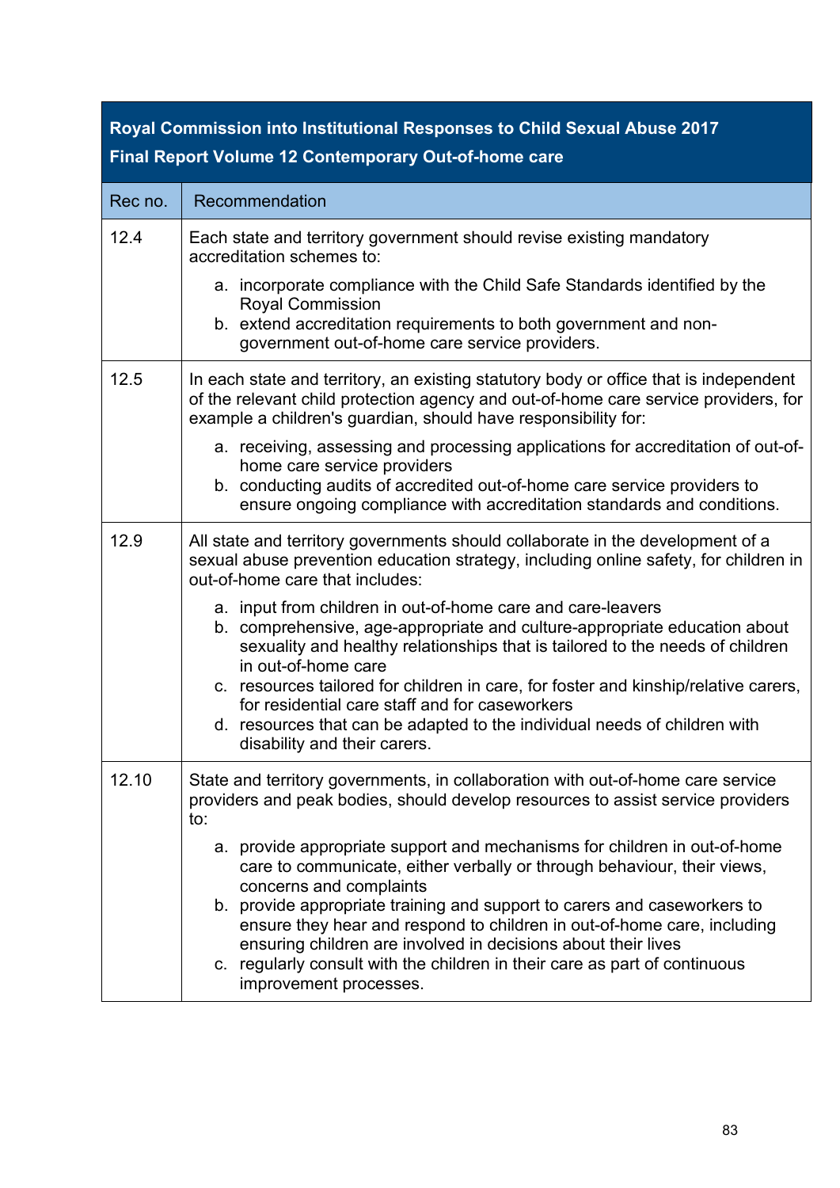| Royal Commission into Institutional Responses to Child Sexual Abuse 2017<br>Final Report Volume 12 Contemporary Out-of-home care | |
|---|---|
| **Rec no.** | **Recommendation** |
| 12.4 | Each state and territory government should revise existing mandatory accreditation schemes to:<br>a. incorporate compliance with the Child Safe Standards identified by the Royal Commission<br>b. extend accreditation requirements to both government and non-government out-of-home care service providers. |
| 12.5 | In each state and territory, an existing statutory body or office that is independent of the relevant child protection agency and out-of-home care service providers, for example a children's guardian, should have responsibility for:<br>a. receiving, assessing and processing applications for accreditation of out-of-home care service providers<br>b. conducting audits of accredited out-of-home care service providers to ensure ongoing compliance with accreditation standards and conditions. |
| 12.9 | All state and territory governments should collaborate in the development of a sexual abuse prevention education strategy, including online safety, for children in out-of-home care that includes:<br>a. input from children in out-of-home care and care-leavers<br>b. comprehensive, age-appropriate and culture-appropriate education about sexuality and healthy relationships that is tailored to the needs of children in out-of-home care<br>c. resources tailored for children in care, for foster and kinship/relative carers, for residential care staff and for caseworkers<br>d. resources that can be adapted to the individual needs of children with disability and their carers. |
| 12.10 | State and territory governments, in collaboration with out-of-home care service providers and peak bodies, should develop resources to assist service providers to:<br>a. provide appropriate support and mechanisms for children in out-of-home care to communicate, either verbally or through behaviour, their views, concerns and complaints<br>b. provide appropriate training and support to carers and caseworkers to ensure they hear and respond to children in out-of-home care, including ensuring children are involved in decisions about their lives<br>c. regularly consult with the children in their care as part of continuous improvement processes. |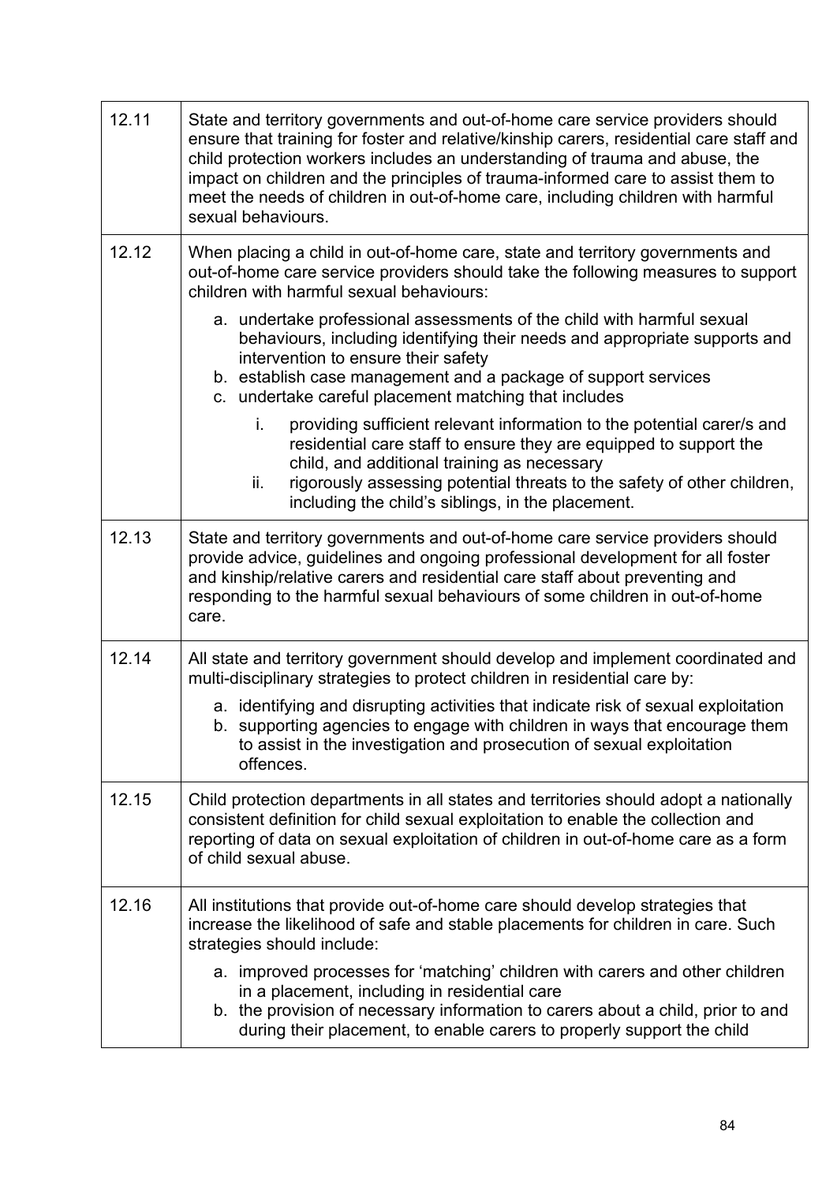| | |
|---|---|
| 12.11 | State and territory governments and out-of-home care service providers should ensure that training for foster and relative/kinship carers, residential care staff and child protection workers includes an understanding of trauma and abuse, the impact on children and the principles of trauma-informed care to assist them to meet the needs of children in out-of-home care, including children with harmful sexual behaviours. |
| 12.12 | When placing a child in out-of-home care, state and territory governments and out-of-home care service providers should take the following measures to support children with harmful sexual behaviours:<br>a. undertake professional assessments of the child with harmful sexual behaviours, including identifying their needs and appropriate supports and intervention to ensure their safety<br>b. establish case management and a package of support services<br>c. undertake careful placement matching that includes<br>i. providing sufficient relevant information to the potential carer/s and residential care staff to ensure they are equipped to support the child, and additional training as necessary<br>ii. rigorously assessing potential threats to the safety of other children, including the child's siblings, in the placement. |
| 12.13 | State and territory governments and out-of-home care service providers should provide advice, guidelines and ongoing professional development for all foster and kinship/relative carers and residential care staff about preventing and responding to the harmful sexual behaviours of some children in out-of-home care. |
| 12.14 | All state and territory government should develop and implement coordinated and multi-disciplinary strategies to protect children in residential care by:<br>a. identifying and disrupting activities that indicate risk of sexual exploitation<br>b. supporting agencies to engage with children in ways that encourage them to assist in the investigation and prosecution of sexual exploitation offences. |
| 12.15 | Child protection departments in all states and territories should adopt a nationally consistent definition for child sexual exploitation to enable the collection and reporting of data on sexual exploitation of children in out-of-home care as a form of child sexual abuse. |
| 12.16 | All institutions that provide out-of-home care should develop strategies that increase the likelihood of safe and stable placements for children in care. Such strategies should include:<br>a. improved processes for 'matching' children with carers and other children in a placement, including in residential care<br>b. the provision of necessary information to carers about a child, prior to and during their placement, to enable carers to properly support the child |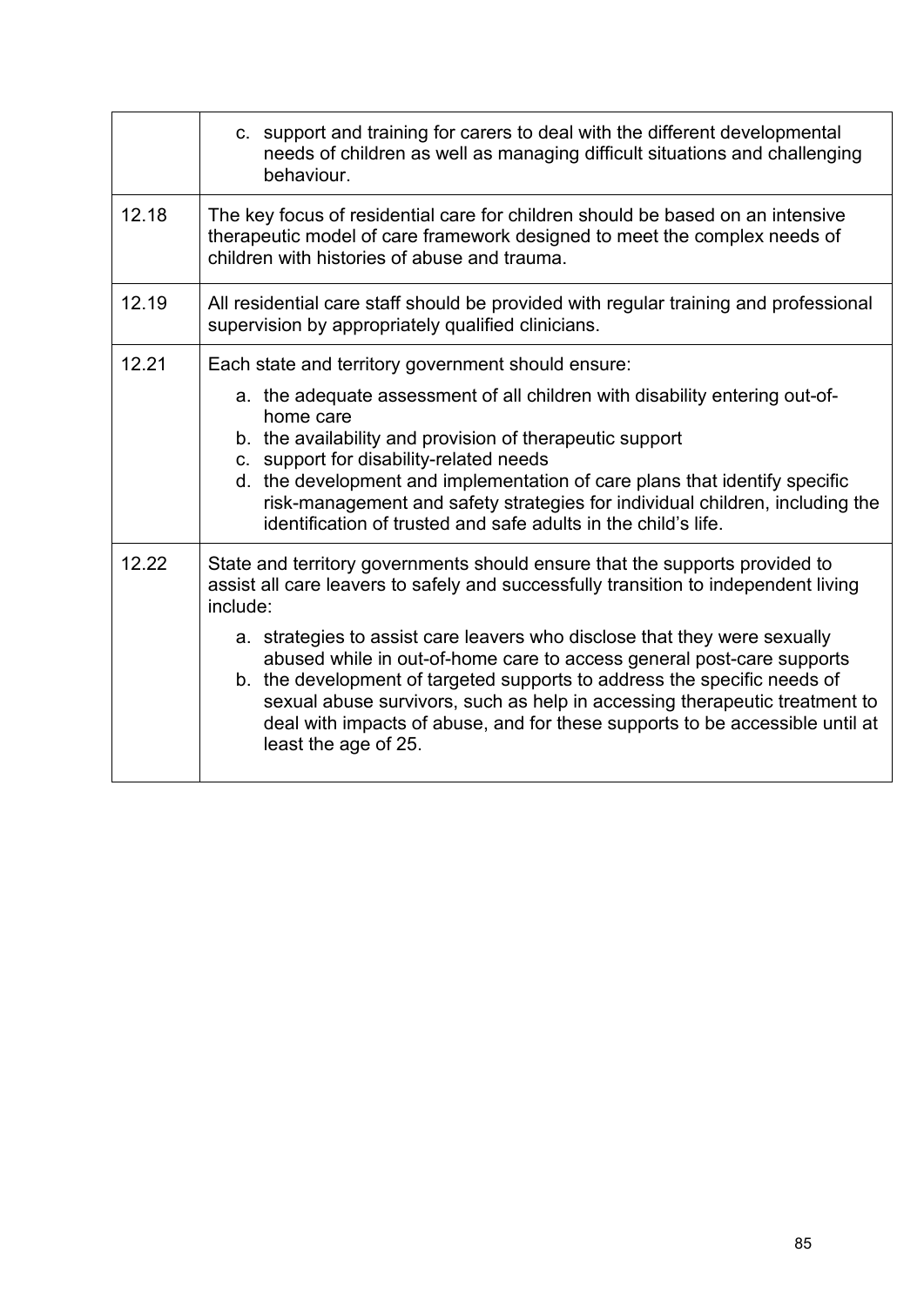| | |
|---|---|
| | c. support and training for carers to deal with the different developmental needs of children as well as managing difficult situations and challenging behaviour. |
| 12.18 | The key focus of residential care for children should be based on an intensive therapeutic model of care framework designed to meet the complex needs of children with histories of abuse and trauma. |
| 12.19 | All residential care staff should be provided with regular training and professional supervision by appropriately qualified clinicians. |
| 12.21 | Each state and territory government should ensure:<br>a. the adequate assessment of all children with disability entering out-of-home care<br>b. the availability and provision of therapeutic support<br>c. support for disability-related needs<br>d. the development and implementation of care plans that identify specific risk-management and safety strategies for individual children, including the identification of trusted and safe adults in the child's life. |
| 12.22 | State and territory governments should ensure that the supports provided to assist all care leavers to safely and successfully transition to independent living include:<br>a. strategies to assist care leavers who disclose that they were sexually abused while in out-of-home care to access general post-care supports<br>b. the development of targeted supports to address the specific needs of sexual abuse survivors, such as help in accessing therapeutic treatment to deal with impacts of abuse, and for these supports to be accessible until at least the age of 25. |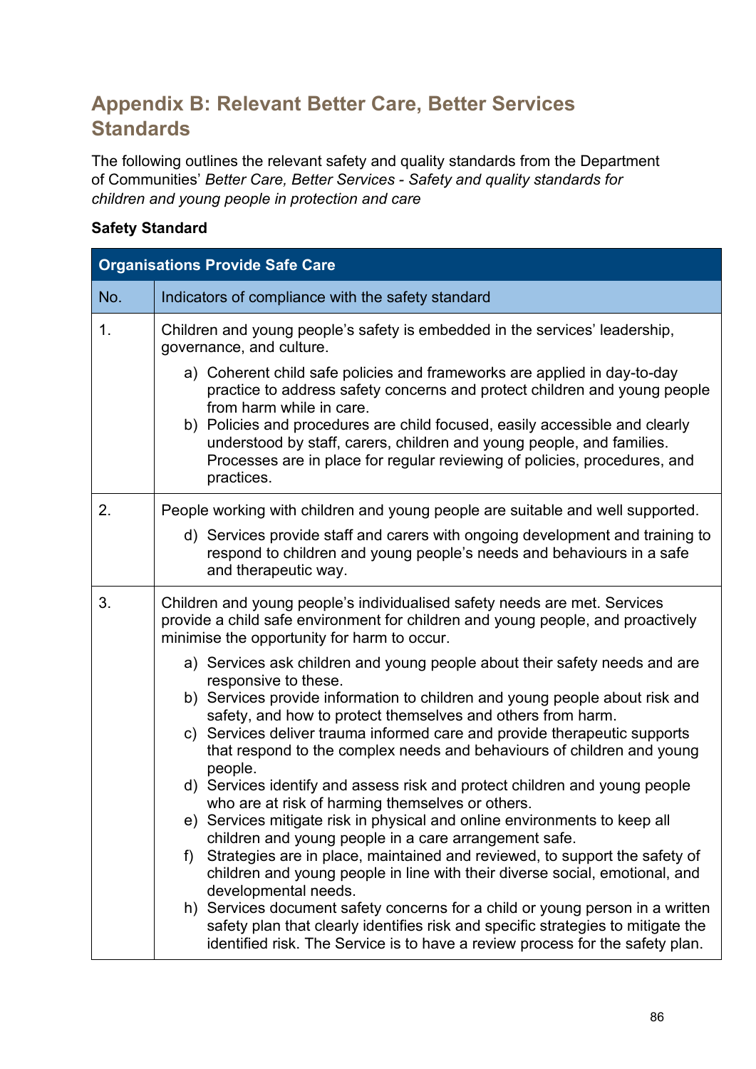# Appendix B: Relevant Better Care, Better Services Standards

The following outlines the relevant safety and quality standards from the Department of Communities' *Better Care, Better Services - Safety and quality standards for children and young people in protection and care*

**Safety Standard**

| **Organisations Provide Safe Care** | |
|---|---|
| No. | Indicators of compliance with the safety standard |
| 1. | Children and young people's safety is embedded in the services' leadership, governance, and culture.<br>a) Coherent child safe policies and frameworks are applied in day-to-day practice to address safety concerns and protect children and young people from harm while in care.<br>b) Policies and procedures are child focused, easily accessible and clearly understood by staff, carers, children and young people, and families. Processes are in place for regular reviewing of policies, procedures, and practices. |
| 2. | People working with children and young people are suitable and well supported.<br>d) Services provide staff and carers with ongoing development and training to respond to children and young people's needs and behaviours in a safe and therapeutic way. |
| 3. | Children and young people's individualised safety needs are met. Services provide a child safe environment for children and young people, and proactively minimise the opportunity for harm to occur.<br>a) Services ask children and young people about their safety needs and are responsive to these.<br>b) Services provide information to children and young people about risk and safety, and how to protect themselves and others from harm.<br>c) Services deliver trauma informed care and provide therapeutic supports that respond to the complex needs and behaviours of children and young people.<br>d) Services identify and assess risk and protect children and young people who are at risk of harming themselves or others.<br>e) Services mitigate risk in physical and online environments to keep all children and young people in a care arrangement safe.<br>f) Strategies are in place, maintained and reviewed, to support the safety of children and young people in line with their diverse social, emotional, and developmental needs.<br>h) Services document safety concerns for a child or young person in a written safety plan that clearly identifies risk and specific strategies to mitigate the identified risk. The Service is to have a review process for the safety plan. |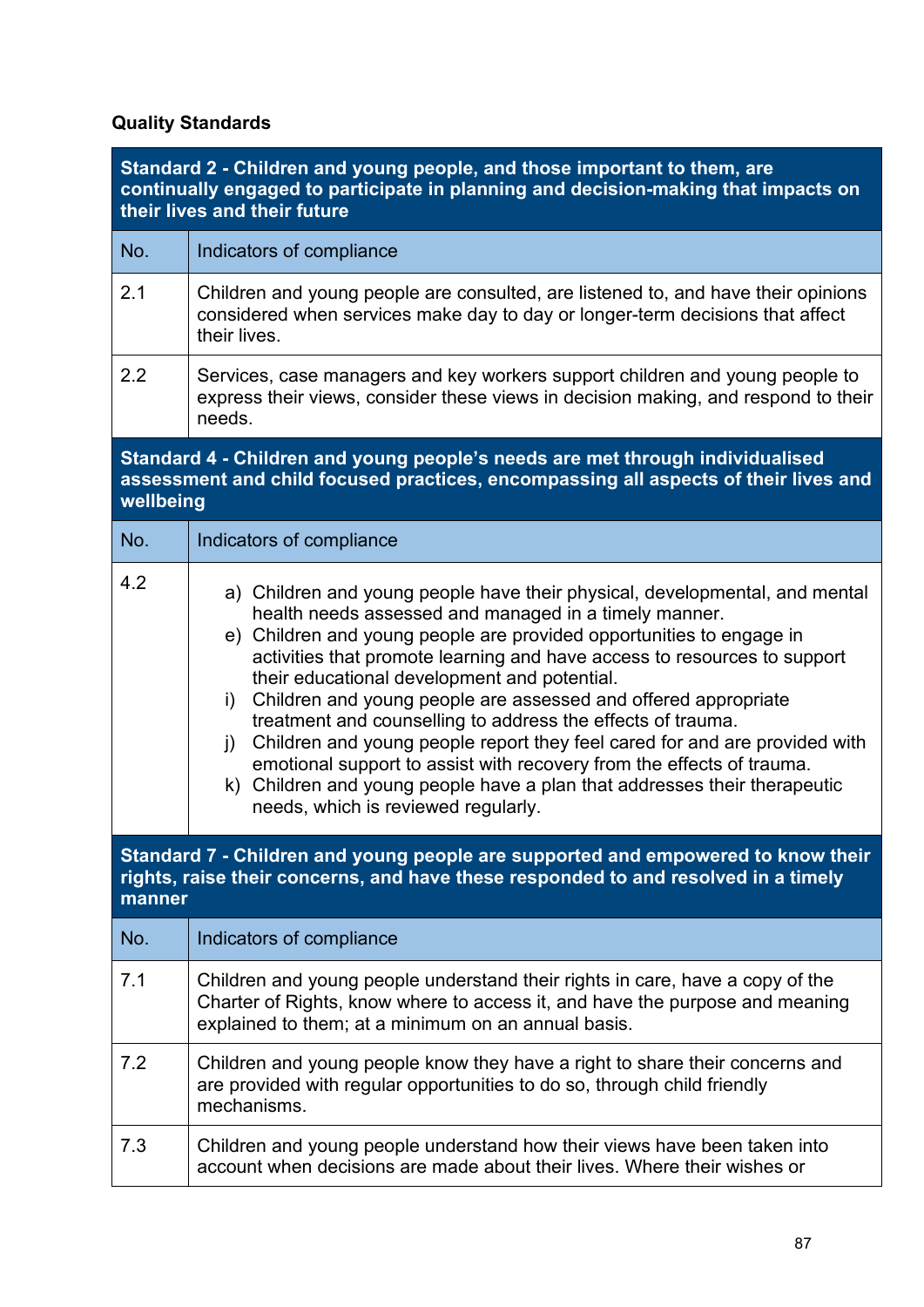**Quality Standards**

| Standard 2 - Children and young people, and those important to them, are continually engaged to participate in planning and decision-making that impacts on their lives and their future | |
|---|---|
| No. | Indicators of compliance |
| 2.1 | Children and young people are consulted, are listened to, and have their opinions considered when services make day to day or longer-term decisions that affect their lives. |
| 2.2 | Services, case managers and key workers support children and young people to express their views, consider these views in decision making, and respond to their needs. |
| **Standard 4 - Children and young people's needs are met through individualised assessment and child focused practices, encompassing all aspects of their lives and wellbeing** | |
| No. | Indicators of compliance |
| 4.2 | a) Children and young people have their physical, developmental, and mental health needs assessed and managed in a timely manner.<br>e) Children and young people are provided opportunities to engage in activities that promote learning and have access to resources to support their educational development and potential.<br>i) Children and young people are assessed and offered appropriate treatment and counselling to address the effects of trauma.<br>j) Children and young people report they feel cared for and are provided with emotional support to assist with recovery from the effects of trauma.<br>k) Children and young people have a plan that addresses their therapeutic needs, which is reviewed regularly. |
| **Standard 7 - Children and young people are supported and empowered to know their rights, raise their concerns, and have these responded to and resolved in a timely manner** | |
| No. | Indicators of compliance |
| 7.1 | Children and young people understand their rights in care, have a copy of the Charter of Rights, know where to access it, and have the purpose and meaning explained to them; at a minimum on an annual basis. |
| 7.2 | Children and young people know they have a right to share their concerns and are provided with regular opportunities to do so, through child friendly mechanisms. |
| 7.3 | Children and young people understand how their views have been taken into account when decisions are made about their lives. Where their wishes or |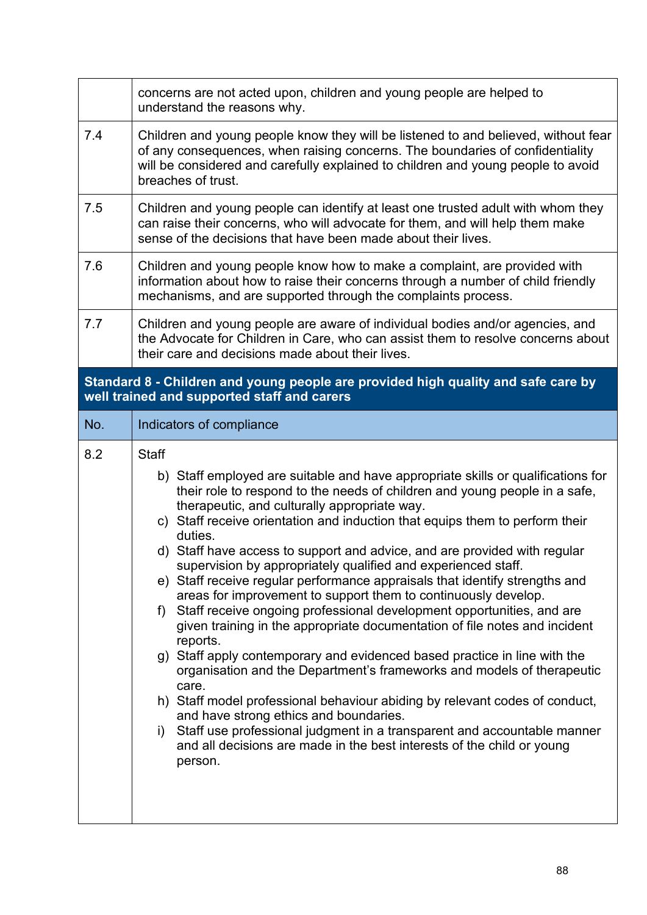| | |
|---|---|
| | concerns are not acted upon, children and young people are helped to understand the reasons why. |
| 7.4 | Children and young people know they will be listened to and believed, without fear of any consequences, when raising concerns. The boundaries of confidentiality will be considered and carefully explained to children and young people to avoid breaches of trust. |
| 7.5 | Children and young people can identify at least one trusted adult with whom they can raise their concerns, who will advocate for them, and will help them make sense of the decisions that have been made about their lives. |
| 7.6 | Children and young people know how to make a complaint, are provided with information about how to raise their concerns through a number of child friendly mechanisms, and are supported through the complaints process. |
| 7.7 | Children and young people are aware of individual bodies and/or agencies, and the Advocate for Children in Care, who can assist them to resolve concerns about their care and decisions made about their lives. |

**Standard 8 - Children and young people are provided high quality and safe care by well trained and supported staff and carers**

| No. | Indicators of compliance |
|---|---|
| 8.2 | Staff<br>b) Staff employed are suitable and have appropriate skills or qualifications for their role to respond to the needs of children and young people in a safe, therapeutic, and culturally appropriate way.<br>c) Staff receive orientation and induction that equips them to perform their duties.<br>d) Staff have access to support and advice, and are provided with regular supervision by appropriately qualified and experienced staff.<br>e) Staff receive regular performance appraisals that identify strengths and areas for improvement to support them to continuously develop.<br>f) Staff receive ongoing professional development opportunities, and are given training in the appropriate documentation of file notes and incident reports.<br>g) Staff apply contemporary and evidenced based practice in line with the organisation and the Department's frameworks and models of therapeutic care.<br>h) Staff model professional behaviour abiding by relevant codes of conduct, and have strong ethics and boundaries.<br>i) Staff use professional judgment in a transparent and accountable manner and all decisions are made in the best interests of the child or young person. |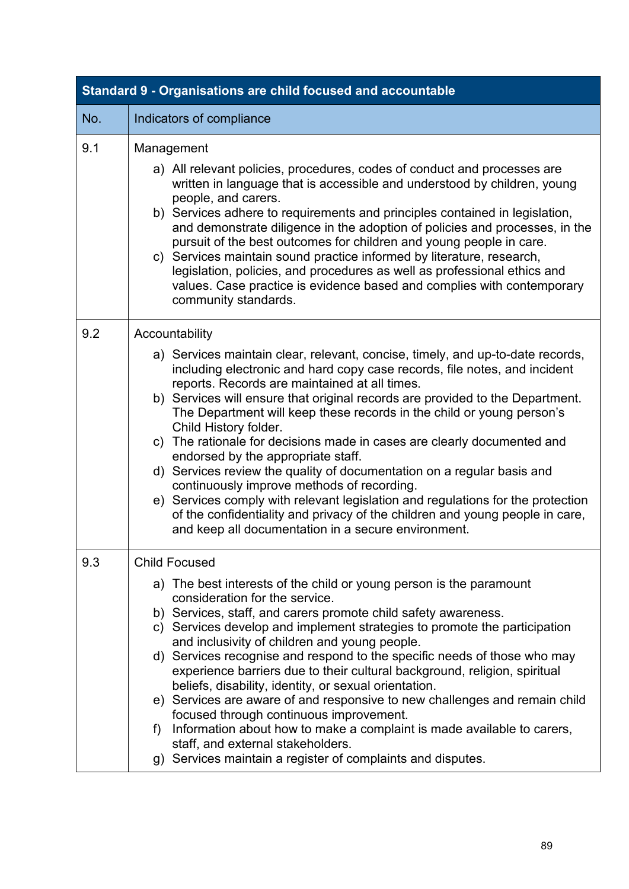| Standard 9 - Organisations are child focused and accountable | |
|---|---|
| **No.** | **Indicators of compliance** |
| 9.1 | Management<br><br>a) All relevant policies, procedures, codes of conduct and processes are written in language that is accessible and understood by children, young people, and carers.<br>b) Services adhere to requirements and principles contained in legislation, and demonstrate diligence in the adoption of policies and processes, in the pursuit of the best outcomes for children and young people in care.<br>c) Services maintain sound practice informed by literature, research, legislation, policies, and procedures as well as professional ethics and values. Case practice is evidence based and complies with contemporary community standards. |
| 9.2 | Accountability<br><br>a) Services maintain clear, relevant, concise, timely, and up-to-date records, including electronic and hard copy case records, file notes, and incident reports. Records are maintained at all times.<br>b) Services will ensure that original records are provided to the Department. The Department will keep these records in the child or young person's Child History folder.<br>c) The rationale for decisions made in cases are clearly documented and endorsed by the appropriate staff.<br>d) Services review the quality of documentation on a regular basis and continuously improve methods of recording.<br>e) Services comply with relevant legislation and regulations for the protection of the confidentiality and privacy of the children and young people in care, and keep all documentation in a secure environment. |
| 9.3 | Child Focused<br><br>a) The best interests of the child or young person is the paramount consideration for the service.<br>b) Services, staff, and carers promote child safety awareness.<br>c) Services develop and implement strategies to promote the participation and inclusivity of children and young people.<br>d) Services recognise and respond to the specific needs of those who may experience barriers due to their cultural background, religion, spiritual beliefs, disability, identity, or sexual orientation.<br>e) Services are aware of and responsive to new challenges and remain child focused through continuous improvement.<br>f) Information about how to make a complaint is made available to carers, staff, and external stakeholders.<br>g) Services maintain a register of complaints and disputes. |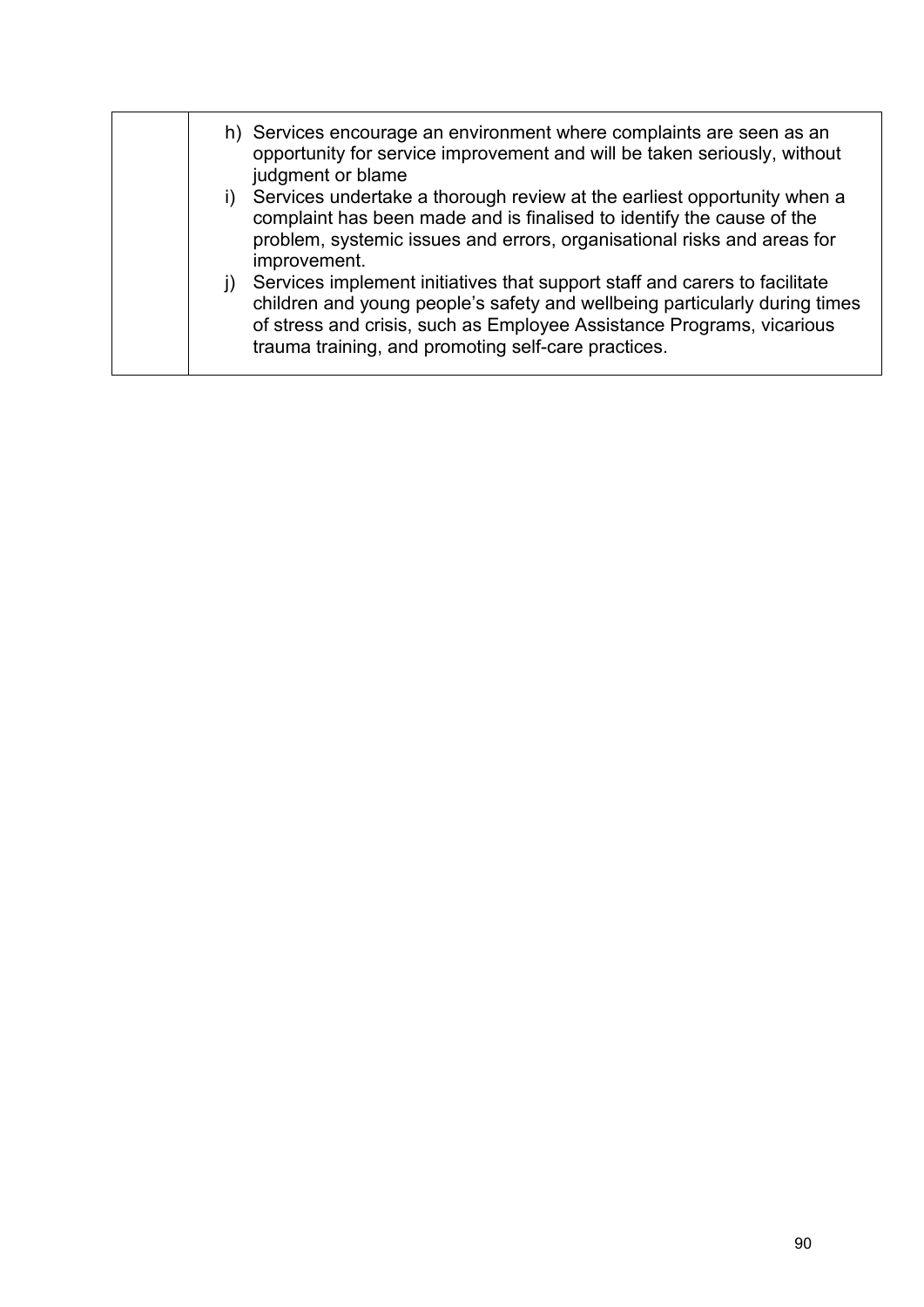| | |
|---|---|
| | h) Services encourage an environment where complaints are seen as an opportunity for service improvement and will be taken seriously, without judgment or blame<br>i) Services undertake a thorough review at the earliest opportunity when a complaint has been made and is finalised to identify the cause of the problem, systemic issues and errors, organisational risks and areas for improvement.<br>j) Services implement initiatives that support staff and carers to facilitate children and young people's safety and wellbeing particularly during times of stress and crisis, such as Employee Assistance Programs, vicarious trauma training, and promoting self-care practices. |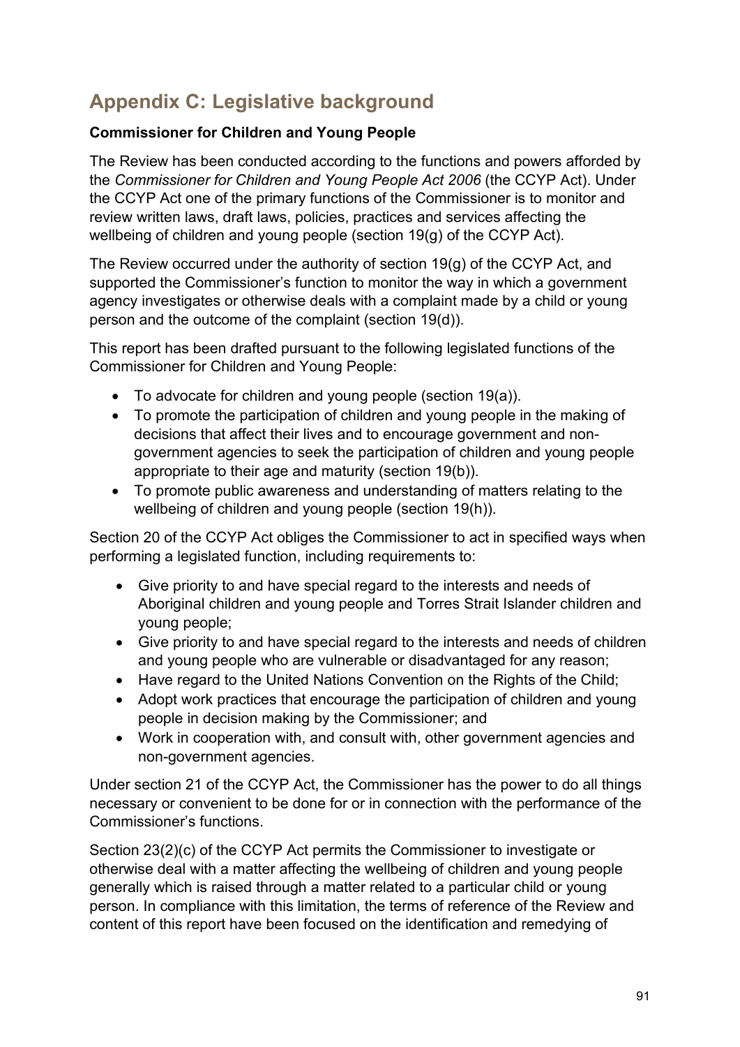## Appendix C: Legislative background

**Commissioner for Children and Young People**

The Review has been conducted according to the functions and powers afforded by the *Commissioner for Children and Young People Act 2006* (the CCYP Act). Under the CCYP Act one of the primary functions of the Commissioner is to monitor and review written laws, draft laws, policies, practices and services affecting the wellbeing of children and young people (section 19(g) of the CCYP Act).

The Review occurred under the authority of section 19(g) of the CCYP Act, and supported the Commissioner's function to monitor the way in which a government agency investigates or otherwise deals with a complaint made by a child or young person and the outcome of the complaint (section 19(d)).

This report has been drafted pursuant to the following legislated functions of the Commissioner for Children and Young People:

- To advocate for children and young people (section 19(a)).
- To promote the participation of children and young people in the making of decisions that affect their lives and to encourage government and non-government agencies to seek the participation of children and young people appropriate to their age and maturity (section 19(b)).
- To promote public awareness and understanding of matters relating to the wellbeing of children and young people (section 19(h)).

Section 20 of the CCYP Act obliges the Commissioner to act in specified ways when performing a legislated function, including requirements to:

- Give priority to and have special regard to the interests and needs of Aboriginal children and young people and Torres Strait Islander children and young people;
- Give priority to and have special regard to the interests and needs of children and young people who are vulnerable or disadvantaged for any reason;
- Have regard to the United Nations Convention on the Rights of the Child;
- Adopt work practices that encourage the participation of children and young people in decision making by the Commissioner; and
- Work in cooperation with, and consult with, other government agencies and non-government agencies.

Under section 21 of the CCYP Act, the Commissioner has the power to do all things necessary or convenient to be done for or in connection with the performance of the Commissioner's functions.

Section 23(2)(c) of the CCYP Act permits the Commissioner to investigate or otherwise deal with a matter affecting the wellbeing of children and young people generally which is raised through a matter related to a particular child or young person. In compliance with this limitation, the terms of reference of the Review and content of this report have been focused on the identification and remedying of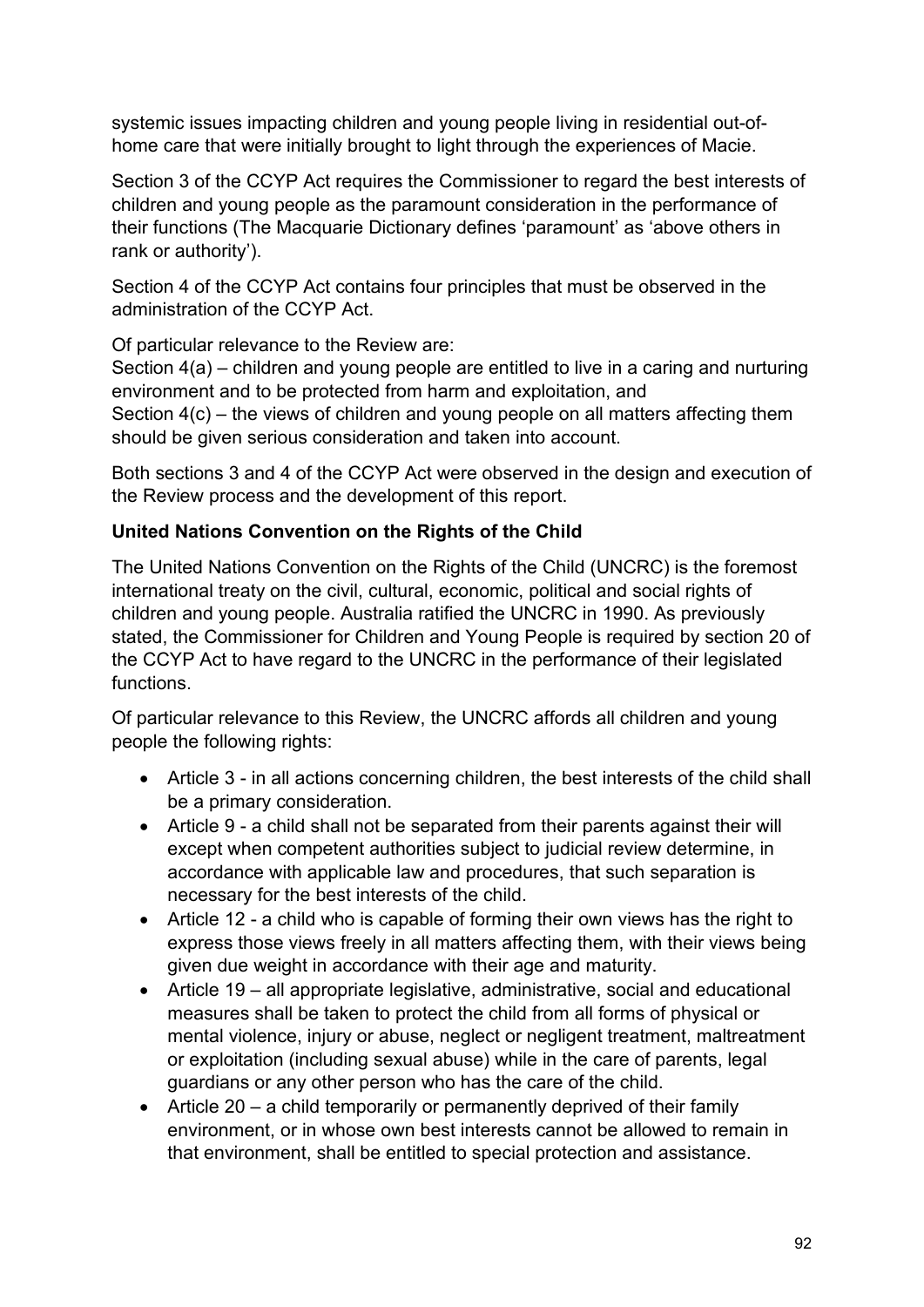systemic issues impacting children and young people living in residential out-of-home care that were initially brought to light through the experiences of Macie.

Section 3 of the CCYP Act requires the Commissioner to regard the best interests of children and young people as the paramount consideration in the performance of their functions (The Macquarie Dictionary defines 'paramount' as 'above others in rank or authority').

Section 4 of the CCYP Act contains four principles that must be observed in the administration of the CCYP Act.

Of particular relevance to the Review are:
Section 4(a) – children and young people are entitled to live in a caring and nurturing environment and to be protected from harm and exploitation, and
Section 4(c) – the views of children and young people on all matters affecting them should be given serious consideration and taken into account.

Both sections 3 and 4 of the CCYP Act were observed in the design and execution of the Review process and the development of this report.

**United Nations Convention on the Rights of the Child**

The United Nations Convention on the Rights of the Child (UNCRC) is the foremost international treaty on the civil, cultural, economic, political and social rights of children and young people. Australia ratified the UNCRC in 1990. As previously stated, the Commissioner for Children and Young People is required by section 20 of the CCYP Act to have regard to the UNCRC in the performance of their legislated functions.

Of particular relevance to this Review, the UNCRC affords all children and young people the following rights:

- Article 3 - in all actions concerning children, the best interests of the child shall be a primary consideration.
- Article 9 - a child shall not be separated from their parents against their will except when competent authorities subject to judicial review determine, in accordance with applicable law and procedures, that such separation is necessary for the best interests of the child.
- Article 12 - a child who is capable of forming their own views has the right to express those views freely in all matters affecting them, with their views being given due weight in accordance with their age and maturity.
- Article 19 – all appropriate legislative, administrative, social and educational measures shall be taken to protect the child from all forms of physical or mental violence, injury or abuse, neglect or negligent treatment, maltreatment or exploitation (including sexual abuse) while in the care of parents, legal guardians or any other person who has the care of the child.
- Article 20 – a child temporarily or permanently deprived of their family environment, or in whose own best interests cannot be allowed to remain in that environment, shall be entitled to special protection and assistance.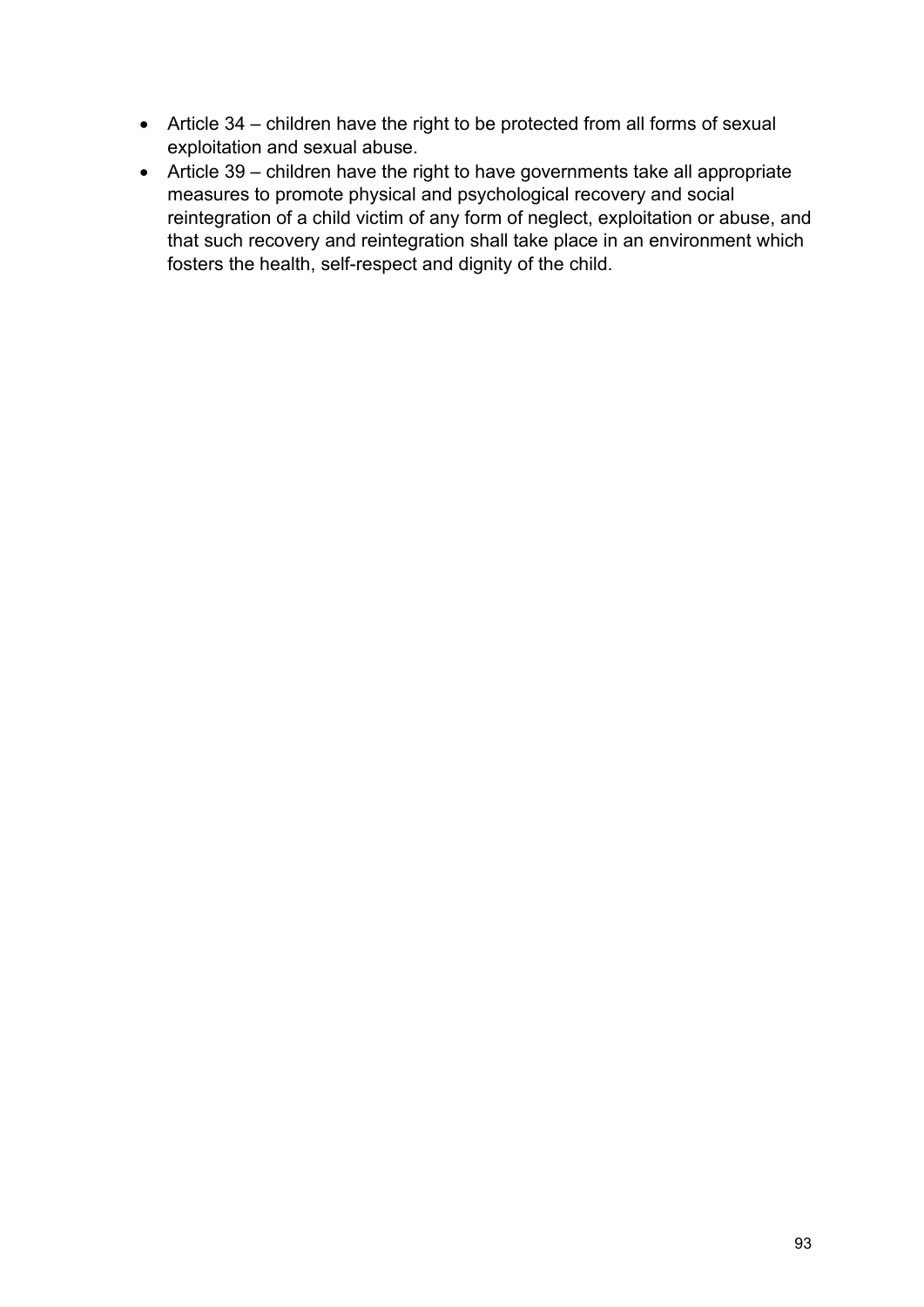- Article 34 – children have the right to be protected from all forms of sexual exploitation and sexual abuse.
- Article 39 – children have the right to have governments take all appropriate measures to promote physical and psychological recovery and social reintegration of a child victim of any form of neglect, exploitation or abuse, and that such recovery and reintegration shall take place in an environment which fosters the health, self-respect and dignity of the child.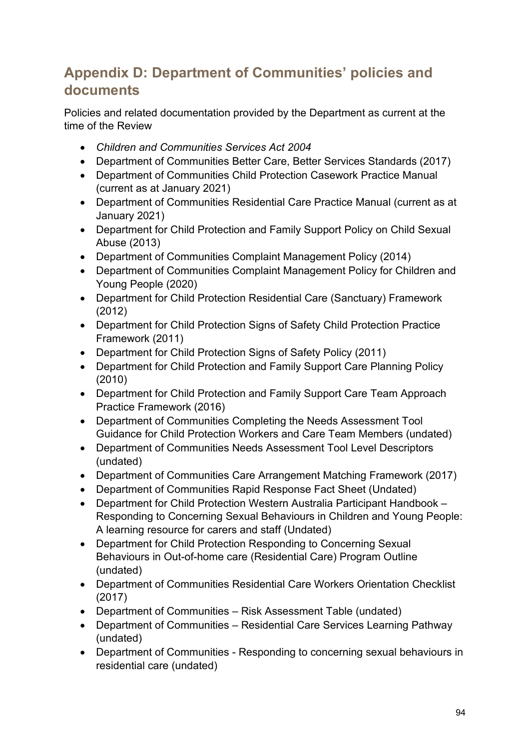## Appendix D: Department of Communities' policies and documents

Policies and related documentation provided by the Department as current at the time of the Review

- *Children and Communities Services Act 2004*
- Department of Communities Better Care, Better Services Standards (2017)
- Department of Communities Child Protection Casework Practice Manual (current as at January 2021)
- Department of Communities Residential Care Practice Manual (current as at January 2021)
- Department for Child Protection and Family Support Policy on Child Sexual Abuse (2013)
- Department of Communities Complaint Management Policy (2014)
- Department of Communities Complaint Management Policy for Children and Young People (2020)
- Department for Child Protection Residential Care (Sanctuary) Framework (2012)
- Department for Child Protection Signs of Safety Child Protection Practice Framework (2011)
- Department for Child Protection Signs of Safety Policy (2011)
- Department for Child Protection and Family Support Care Planning Policy (2010)
- Department for Child Protection and Family Support Care Team Approach Practice Framework (2016)
- Department of Communities Completing the Needs Assessment Tool Guidance for Child Protection Workers and Care Team Members (undated)
- Department of Communities Needs Assessment Tool Level Descriptors (undated)
- Department of Communities Care Arrangement Matching Framework (2017)
- Department of Communities Rapid Response Fact Sheet (Undated)
- Department for Child Protection Western Australia Participant Handbook – Responding to Concerning Sexual Behaviours in Children and Young People: A learning resource for carers and staff (Undated)
- Department for Child Protection Responding to Concerning Sexual Behaviours in Out-of-home care (Residential Care) Program Outline (undated)
- Department of Communities Residential Care Workers Orientation Checklist (2017)
- Department of Communities – Risk Assessment Table (undated)
- Department of Communities – Residential Care Services Learning Pathway (undated)
- Department of Communities - Responding to concerning sexual behaviours in residential care (undated)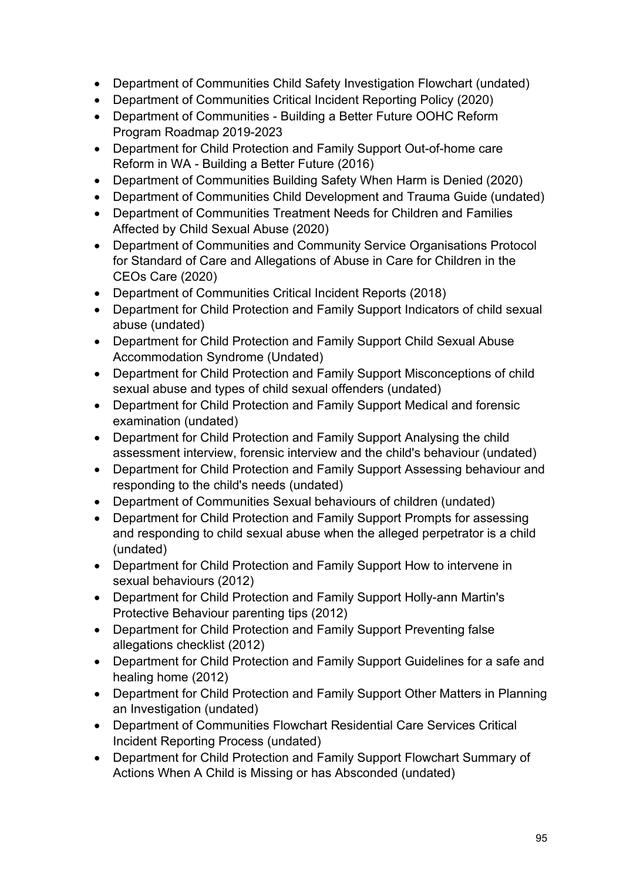- Department of Communities Child Safety Investigation Flowchart (undated)
- Department of Communities Critical Incident Reporting Policy (2020)
- Department of Communities - Building a Better Future OOHC Reform Program Roadmap 2019-2023
- Department for Child Protection and Family Support Out-of-home care Reform in WA - Building a Better Future (2016)
- Department of Communities Building Safety When Harm is Denied (2020)
- Department of Communities Child Development and Trauma Guide (undated)
- Department of Communities Treatment Needs for Children and Families Affected by Child Sexual Abuse (2020)
- Department of Communities and Community Service Organisations Protocol for Standard of Care and Allegations of Abuse in Care for Children in the CEOs Care (2020)
- Department of Communities Critical Incident Reports (2018)
- Department for Child Protection and Family Support Indicators of child sexual abuse (undated)
- Department for Child Protection and Family Support Child Sexual Abuse Accommodation Syndrome (Undated)
- Department for Child Protection and Family Support Misconceptions of child sexual abuse and types of child sexual offenders (undated)
- Department for Child Protection and Family Support Medical and forensic examination (undated)
- Department for Child Protection and Family Support Analysing the child assessment interview, forensic interview and the child's behaviour (undated)
- Department for Child Protection and Family Support Assessing behaviour and responding to the child's needs (undated)
- Department of Communities Sexual behaviours of children (undated)
- Department for Child Protection and Family Support Prompts for assessing and responding to child sexual abuse when the alleged perpetrator is a child (undated)
- Department for Child Protection and Family Support How to intervene in sexual behaviours (2012)
- Department for Child Protection and Family Support Holly-ann Martin's Protective Behaviour parenting tips (2012)
- Department for Child Protection and Family Support Preventing false allegations checklist (2012)
- Department for Child Protection and Family Support Guidelines for a safe and healing home (2012)
- Department for Child Protection and Family Support Other Matters in Planning an Investigation (undated)
- Department of Communities Flowchart Residential Care Services Critical Incident Reporting Process (undated)
- Department for Child Protection and Family Support Flowchart Summary of Actions When A Child is Missing or has Absconded (undated)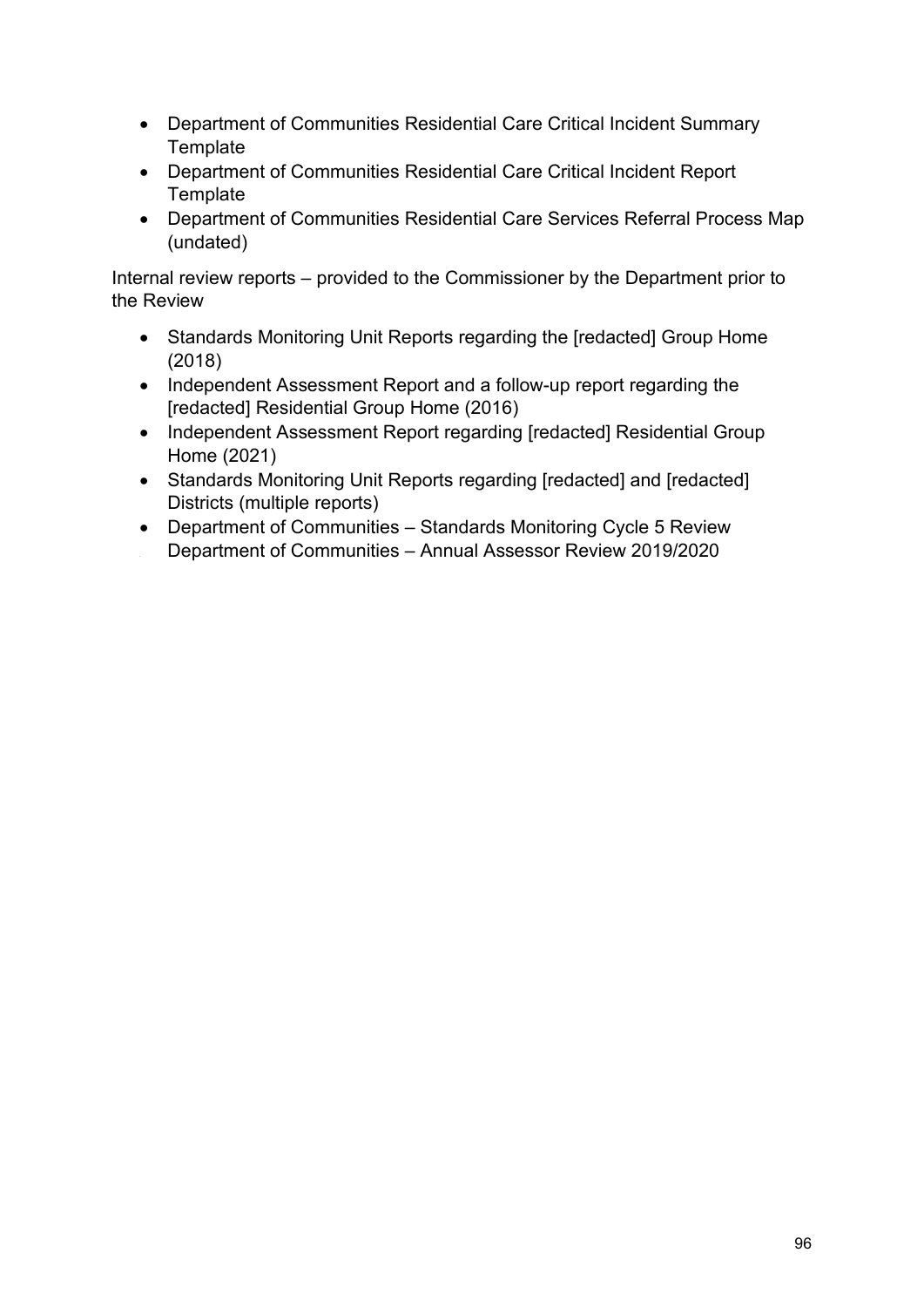- Department of Communities Residential Care Critical Incident Summary Template
- Department of Communities Residential Care Critical Incident Report Template
- Department of Communities Residential Care Services Referral Process Map (undated)

Internal review reports – provided to the Commissioner by the Department prior to the Review

- Standards Monitoring Unit Reports regarding the [redacted] Group Home (2018)
- Independent Assessment Report and a follow-up report regarding the [redacted] Residential Group Home (2016)
- Independent Assessment Report regarding [redacted] Residential Group Home (2021)
- Standards Monitoring Unit Reports regarding [redacted] and [redacted] Districts (multiple reports)
- Department of Communities – Standards Monitoring Cycle 5 Review
- Department of Communities – Annual Assessor Review 2019/2020